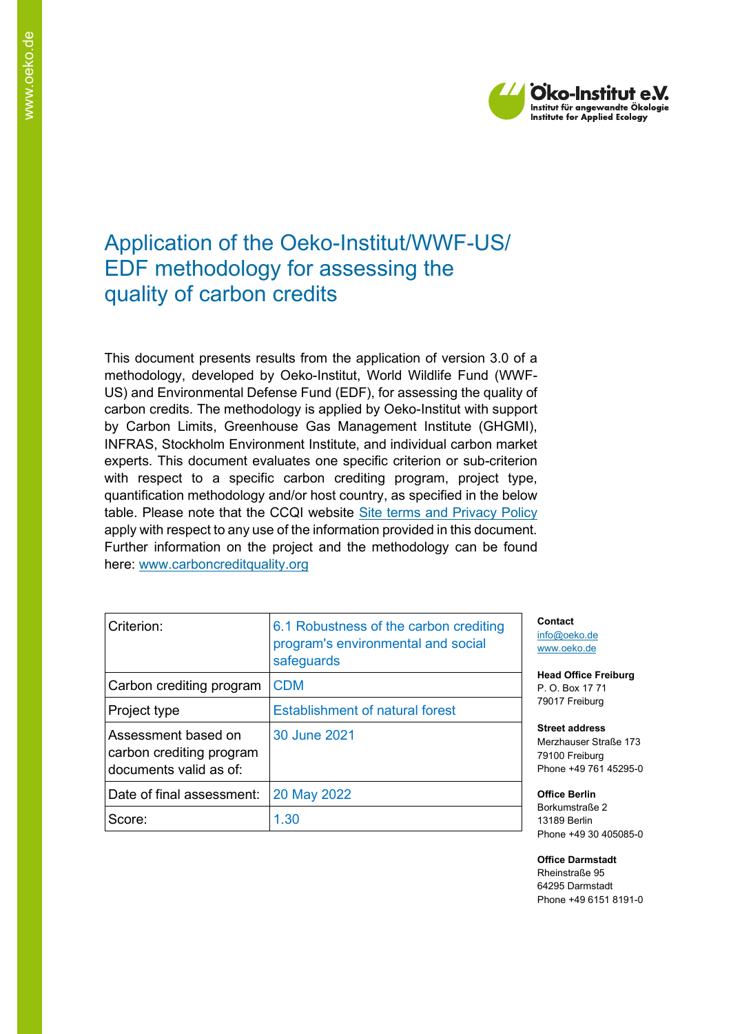# Application of the Oeko-Institut/WWF-US/ EDF methodology for assessing the quality of carbon credits

This document presents results from the application of version 3.0 of a methodology, developed by Oeko-Institut, World Wildlife Fund (WWF-US) and Environmental Defense Fund (EDF), for assessing the quality of carbon credits. The methodology is applied by Oeko-Institut with support by Carbon Limits, Greenhouse Gas Management Institute (GHGMI), INFRAS, Stockholm Environment Institute, and individual carbon market experts. This document evaluates one specific criterion or sub-criterion with respect to a specific carbon crediting program, project type, quantification methodology and/or host country, as specified in the below table. Please note that the CCQI website [Site terms and Privacy Policy](#) apply with respect to any use of the information provided in this document. Further information on the project and the methodology can be found here: [www.carboncreditquality.org](http://www.carboncreditquality.org)

| Criterion: | 6.1 Robustness of the carbon crediting program's environmental and social safeguards |
|---|---|
| Carbon crediting program | CDM |
| Project type | Establishment of natural forest |
| Assessment based on carbon crediting program documents valid as of: | 30 June 2021 |
| Date of final assessment: | 20 May 2022 |
| Score: | 1.30 |

**Contact**
info@oeko.de
www.oeko.de

**Head Office Freiburg**
P. O. Box 17 71
79017 Freiburg

**Street address**
Merzhauser Straße 173
79100 Freiburg
Phone +49 761 45295-0

**Office Berlin**
Borkumstraße 2
13189 Berlin
Phone +49 30 405085-0

**Office Darmstadt**
Rheinstraße 95
64295 Darmstadt
Phone +49 6151 8191-0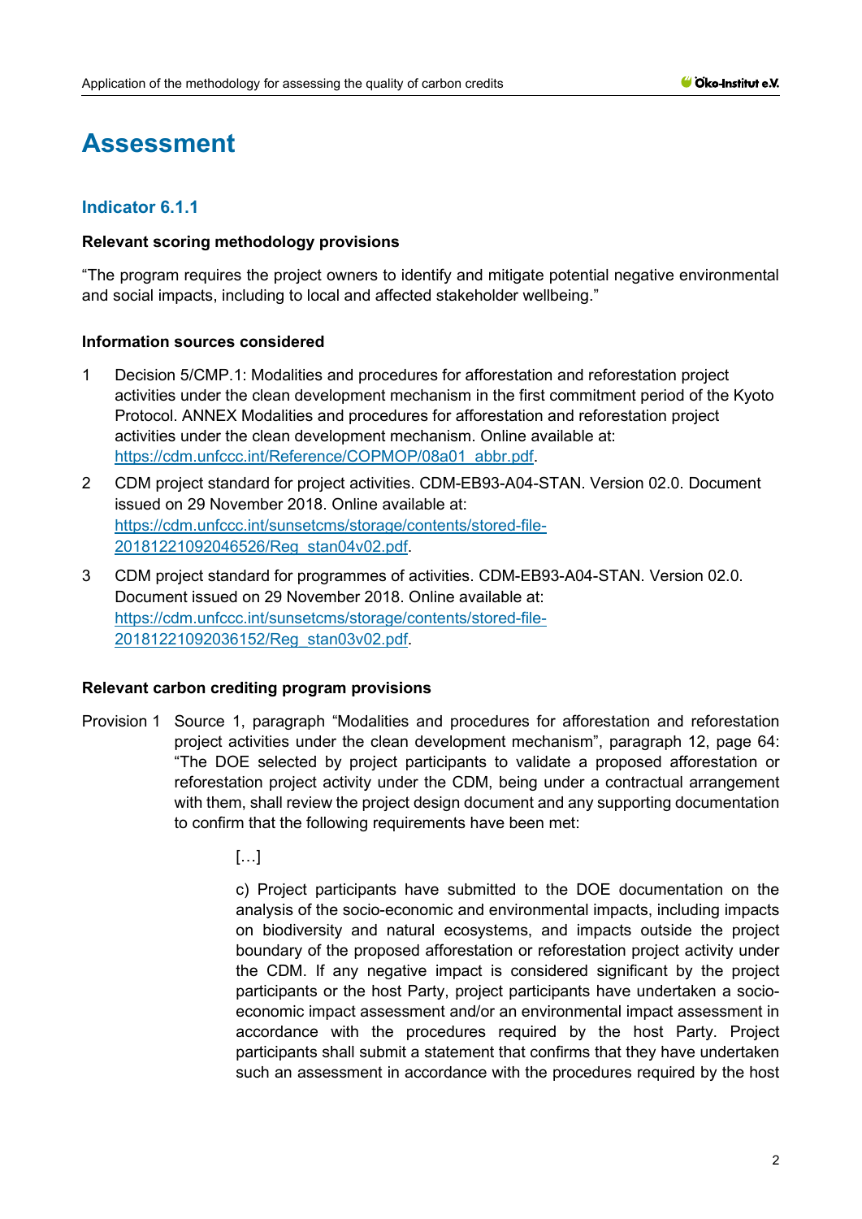# Assessment

## Indicator 6.1.1

**Relevant scoring methodology provisions**

"The program requires the project owners to identify and mitigate potential negative environmental and social impacts, including to local and affected stakeholder wellbeing."

**Information sources considered**

1. Decision 5/CMP.1: Modalities and procedures for afforestation and reforestation project activities under the clean development mechanism in the first commitment period of the Kyoto Protocol. ANNEX Modalities and procedures for afforestation and reforestation project activities under the clean development mechanism. Online available at: https://cdm.unfccc.int/Reference/COPMOP/08a01_abbr.pdf.
2. CDM project standard for project activities. CDM-EB93-A04-STAN. Version 02.0. Document issued on 29 November 2018. Online available at: https://cdm.unfccc.int/sunsetcms/storage/contents/stored-file-20181221092046526/Reg_stan04v02.pdf.
3. CDM project standard for programmes of activities. CDM-EB93-A04-STAN. Version 02.0. Document issued on 29 November 2018. Online available at: https://cdm.unfccc.int/sunsetcms/storage/contents/stored-file-20181221092036152/Reg_stan03v02.pdf.

**Relevant carbon crediting program provisions**

Provision 1 Source 1, paragraph "Modalities and procedures for afforestation and reforestation project activities under the clean development mechanism", paragraph 12, page 64: "The DOE selected by project participants to validate a proposed afforestation or reforestation project activity under the CDM, being under a contractual arrangement with them, shall review the project design document and any supporting documentation to confirm that the following requirements have been met:

> […]
>
> c) Project participants have submitted to the DOE documentation on the analysis of the socio-economic and environmental impacts, including impacts on biodiversity and natural ecosystems, and impacts outside the project boundary of the proposed afforestation or reforestation project activity under the CDM. If any negative impact is considered significant by the project participants or the host Party, project participants have undertaken a socio-economic impact assessment and/or an environmental impact assessment in accordance with the procedures required by the host Party. Project participants shall submit a statement that confirms that they have undertaken such an assessment in accordance with the procedures required by the host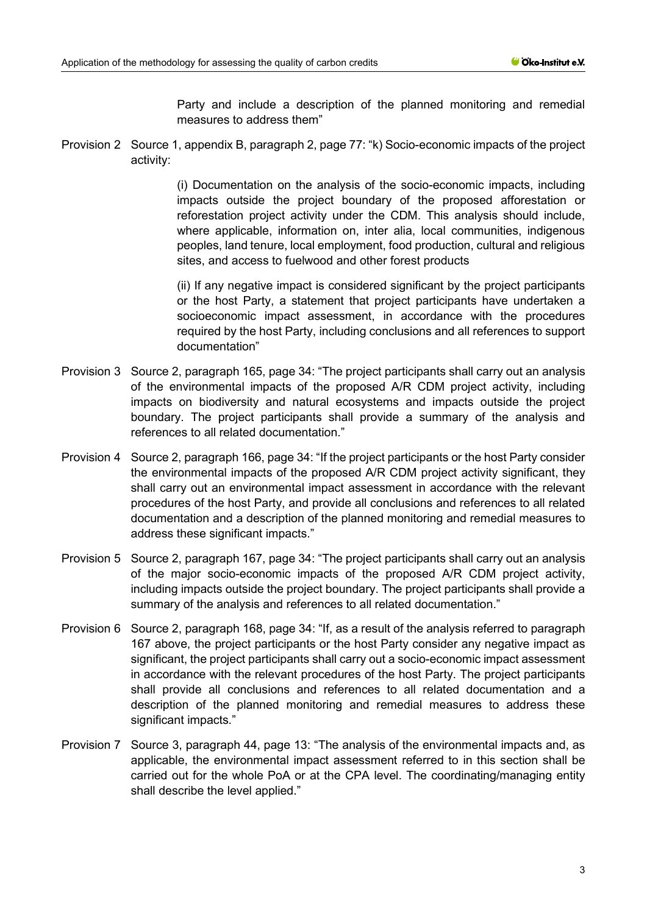Party and include a description of the planned monitoring and remedial measures to address them"

Provision 2 Source 1, appendix B, paragraph 2, page 77: "k) Socio-economic impacts of the project activity:

> (i) Documentation on the analysis of the socio-economic impacts, including impacts outside the project boundary of the proposed afforestation or reforestation project activity under the CDM. This analysis should include, where applicable, information on, inter alia, local communities, indigenous peoples, land tenure, local employment, food production, cultural and religious sites, and access to fuelwood and other forest products
>
> (ii) If any negative impact is considered significant by the project participants or the host Party, a statement that project participants have undertaken a socioeconomic impact assessment, in accordance with the procedures required by the host Party, including conclusions and all references to support documentation"

Provision 3 Source 2, paragraph 165, page 34: "The project participants shall carry out an analysis of the environmental impacts of the proposed A/R CDM project activity, including impacts on biodiversity and natural ecosystems and impacts outside the project boundary. The project participants shall provide a summary of the analysis and references to all related documentation."

Provision 4 Source 2, paragraph 166, page 34: "If the project participants or the host Party consider the environmental impacts of the proposed A/R CDM project activity significant, they shall carry out an environmental impact assessment in accordance with the relevant procedures of the host Party, and provide all conclusions and references to all related documentation and a description of the planned monitoring and remedial measures to address these significant impacts."

Provision 5 Source 2, paragraph 167, page 34: "The project participants shall carry out an analysis of the major socio-economic impacts of the proposed A/R CDM project activity, including impacts outside the project boundary. The project participants shall provide a summary of the analysis and references to all related documentation."

Provision 6 Source 2, paragraph 168, page 34: "If, as a result of the analysis referred to paragraph 167 above, the project participants or the host Party consider any negative impact as significant, the project participants shall carry out a socio-economic impact assessment in accordance with the relevant procedures of the host Party. The project participants shall provide all conclusions and references to all related documentation and a description of the planned monitoring and remedial measures to address these significant impacts."

Provision 7 Source 3, paragraph 44, page 13: "The analysis of the environmental impacts and, as applicable, the environmental impact assessment referred to in this section shall be carried out for the whole PoA or at the CPA level. The coordinating/managing entity shall describe the level applied."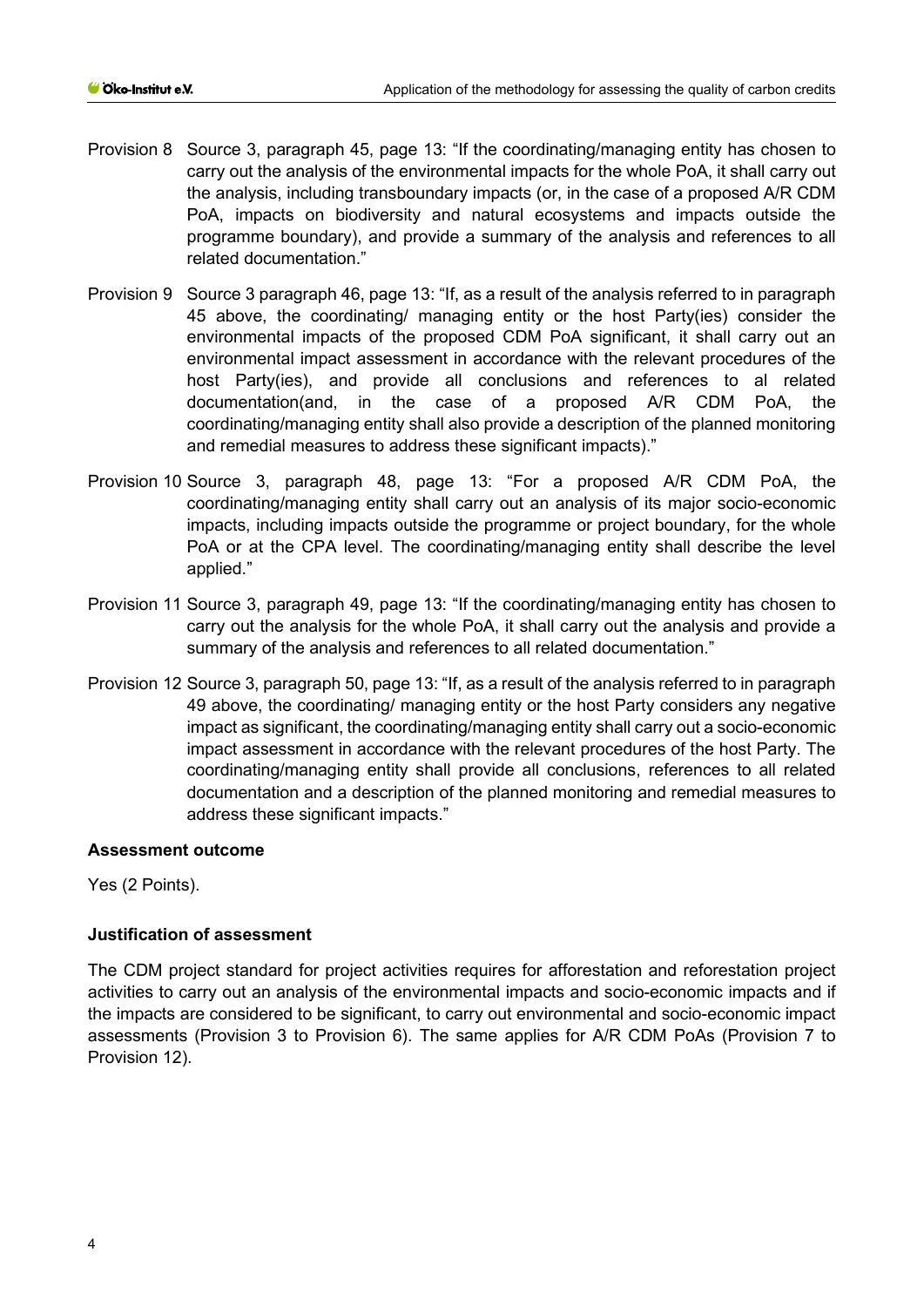Provision 8 Source 3, paragraph 45, page 13: "If the coordinating/managing entity has chosen to carry out the analysis of the environmental impacts for the whole PoA, it shall carry out the analysis, including transboundary impacts (or, in the case of a proposed A/R CDM PoA, impacts on biodiversity and natural ecosystems and impacts outside the programme boundary), and provide a summary of the analysis and references to all related documentation."

Provision 9 Source 3 paragraph 46, page 13: "If, as a result of the analysis referred to in paragraph 45 above, the coordinating/ managing entity or the host Party(ies) consider the environmental impacts of the proposed CDM PoA significant, it shall carry out an environmental impact assessment in accordance with the relevant procedures of the host Party(ies), and provide all conclusions and references to al related documentation(and, in the case of a proposed A/R CDM PoA, the coordinating/managing entity shall also provide a description of the planned monitoring and remedial measures to address these significant impacts)."

Provision 10 Source 3, paragraph 48, page 13: "For a proposed A/R CDM PoA, the coordinating/managing entity shall carry out an analysis of its major socio-economic impacts, including impacts outside the programme or project boundary, for the whole PoA or at the CPA level. The coordinating/managing entity shall describe the level applied."

Provision 11 Source 3, paragraph 49, page 13: "If the coordinating/managing entity has chosen to carry out the analysis for the whole PoA, it shall carry out the analysis and provide a summary of the analysis and references to all related documentation."

Provision 12 Source 3, paragraph 50, page 13: "If, as a result of the analysis referred to in paragraph 49 above, the coordinating/ managing entity or the host Party considers any negative impact as significant, the coordinating/managing entity shall carry out a socio-economic impact assessment in accordance with the relevant procedures of the host Party. The coordinating/managing entity shall provide all conclusions, references to all related documentation and a description of the planned monitoring and remedial measures to address these significant impacts."

#### Assessment outcome

Yes (2 Points).

#### Justification of assessment

The CDM project standard for project activities requires for afforestation and reforestation project activities to carry out an analysis of the environmental impacts and socio-economic impacts and if the impacts are considered to be significant, to carry out environmental and socio-economic impact assessments (Provision 3 to Provision 6). The same applies for A/R CDM PoAs (Provision 7 to Provision 12).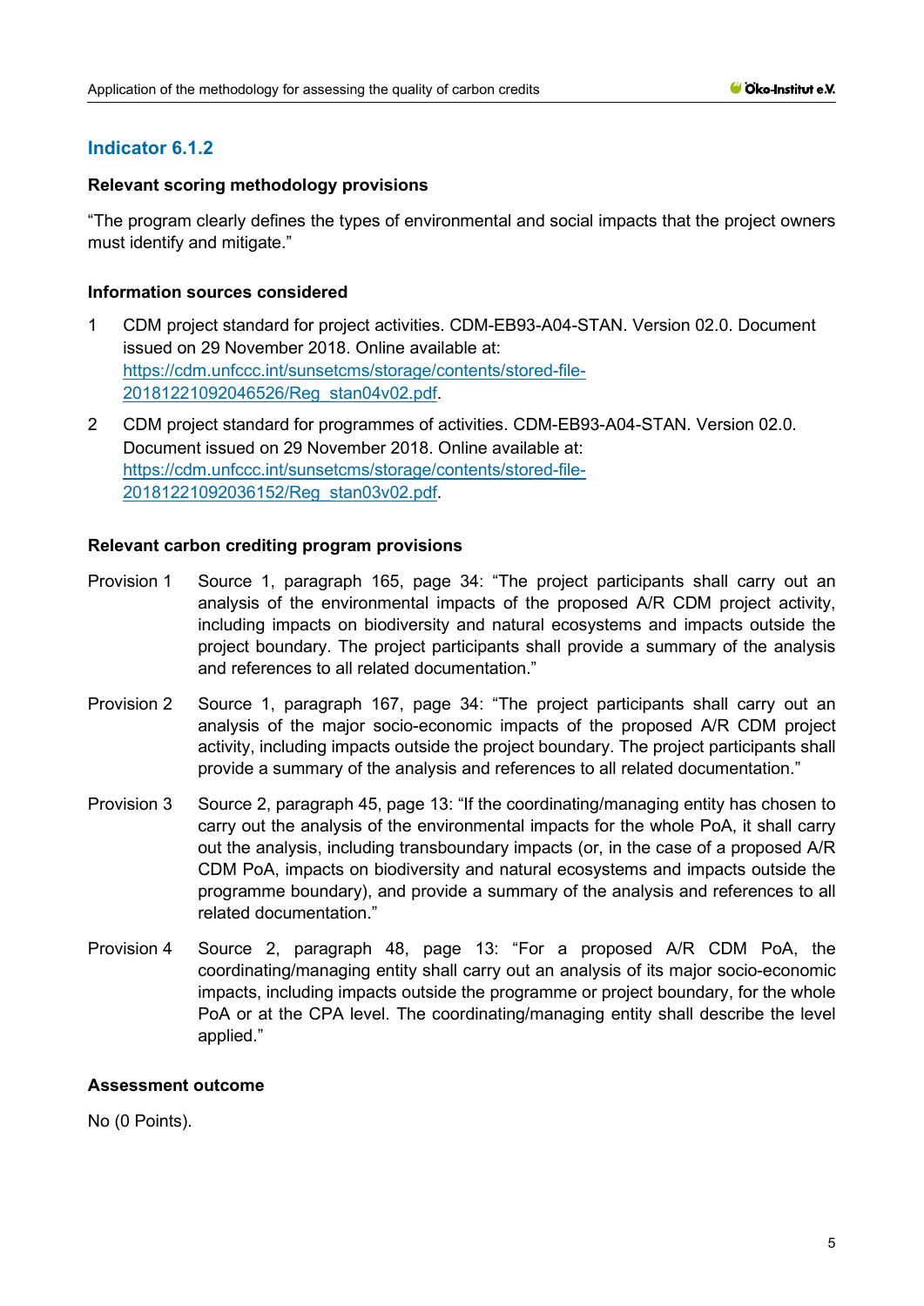### Indicator 6.1.2

**Relevant scoring methodology provisions**

"The program clearly defines the types of environmental and social impacts that the project owners must identify and mitigate."

**Information sources considered**

1. CDM project standard for project activities. CDM-EB93-A04-STAN. Version 02.0. Document issued on 29 November 2018. Online available at: https://cdm.unfccc.int/sunsetcms/storage/contents/stored-file-20181221092046526/Reg_stan04v02.pdf.
2. CDM project standard for programmes of activities. CDM-EB93-A04-STAN. Version 02.0. Document issued on 29 November 2018. Online available at: https://cdm.unfccc.int/sunsetcms/storage/contents/stored-file-20181221092036152/Reg_stan03v02.pdf.

**Relevant carbon crediting program provisions**

Provision 1 Source 1, paragraph 165, page 34: "The project participants shall carry out an analysis of the environmental impacts of the proposed A/R CDM project activity, including impacts on biodiversity and natural ecosystems and impacts outside the project boundary. The project participants shall provide a summary of the analysis and references to all related documentation."

Provision 2 Source 1, paragraph 167, page 34: "The project participants shall carry out an analysis of the major socio-economic impacts of the proposed A/R CDM project activity, including impacts outside the project boundary. The project participants shall provide a summary of the analysis and references to all related documentation."

Provision 3 Source 2, paragraph 45, page 13: "If the coordinating/managing entity has chosen to carry out the analysis of the environmental impacts for the whole PoA, it shall carry out the analysis, including transboundary impacts (or, in the case of a proposed A/R CDM PoA, impacts on biodiversity and natural ecosystems and impacts outside the programme boundary), and provide a summary of the analysis and references to all related documentation."

Provision 4 Source 2, paragraph 48, page 13: "For a proposed A/R CDM PoA, the coordinating/managing entity shall carry out an analysis of its major socio-economic impacts, including impacts outside the programme or project boundary, for the whole PoA or at the CPA level. The coordinating/managing entity shall describe the level applied."

**Assessment outcome**

No (0 Points).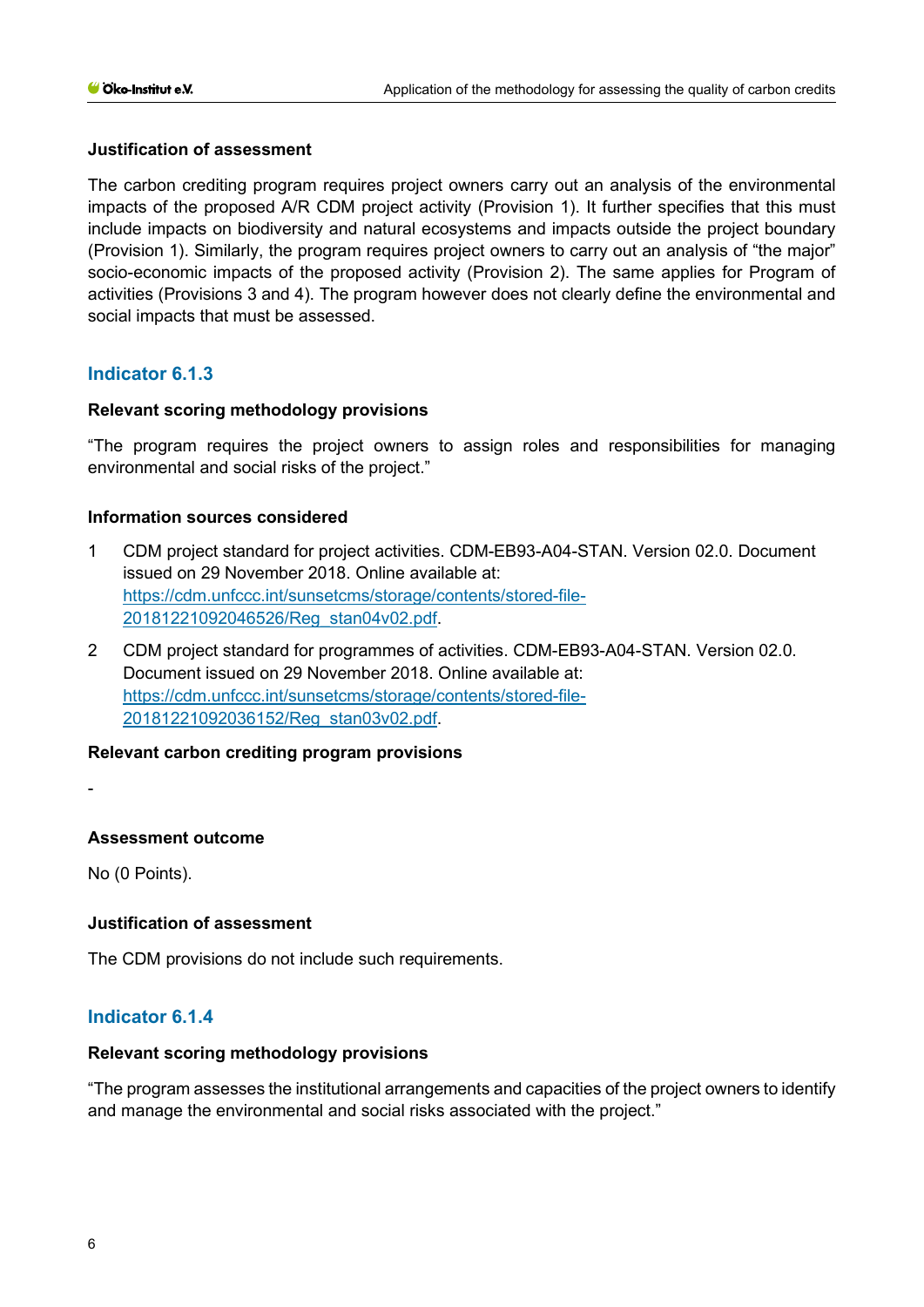**Justification of assessment**

The carbon crediting program requires project owners carry out an analysis of the environmental impacts of the proposed A/R CDM project activity (Provision 1). It further specifies that this must include impacts on biodiversity and natural ecosystems and impacts outside the project boundary (Provision 1). Similarly, the program requires project owners to carry out an analysis of "the major" socio-economic impacts of the proposed activity (Provision 2). The same applies for Program of activities (Provisions 3 and 4). The program however does not clearly define the environmental and social impacts that must be assessed.

## Indicator 6.1.3

**Relevant scoring methodology provisions**

"The program requires the project owners to assign roles and responsibilities for managing environmental and social risks of the project."

**Information sources considered**

1. CDM project standard for project activities. CDM-EB93-A04-STAN. Version 02.0. Document issued on 29 November 2018. Online available at: https://cdm.unfccc.int/sunsetcms/storage/contents/stored-file-20181221092046526/Reg_stan04v02.pdf.
2. CDM project standard for programmes of activities. CDM-EB93-A04-STAN. Version 02.0. Document issued on 29 November 2018. Online available at: https://cdm.unfccc.int/sunsetcms/storage/contents/stored-file-20181221092036152/Reg_stan03v02.pdf.

**Relevant carbon crediting program provisions**

-

**Assessment outcome**

No (0 Points).

**Justification of assessment**

The CDM provisions do not include such requirements.

## Indicator 6.1.4

**Relevant scoring methodology provisions**

"The program assesses the institutional arrangements and capacities of the project owners to identify and manage the environmental and social risks associated with the project."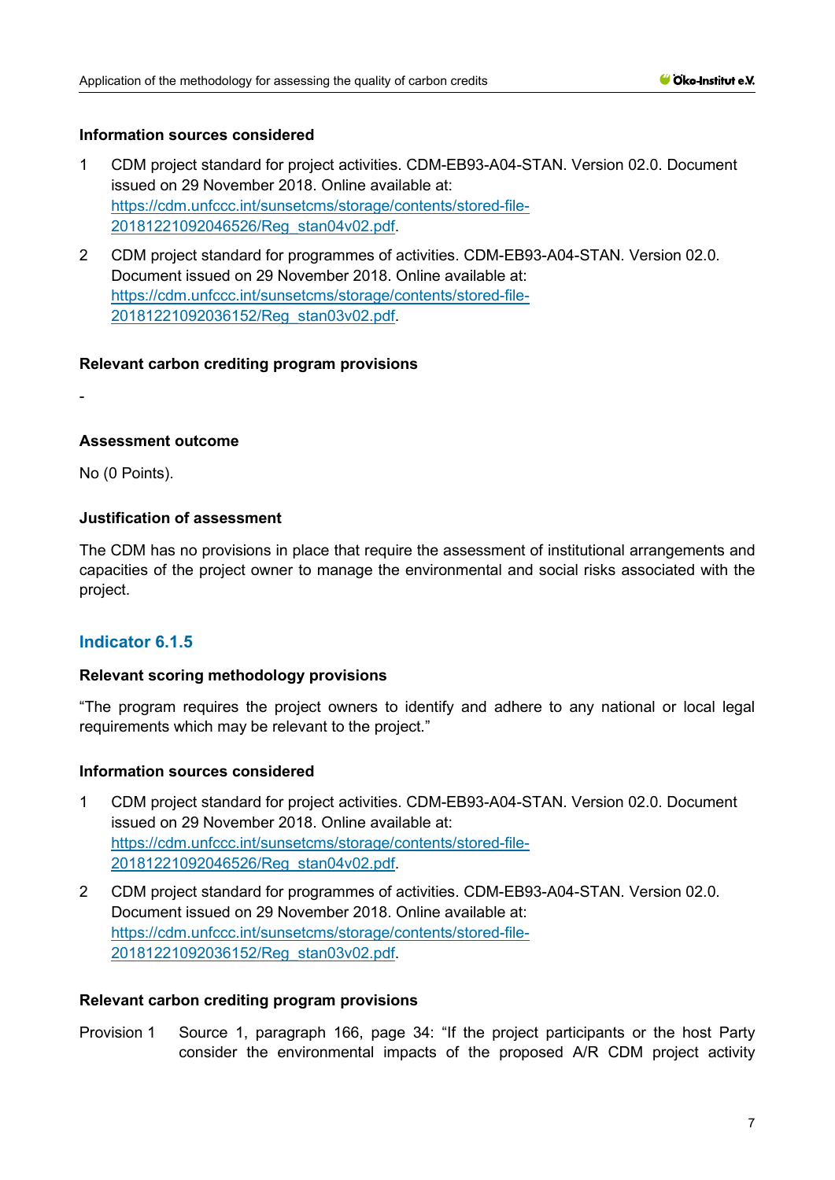**Information sources considered**

1. CDM project standard for project activities. CDM-EB93-A04-STAN. Version 02.0. Document issued on 29 November 2018. Online available at: https://cdm.unfccc.int/sunsetcms/storage/contents/stored-file-20181221092046526/Reg_stan04v02.pdf.
2. CDM project standard for programmes of activities. CDM-EB93-A04-STAN. Version 02.0. Document issued on 29 November 2018. Online available at: https://cdm.unfccc.int/sunsetcms/storage/contents/stored-file-20181221092036152/Reg_stan03v02.pdf.

**Relevant carbon crediting program provisions**

-

**Assessment outcome**

No (0 Points).

**Justification of assessment**

The CDM has no provisions in place that require the assessment of institutional arrangements and capacities of the project owner to manage the environmental and social risks associated with the project.

## Indicator 6.1.5

**Relevant scoring methodology provisions**

"The program requires the project owners to identify and adhere to any national or local legal requirements which may be relevant to the project."

**Information sources considered**

1. CDM project standard for project activities. CDM-EB93-A04-STAN. Version 02.0. Document issued on 29 November 2018. Online available at: https://cdm.unfccc.int/sunsetcms/storage/contents/stored-file-20181221092046526/Reg_stan04v02.pdf.
2. CDM project standard for programmes of activities. CDM-EB93-A04-STAN. Version 02.0. Document issued on 29 November 2018. Online available at: https://cdm.unfccc.int/sunsetcms/storage/contents/stored-file-20181221092036152/Reg_stan03v02.pdf.

**Relevant carbon crediting program provisions**

Provision 1 Source 1, paragraph 166, page 34: "If the project participants or the host Party consider the environmental impacts of the proposed A/R CDM project activity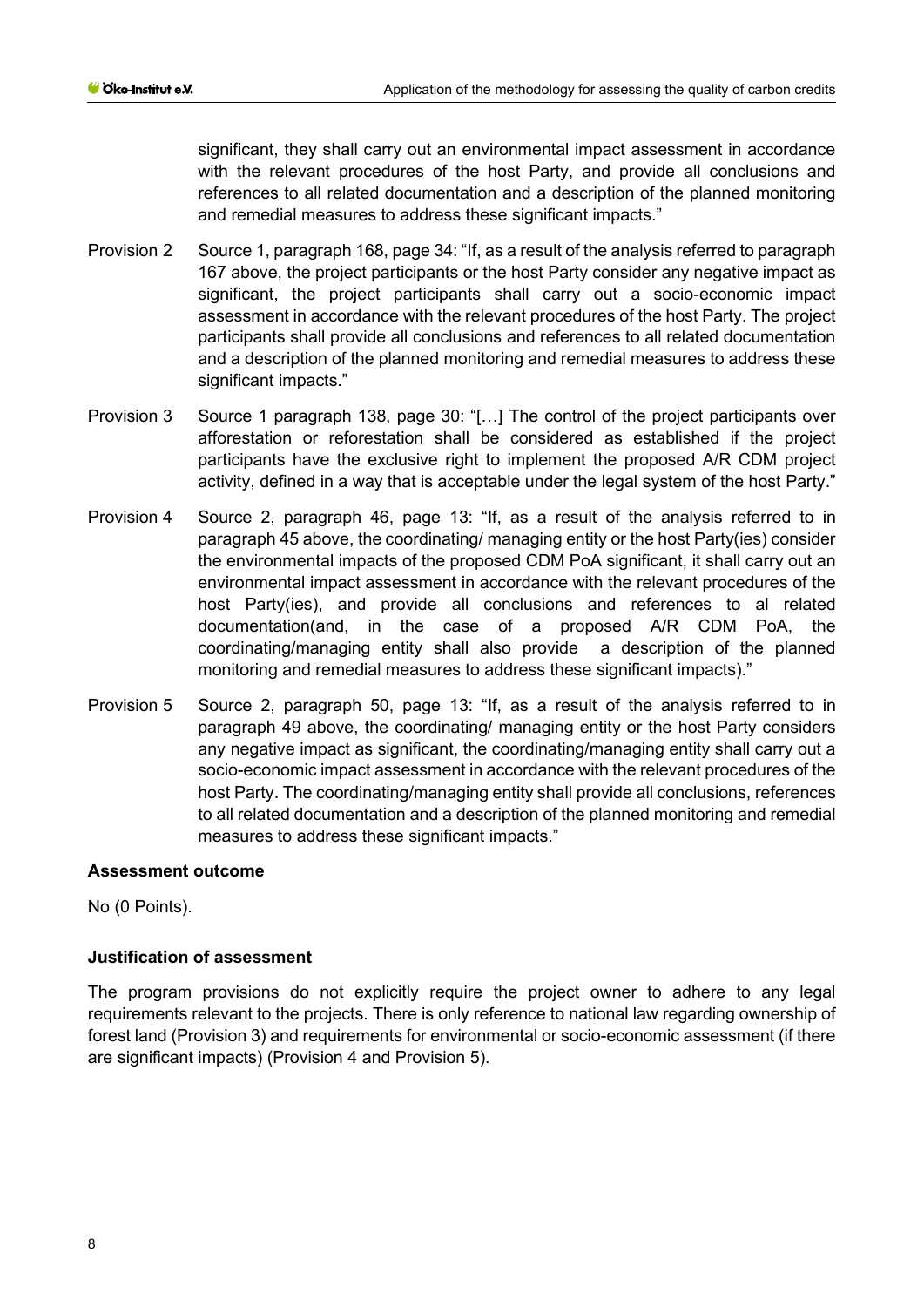significant, they shall carry out an environmental impact assessment in accordance with the relevant procedures of the host Party, and provide all conclusions and references to all related documentation and a description of the planned monitoring and remedial measures to address these significant impacts."

Provision 2 Source 1, paragraph 168, page 34: "If, as a result of the analysis referred to paragraph 167 above, the project participants or the host Party consider any negative impact as significant, the project participants shall carry out a socio-economic impact assessment in accordance with the relevant procedures of the host Party. The project participants shall provide all conclusions and references to all related documentation and a description of the planned monitoring and remedial measures to address these significant impacts."

Provision 3 Source 1 paragraph 138, page 30: "[…] The control of the project participants over afforestation or reforestation shall be considered as established if the project participants have the exclusive right to implement the proposed A/R CDM project activity, defined in a way that is acceptable under the legal system of the host Party."

Provision 4 Source 2, paragraph 46, page 13: "If, as a result of the analysis referred to in paragraph 45 above, the coordinating/ managing entity or the host Party(ies) consider the environmental impacts of the proposed CDM PoA significant, it shall carry out an environmental impact assessment in accordance with the relevant procedures of the host Party(ies), and provide all conclusions and references to al related documentation(and, in the case of a proposed A/R CDM PoA, the coordinating/managing entity shall also provide a description of the planned monitoring and remedial measures to address these significant impacts)."

Provision 5 Source 2, paragraph 50, page 13: "If, as a result of the analysis referred to in paragraph 49 above, the coordinating/ managing entity or the host Party considers any negative impact as significant, the coordinating/managing entity shall carry out a socio-economic impact assessment in accordance with the relevant procedures of the host Party. The coordinating/managing entity shall provide all conclusions, references to all related documentation and a description of the planned monitoring and remedial measures to address these significant impacts."

**Assessment outcome**

No (0 Points).

**Justification of assessment**

The program provisions do not explicitly require the project owner to adhere to any legal requirements relevant to the projects. There is only reference to national law regarding ownership of forest land (Provision 3) and requirements for environmental or socio-economic assessment (if there are significant impacts) (Provision 4 and Provision 5).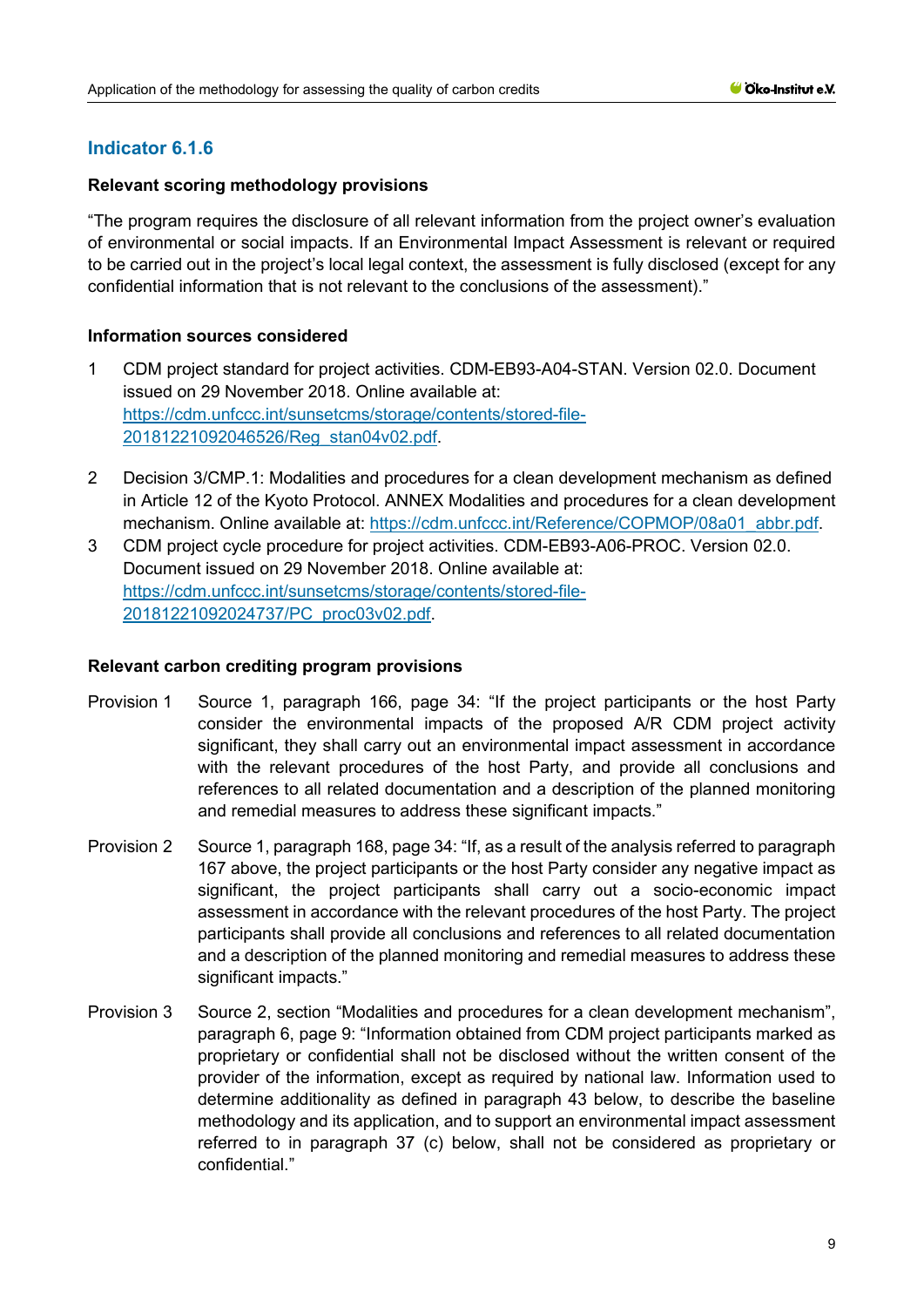## Indicator 6.1.6

**Relevant scoring methodology provisions**

"The program requires the disclosure of all relevant information from the project owner's evaluation of environmental or social impacts. If an Environmental Impact Assessment is relevant or required to be carried out in the project's local legal context, the assessment is fully disclosed (except for any confidential information that is not relevant to the conclusions of the assessment)."

**Information sources considered**

1. CDM project standard for project activities. CDM-EB93-A04-STAN. Version 02.0. Document issued on 29 November 2018. Online available at: https://cdm.unfccc.int/sunsetcms/storage/contents/stored-file-20181221092046526/Reg_stan04v02.pdf.
2. Decision 3/CMP.1: Modalities and procedures for a clean development mechanism as defined in Article 12 of the Kyoto Protocol. ANNEX Modalities and procedures for a clean development mechanism. Online available at: https://cdm.unfccc.int/Reference/COPMOP/08a01_abbr.pdf.
3. CDM project cycle procedure for project activities. CDM-EB93-A06-PROC. Version 02.0. Document issued on 29 November 2018. Online available at: https://cdm.unfccc.int/sunsetcms/storage/contents/stored-file-20181221092024737/PC_proc03v02.pdf.

**Relevant carbon crediting program provisions**

Provision 1 Source 1, paragraph 166, page 34: "If the project participants or the host Party consider the environmental impacts of the proposed A/R CDM project activity significant, they shall carry out an environmental impact assessment in accordance with the relevant procedures of the host Party, and provide all conclusions and references to all related documentation and a description of the planned monitoring and remedial measures to address these significant impacts."

Provision 2 Source 1, paragraph 168, page 34: "If, as a result of the analysis referred to paragraph 167 above, the project participants or the host Party consider any negative impact as significant, the project participants shall carry out a socio-economic impact assessment in accordance with the relevant procedures of the host Party. The project participants shall provide all conclusions and references to all related documentation and a description of the planned monitoring and remedial measures to address these significant impacts."

Provision 3 Source 2, section "Modalities and procedures for a clean development mechanism", paragraph 6, page 9: "Information obtained from CDM project participants marked as proprietary or confidential shall not be disclosed without the written consent of the provider of the information, except as required by national law. Information used to determine additionality as defined in paragraph 43 below, to describe the baseline methodology and its application, and to support an environmental impact assessment referred to in paragraph 37 (c) below, shall not be considered as proprietary or confidential."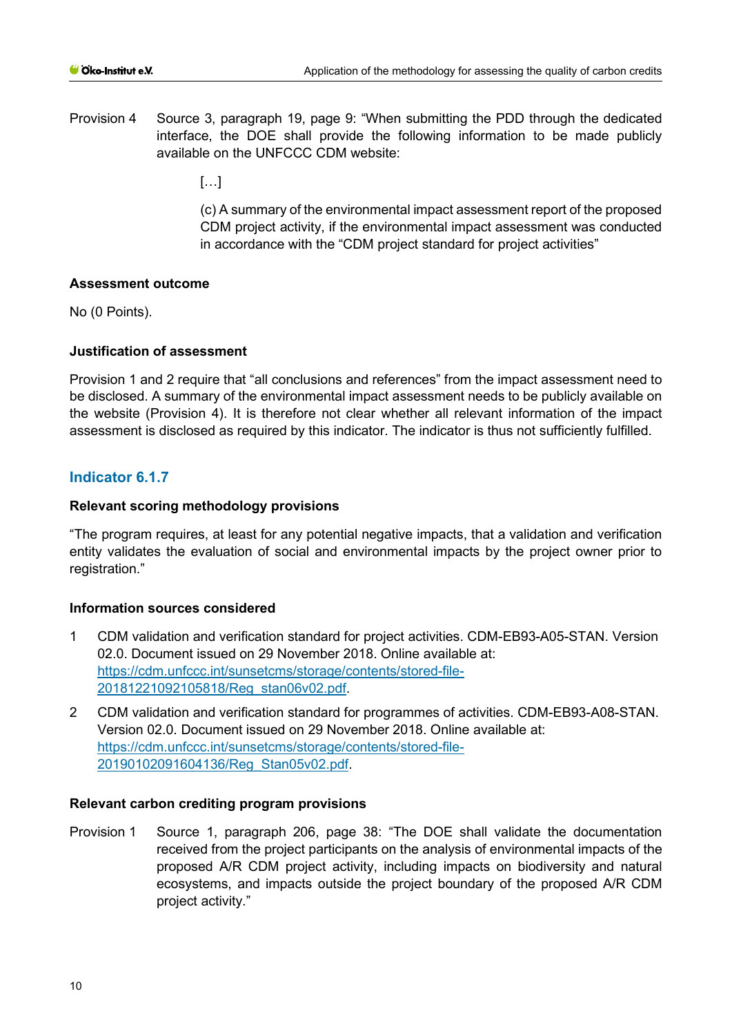Provision 4 Source 3, paragraph 19, page 9: "When submitting the PDD through the dedicated interface, the DOE shall provide the following information to be made publicly available on the UNFCCC CDM website:

> […]
>
> (c) A summary of the environmental impact assessment report of the proposed CDM project activity, if the environmental impact assessment was conducted in accordance with the "CDM project standard for project activities"

**Assessment outcome**

No (0 Points).

**Justification of assessment**

Provision 1 and 2 require that "all conclusions and references" from the impact assessment need to be disclosed. A summary of the environmental impact assessment needs to be publicly available on the website (Provision 4). It is therefore not clear whether all relevant information of the impact assessment is disclosed as required by this indicator. The indicator is thus not sufficiently fulfilled.

### Indicator 6.1.7

**Relevant scoring methodology provisions**

"The program requires, at least for any potential negative impacts, that a validation and verification entity validates the evaluation of social and environmental impacts by the project owner prior to registration."

**Information sources considered**

1. CDM validation and verification standard for project activities. CDM-EB93-A05-STAN. Version 02.0. Document issued on 29 November 2018. Online available at: https://cdm.unfccc.int/sunsetcms/storage/contents/stored-file-20181221092105818/Reg_stan06v02.pdf.
2. CDM validation and verification standard for programmes of activities. CDM-EB93-A08-STAN. Version 02.0. Document issued on 29 November 2018. Online available at: https://cdm.unfccc.int/sunsetcms/storage/contents/stored-file-20190102091604136/Reg_Stan05v02.pdf.

**Relevant carbon crediting program provisions**

Provision 1 Source 1, paragraph 206, page 38: "The DOE shall validate the documentation received from the project participants on the analysis of environmental impacts of the proposed A/R CDM project activity, including impacts on biodiversity and natural ecosystems, and impacts outside the project boundary of the proposed A/R CDM project activity."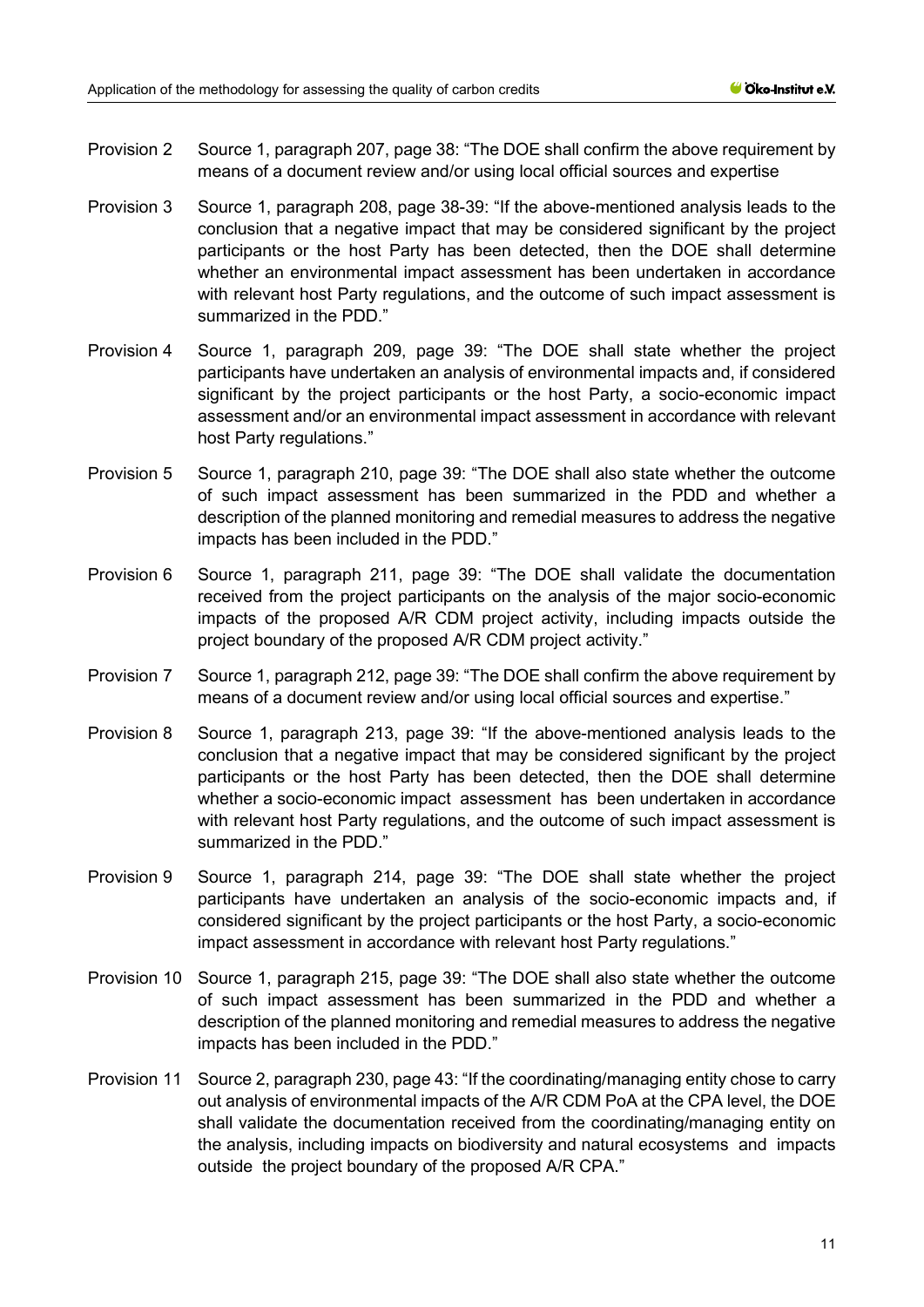Provision 2 Source 1, paragraph 207, page 38: "The DOE shall confirm the above requirement by means of a document review and/or using local official sources and expertise

Provision 3 Source 1, paragraph 208, page 38-39: "If the above-mentioned analysis leads to the conclusion that a negative impact that may be considered significant by the project participants or the host Party has been detected, then the DOE shall determine whether an environmental impact assessment has been undertaken in accordance with relevant host Party regulations, and the outcome of such impact assessment is summarized in the PDD."

Provision 4 Source 1, paragraph 209, page 39: "The DOE shall state whether the project participants have undertaken an analysis of environmental impacts and, if considered significant by the project participants or the host Party, a socio-economic impact assessment and/or an environmental impact assessment in accordance with relevant host Party regulations."

Provision 5 Source 1, paragraph 210, page 39: "The DOE shall also state whether the outcome of such impact assessment has been summarized in the PDD and whether a description of the planned monitoring and remedial measures to address the negative impacts has been included in the PDD."

Provision 6 Source 1, paragraph 211, page 39: "The DOE shall validate the documentation received from the project participants on the analysis of the major socio-economic impacts of the proposed A/R CDM project activity, including impacts outside the project boundary of the proposed A/R CDM project activity."

Provision 7 Source 1, paragraph 212, page 39: "The DOE shall confirm the above requirement by means of a document review and/or using local official sources and expertise."

Provision 8 Source 1, paragraph 213, page 39: "If the above-mentioned analysis leads to the conclusion that a negative impact that may be considered significant by the project participants or the host Party has been detected, then the DOE shall determine whether a socio-economic impact assessment has been undertaken in accordance with relevant host Party regulations, and the outcome of such impact assessment is summarized in the PDD."

Provision 9 Source 1, paragraph 214, page 39: "The DOE shall state whether the project participants have undertaken an analysis of the socio-economic impacts and, if considered significant by the project participants or the host Party, a socio-economic impact assessment in accordance with relevant host Party regulations."

Provision 10 Source 1, paragraph 215, page 39: "The DOE shall also state whether the outcome of such impact assessment has been summarized in the PDD and whether a description of the planned monitoring and remedial measures to address the negative impacts has been included in the PDD."

Provision 11 Source 2, paragraph 230, page 43: "If the coordinating/managing entity chose to carry out analysis of environmental impacts of the A/R CDM PoA at the CPA level, the DOE shall validate the documentation received from the coordinating/managing entity on the analysis, including impacts on biodiversity and natural ecosystems and impacts outside the project boundary of the proposed A/R CPA."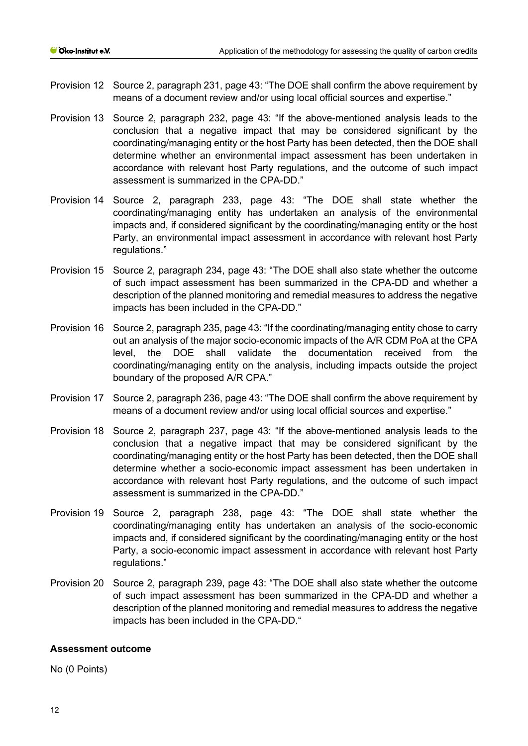Provision 12 Source 2, paragraph 231, page 43: "The DOE shall confirm the above requirement by means of a document review and/or using local official sources and expertise."

Provision 13 Source 2, paragraph 232, page 43: "If the above-mentioned analysis leads to the conclusion that a negative impact that may be considered significant by the coordinating/managing entity or the host Party has been detected, then the DOE shall determine whether an environmental impact assessment has been undertaken in accordance with relevant host Party regulations, and the outcome of such impact assessment is summarized in the CPA-DD."

Provision 14 Source 2, paragraph 233, page 43: "The DOE shall state whether the coordinating/managing entity has undertaken an analysis of the environmental impacts and, if considered significant by the coordinating/managing entity or the host Party, an environmental impact assessment in accordance with relevant host Party regulations."

Provision 15 Source 2, paragraph 234, page 43: "The DOE shall also state whether the outcome of such impact assessment has been summarized in the CPA-DD and whether a description of the planned monitoring and remedial measures to address the negative impacts has been included in the CPA-DD."

Provision 16 Source 2, paragraph 235, page 43: "If the coordinating/managing entity chose to carry out an analysis of the major socio-economic impacts of the A/R CDM PoA at the CPA level, the DOE shall validate the documentation received from the coordinating/managing entity on the analysis, including impacts outside the project boundary of the proposed A/R CPA."

Provision 17 Source 2, paragraph 236, page 43: "The DOE shall confirm the above requirement by means of a document review and/or using local official sources and expertise."

Provision 18 Source 2, paragraph 237, page 43: "If the above-mentioned analysis leads to the conclusion that a negative impact that may be considered significant by the coordinating/managing entity or the host Party has been detected, then the DOE shall determine whether a socio-economic impact assessment has been undertaken in accordance with relevant host Party regulations, and the outcome of such impact assessment is summarized in the CPA-DD."

Provision 19 Source 2, paragraph 238, page 43: "The DOE shall state whether the coordinating/managing entity has undertaken an analysis of the socio-economic impacts and, if considered significant by the coordinating/managing entity or the host Party, a socio-economic impact assessment in accordance with relevant host Party regulations."

Provision 20 Source 2, paragraph 239, page 43: "The DOE shall also state whether the outcome of such impact assessment has been summarized in the CPA-DD and whether a description of the planned monitoring and remedial measures to address the negative impacts has been included in the CPA-DD."

**Assessment outcome**

No (0 Points)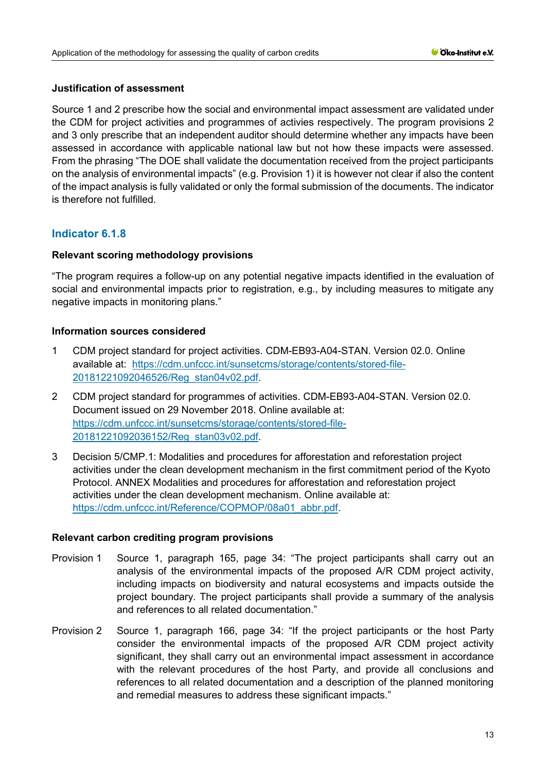#### Justification of assessment

Source 1 and 2 prescribe how the social and environmental impact assessment are validated under the CDM for project activities and programmes of activies respectively. The program provisions 2 and 3 only prescribe that an independent auditor should determine whether any impacts have been assessed in accordance with applicable national law but not how these impacts were assessed. From the phrasing "The DOE shall validate the documentation received from the project participants on the analysis of environmental impacts" (e.g. Provision 1) it is however not clear if also the content of the impact analysis is fully validated or only the formal submission of the documents. The indicator is therefore not fulfilled.

### Indicator 6.1.8

#### Relevant scoring methodology provisions

"The program requires a follow-up on any potential negative impacts identified in the evaluation of social and environmental impacts prior to registration, e.g., by including measures to mitigate any negative impacts in monitoring plans."

#### Information sources considered

1. CDM project standard for project activities. CDM-EB93-A04-STAN. Version 02.0. Online available at: https://cdm.unfccc.int/sunsetcms/storage/contents/stored-file-20181221092046526/Reg_stan04v02.pdf.
2. CDM project standard for programmes of activities. CDM-EB93-A04-STAN. Version 02.0. Document issued on 29 November 2018. Online available at: https://cdm.unfccc.int/sunsetcms/storage/contents/stored-file-20181221092036152/Reg_stan03v02.pdf.
3. Decision 5/CMP.1: Modalities and procedures for afforestation and reforestation project activities under the clean development mechanism in the first commitment period of the Kyoto Protocol. ANNEX Modalities and procedures for afforestation and reforestation project activities under the clean development mechanism. Online available at: https://cdm.unfccc.int/Reference/COPMOP/08a01_abbr.pdf.

#### Relevant carbon crediting program provisions

Provision 1 Source 1, paragraph 165, page 34: "The project participants shall carry out an analysis of the environmental impacts of the proposed A/R CDM project activity, including impacts on biodiversity and natural ecosystems and impacts outside the project boundary. The project participants shall provide a summary of the analysis and references to all related documentation."

Provision 2 Source 1, paragraph 166, page 34: "If the project participants or the host Party consider the environmental impacts of the proposed A/R CDM project activity significant, they shall carry out an environmental impact assessment in accordance with the relevant procedures of the host Party, and provide all conclusions and references to all related documentation and a description of the planned monitoring and remedial measures to address these significant impacts."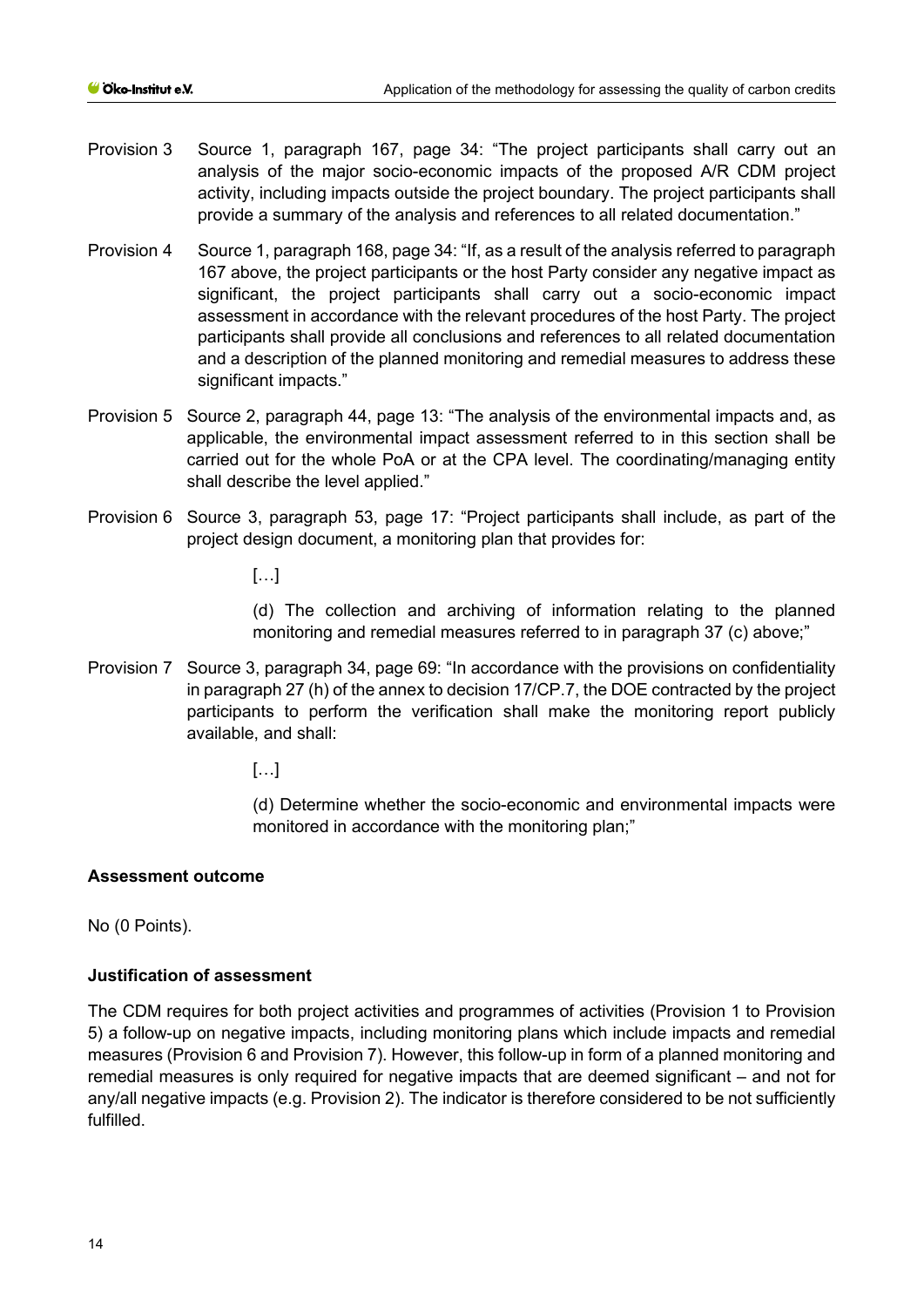Provision 3 Source 1, paragraph 167, page 34: "The project participants shall carry out an analysis of the major socio-economic impacts of the proposed A/R CDM project activity, including impacts outside the project boundary. The project participants shall provide a summary of the analysis and references to all related documentation."

Provision 4 Source 1, paragraph 168, page 34: "If, as a result of the analysis referred to paragraph 167 above, the project participants or the host Party consider any negative impact as significant, the project participants shall carry out a socio-economic impact assessment in accordance with the relevant procedures of the host Party. The project participants shall provide all conclusions and references to all related documentation and a description of the planned monitoring and remedial measures to address these significant impacts."

Provision 5 Source 2, paragraph 44, page 13: "The analysis of the environmental impacts and, as applicable, the environmental impact assessment referred to in this section shall be carried out for the whole PoA or at the CPA level. The coordinating/managing entity shall describe the level applied."

Provision 6 Source 3, paragraph 53, page 17: "Project participants shall include, as part of the project design document, a monitoring plan that provides for:

> […]
>
> (d) The collection and archiving of information relating to the planned monitoring and remedial measures referred to in paragraph 37 (c) above;"

Provision 7 Source 3, paragraph 34, page 69: "In accordance with the provisions on confidentiality in paragraph 27 (h) of the annex to decision 17/CP.7, the DOE contracted by the project participants to perform the verification shall make the monitoring report publicly available, and shall:

> […]
>
> (d) Determine whether the socio-economic and environmental impacts were monitored in accordance with the monitoring plan;"

**Assessment outcome**

No (0 Points).

**Justification of assessment**

The CDM requires for both project activities and programmes of activities (Provision 1 to Provision 5) a follow-up on negative impacts, including monitoring plans which include impacts and remedial measures (Provision 6 and Provision 7). However, this follow-up in form of a planned monitoring and remedial measures is only required for negative impacts that are deemed significant – and not for any/all negative impacts (e.g. Provision 2). The indicator is therefore considered to be not sufficiently fulfilled.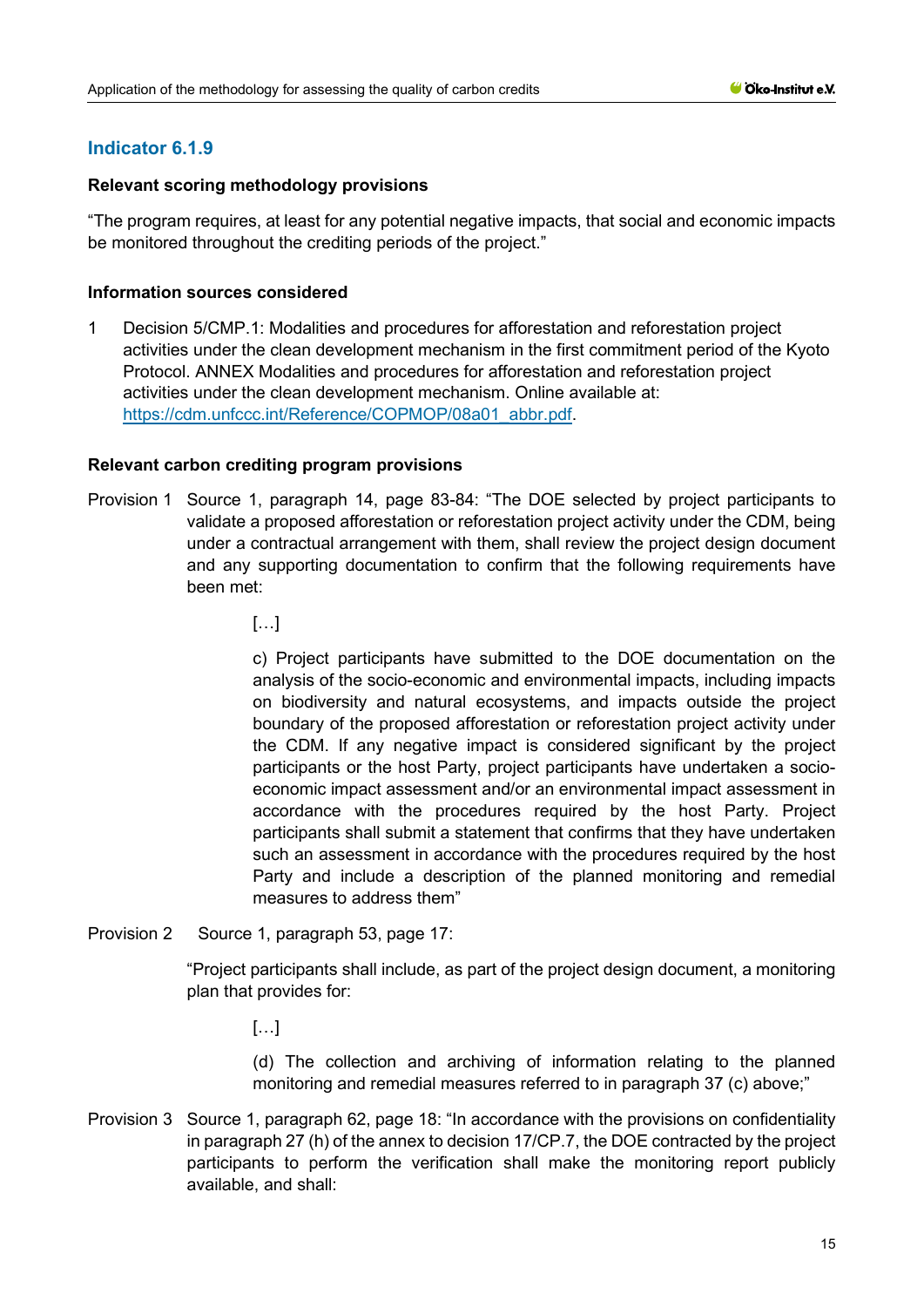## Indicator 6.1.9

**Relevant scoring methodology provisions**

"The program requires, at least for any potential negative impacts, that social and economic impacts be monitored throughout the crediting periods of the project."

**Information sources considered**

1 Decision 5/CMP.1: Modalities and procedures for afforestation and reforestation project activities under the clean development mechanism in the first commitment period of the Kyoto Protocol. ANNEX Modalities and procedures for afforestation and reforestation project activities under the clean development mechanism. Online available at: [https://cdm.unfccc.int/Reference/COPMOP/08a01_abbr.pdf](https://cdm.unfccc.int/Reference/COPMOP/08a01_abbr.pdf).

**Relevant carbon crediting program provisions**

Provision 1 Source 1, paragraph 14, page 83-84: "The DOE selected by project participants to validate a proposed afforestation or reforestation project activity under the CDM, being under a contractual arrangement with them, shall review the project design document and any supporting documentation to confirm that the following requirements have been met:

> […]
>
> c) Project participants have submitted to the DOE documentation on the analysis of the socio-economic and environmental impacts, including impacts on biodiversity and natural ecosystems, and impacts outside the project boundary of the proposed afforestation or reforestation project activity under the CDM. If any negative impact is considered significant by the project participants or the host Party, project participants have undertaken a socio-economic impact assessment and/or an environmental impact assessment in accordance with the procedures required by the host Party. Project participants shall submit a statement that confirms that they have undertaken such an assessment in accordance with the procedures required by the host Party and include a description of the planned monitoring and remedial measures to address them"

Provision 2 Source 1, paragraph 53, page 17:

"Project participants shall include, as part of the project design document, a monitoring plan that provides for:

> […]
>
> (d) The collection and archiving of information relating to the planned monitoring and remedial measures referred to in paragraph 37 (c) above;"

Provision 3 Source 1, paragraph 62, page 18: "In accordance with the provisions on confidentiality in paragraph 27 (h) of the annex to decision 17/CP.7, the DOE contracted by the project participants to perform the verification shall make the monitoring report publicly available, and shall: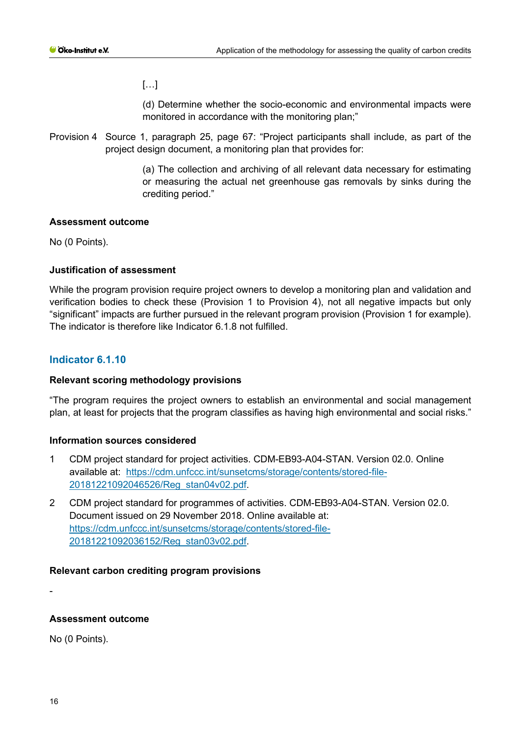[…]

(d) Determine whether the socio-economic and environmental impacts were monitored in accordance with the monitoring plan;"

Provision 4 Source 1, paragraph 25, page 67: "Project participants shall include, as part of the project design document, a monitoring plan that provides for:

(a) The collection and archiving of all relevant data necessary for estimating or measuring the actual net greenhouse gas removals by sinks during the crediting period."

**Assessment outcome**

No (0 Points).

**Justification of assessment**

While the program provision require project owners to develop a monitoring plan and validation and verification bodies to check these (Provision 1 to Provision 4), not all negative impacts but only "significant" impacts are further pursued in the relevant program provision (Provision 1 for example). The indicator is therefore like Indicator 6.1.8 not fulfilled.

## Indicator 6.1.10

**Relevant scoring methodology provisions**

"The program requires the project owners to establish an environmental and social management plan, at least for projects that the program classifies as having high environmental and social risks."

**Information sources considered**

1 CDM project standard for project activities. CDM-EB93-A04-STAN. Version 02.0. Online available at: https://cdm.unfccc.int/sunsetcms/storage/contents/stored-file-20181221092046526/Reg_stan04v02.pdf.

2 CDM project standard for programmes of activities. CDM-EB93-A04-STAN. Version 02.0. Document issued on 29 November 2018. Online available at: https://cdm.unfccc.int/sunsetcms/storage/contents/stored-file-20181221092036152/Reg_stan03v02.pdf.

**Relevant carbon crediting program provisions**

-

**Assessment outcome**

No (0 Points).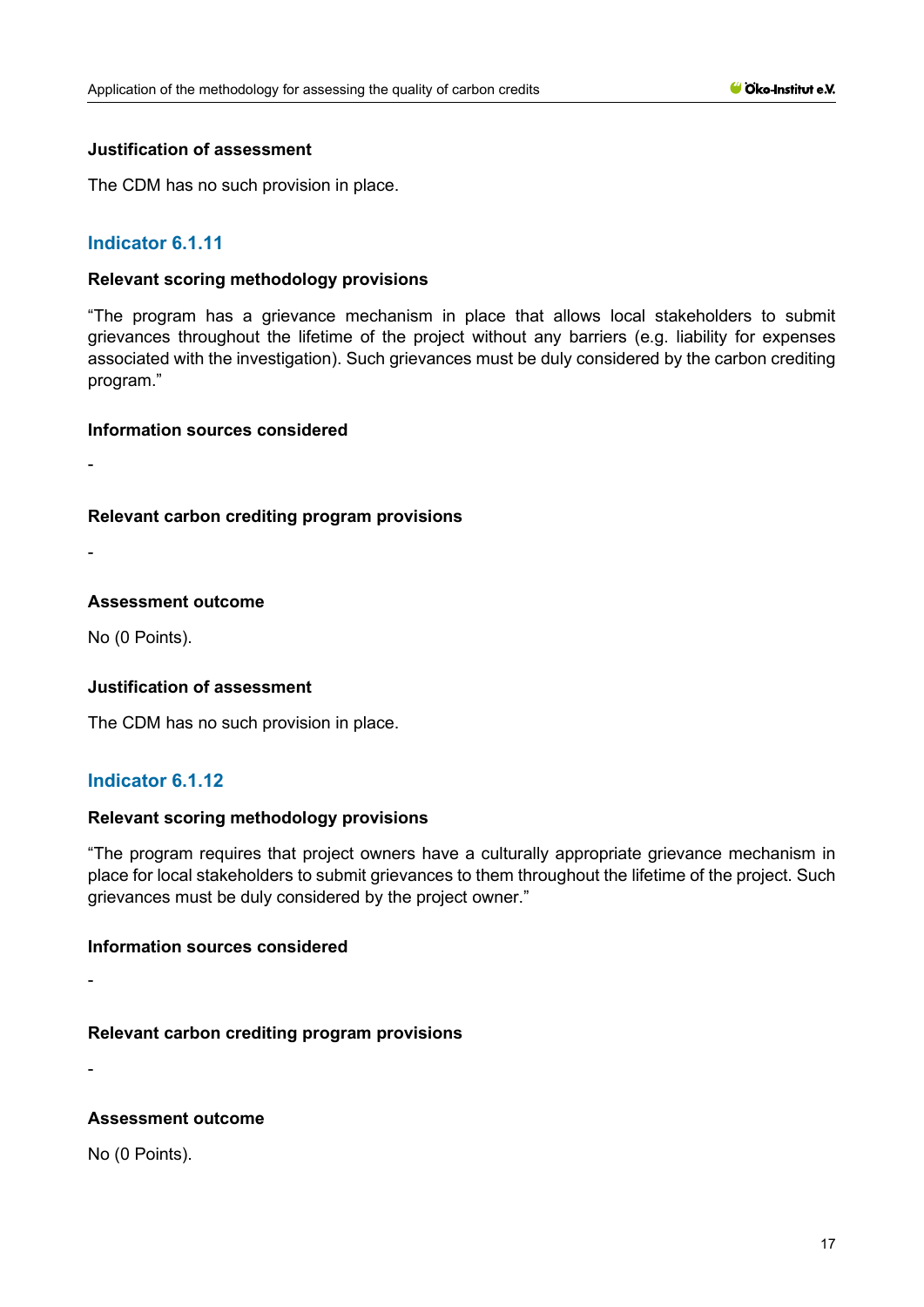#### Justification of assessment

The CDM has no such provision in place.

### Indicator 6.1.11

#### Relevant scoring methodology provisions

“The program has a grievance mechanism in place that allows local stakeholders to submit grievances throughout the lifetime of the project without any barriers (e.g. liability for expenses associated with the investigation). Such grievances must be duly considered by the carbon crediting program.”

#### Information sources considered

-

#### Relevant carbon crediting program provisions

-

#### Assessment outcome

No (0 Points).

#### Justification of assessment

The CDM has no such provision in place.

### Indicator 6.1.12

#### Relevant scoring methodology provisions

“The program requires that project owners have a culturally appropriate grievance mechanism in place for local stakeholders to submit grievances to them throughout the lifetime of the project. Such grievances must be duly considered by the project owner.”

#### Information sources considered

-

#### Relevant carbon crediting program provisions

-

#### Assessment outcome

No (0 Points).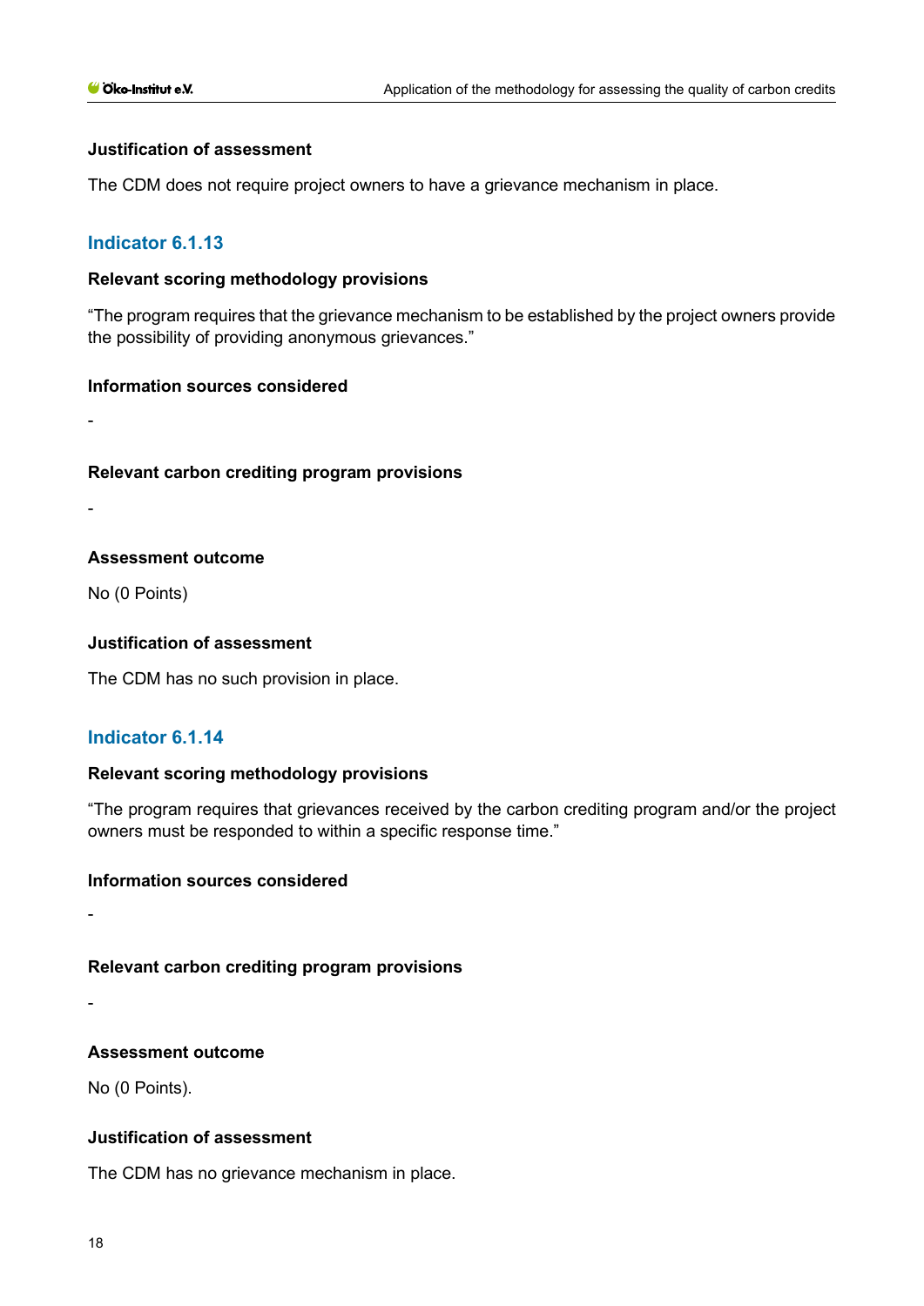#### Justification of assessment

The CDM does not require project owners to have a grievance mechanism in place.

### Indicator 6.1.13

#### Relevant scoring methodology provisions

"The program requires that the grievance mechanism to be established by the project owners provide the possibility of providing anonymous grievances."

#### Information sources considered

-

#### Relevant carbon crediting program provisions

-

#### Assessment outcome

No (0 Points)

#### Justification of assessment

The CDM has no such provision in place.

### Indicator 6.1.14

#### Relevant scoring methodology provisions

"The program requires that grievances received by the carbon crediting program and/or the project owners must be responded to within a specific response time."

#### Information sources considered

-

#### Relevant carbon crediting program provisions

-

#### Assessment outcome

No (0 Points).

#### Justification of assessment

The CDM has no grievance mechanism in place.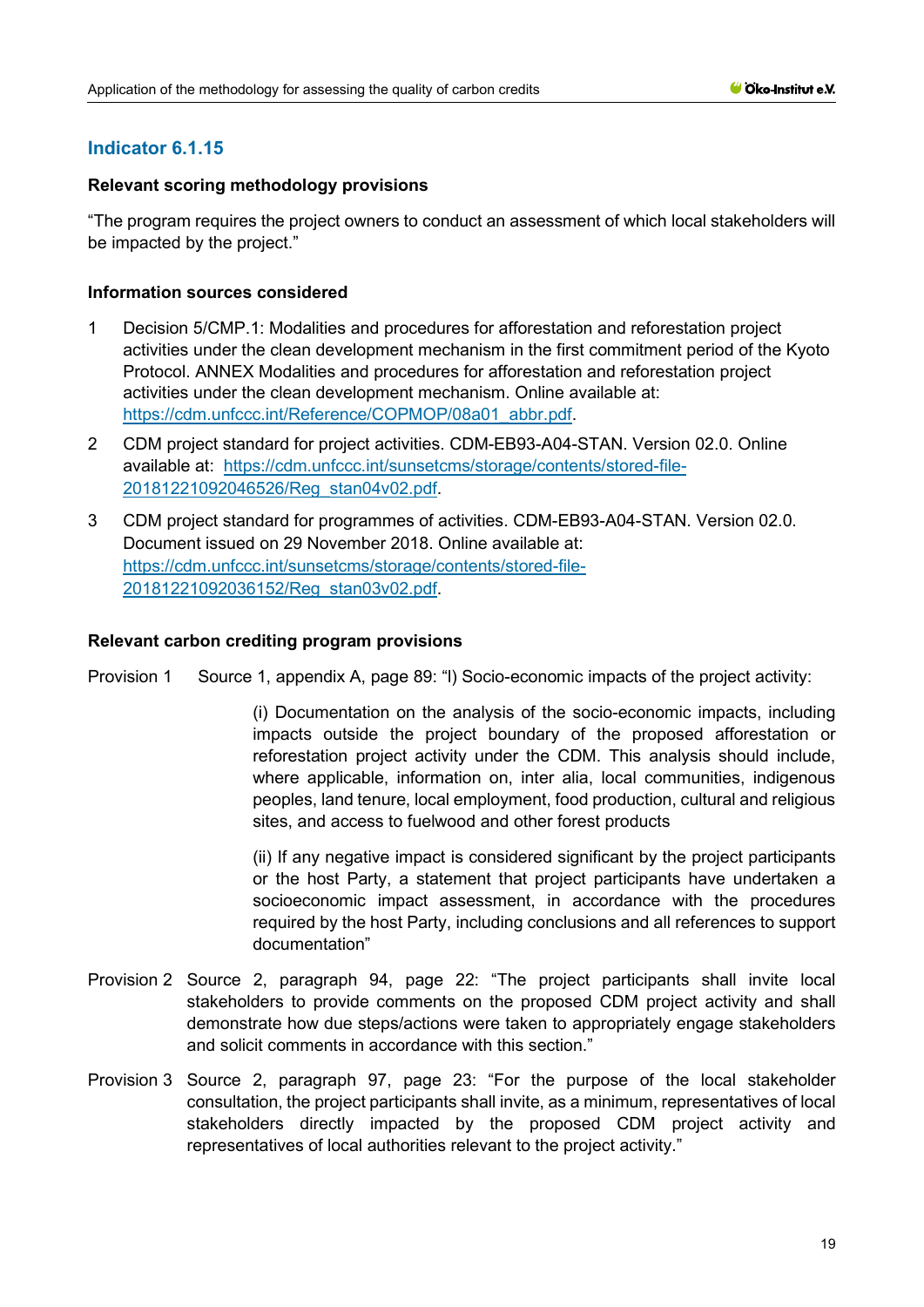## Indicator 6.1.15

### Relevant scoring methodology provisions

"The program requires the project owners to conduct an assessment of which local stakeholders will be impacted by the project."

### Information sources considered

1. Decision 5/CMP.1: Modalities and procedures for afforestation and reforestation project activities under the clean development mechanism in the first commitment period of the Kyoto Protocol. ANNEX Modalities and procedures for afforestation and reforestation project activities under the clean development mechanism. Online available at: https://cdm.unfccc.int/Reference/COPMOP/08a01_abbr.pdf.
2. CDM project standard for project activities. CDM-EB93-A04-STAN. Version 02.0. Online available at: https://cdm.unfccc.int/sunsetcms/storage/contents/stored-file-20181221092046526/Reg_stan04v02.pdf.
3. CDM project standard for programmes of activities. CDM-EB93-A04-STAN. Version 02.0. Document issued on 29 November 2018. Online available at: https://cdm.unfccc.int/sunsetcms/storage/contents/stored-file-20181221092036152/Reg_stan03v02.pdf.

### Relevant carbon crediting program provisions

Provision 1 Source 1, appendix A, page 89: "l) Socio-economic impacts of the project activity:

> (i) Documentation on the analysis of the socio-economic impacts, including impacts outside the project boundary of the proposed afforestation or reforestation project activity under the CDM. This analysis should include, where applicable, information on, inter alia, local communities, indigenous peoples, land tenure, local employment, food production, cultural and religious sites, and access to fuelwood and other forest products
>
> (ii) If any negative impact is considered significant by the project participants or the host Party, a statement that project participants have undertaken a socioeconomic impact assessment, in accordance with the procedures required by the host Party, including conclusions and all references to support documentation"

Provision 2 Source 2, paragraph 94, page 22: "The project participants shall invite local stakeholders to provide comments on the proposed CDM project activity and shall demonstrate how due steps/actions were taken to appropriately engage stakeholders and solicit comments in accordance with this section."

Provision 3 Source 2, paragraph 97, page 23: "For the purpose of the local stakeholder consultation, the project participants shall invite, as a minimum, representatives of local stakeholders directly impacted by the proposed CDM project activity and representatives of local authorities relevant to the project activity."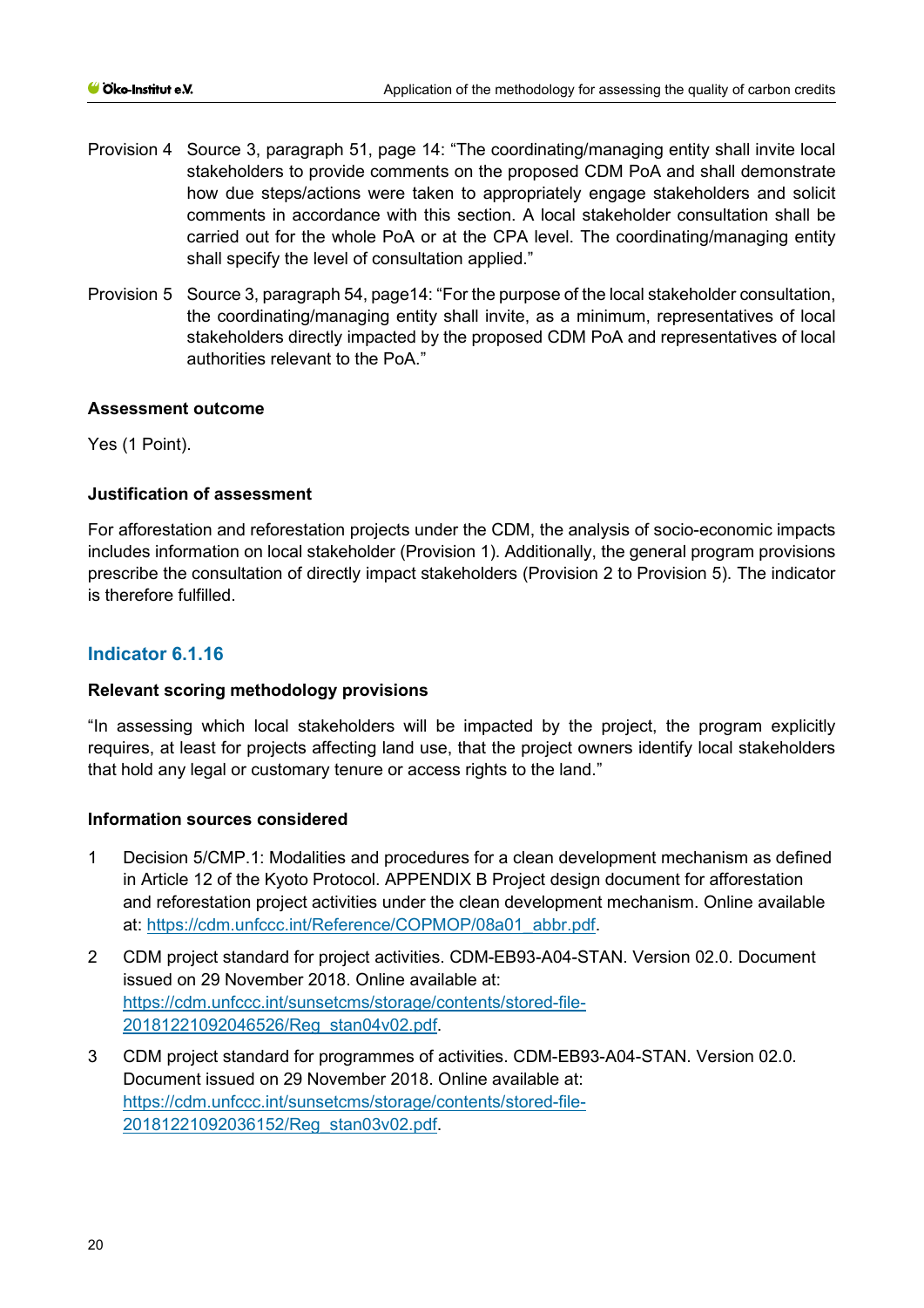Provision 4 Source 3, paragraph 51, page 14: "The coordinating/managing entity shall invite local stakeholders to provide comments on the proposed CDM PoA and shall demonstrate how due steps/actions were taken to appropriately engage stakeholders and solicit comments in accordance with this section. A local stakeholder consultation shall be carried out for the whole PoA or at the CPA level. The coordinating/managing entity shall specify the level of consultation applied."

Provision 5 Source 3, paragraph 54, page14: "For the purpose of the local stakeholder consultation, the coordinating/managing entity shall invite, as a minimum, representatives of local stakeholders directly impacted by the proposed CDM PoA and representatives of local authorities relevant to the PoA."

**Assessment outcome**

Yes (1 Point).

**Justification of assessment**

For afforestation and reforestation projects under the CDM, the analysis of socio-economic impacts includes information on local stakeholder (Provision 1). Additionally, the general program provisions prescribe the consultation of directly impact stakeholders (Provision 2 to Provision 5). The indicator is therefore fulfilled.

## Indicator 6.1.16

**Relevant scoring methodology provisions**

"In assessing which local stakeholders will be impacted by the project, the program explicitly requires, at least for projects affecting land use, that the project owners identify local stakeholders that hold any legal or customary tenure or access rights to the land."

**Information sources considered**

1. Decision 5/CMP.1: Modalities and procedures for a clean development mechanism as defined in Article 12 of the Kyoto Protocol. APPENDIX B Project design document for afforestation and reforestation project activities under the clean development mechanism. Online available at: https://cdm.unfccc.int/Reference/COPMOP/08a01_abbr.pdf.
2. CDM project standard for project activities. CDM-EB93-A04-STAN. Version 02.0. Document issued on 29 November 2018. Online available at: https://cdm.unfccc.int/sunsetcms/storage/contents/stored-file-20181221092046526/Reg_stan04v02.pdf.
3. CDM project standard for programmes of activities. CDM-EB93-A04-STAN. Version 02.0. Document issued on 29 November 2018. Online available at: https://cdm.unfccc.int/sunsetcms/storage/contents/stored-file-20181221092036152/Reg_stan03v02.pdf.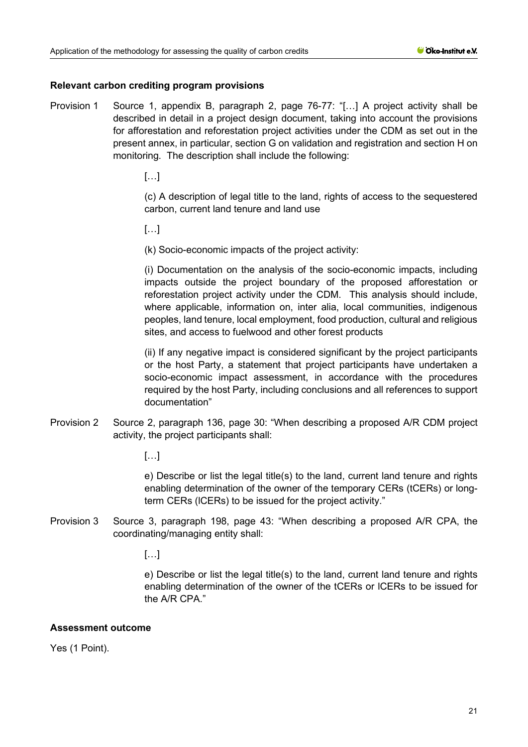**Relevant carbon crediting program provisions**

Provision 1 Source 1, appendix B, paragraph 2, page 76-77: "[…] A project activity shall be described in detail in a project design document, taking into account the provisions for afforestation and reforestation project activities under the CDM as set out in the present annex, in particular, section G on validation and registration and section H on monitoring. The description shall include the following:

> […]
>
> (c) A description of legal title to the land, rights of access to the sequestered carbon, current land tenure and land use
>
> […]
>
> (k) Socio-economic impacts of the project activity:
>
> (i) Documentation on the analysis of the socio-economic impacts, including impacts outside the project boundary of the proposed afforestation or reforestation project activity under the CDM. This analysis should include, where applicable, information on, inter alia, local communities, indigenous peoples, land tenure, local employment, food production, cultural and religious sites, and access to fuelwood and other forest products
>
> (ii) If any negative impact is considered significant by the project participants or the host Party, a statement that project participants have undertaken a socio-economic impact assessment, in accordance with the procedures required by the host Party, including conclusions and all references to support documentation"

Provision 2 Source 2, paragraph 136, page 30: "When describing a proposed A/R CDM project activity, the project participants shall:

> […]
>
> e) Describe or list the legal title(s) to the land, current land tenure and rights enabling determination of the owner of the temporary CERs (tCERs) or long-term CERs (lCERs) to be issued for the project activity."

Provision 3 Source 3, paragraph 198, page 43: "When describing a proposed A/R CPA, the coordinating/managing entity shall:

> […]
>
> e) Describe or list the legal title(s) to the land, current land tenure and rights enabling determination of the owner of the tCERs or lCERs to be issued for the A/R CPA."

**Assessment outcome**

Yes (1 Point).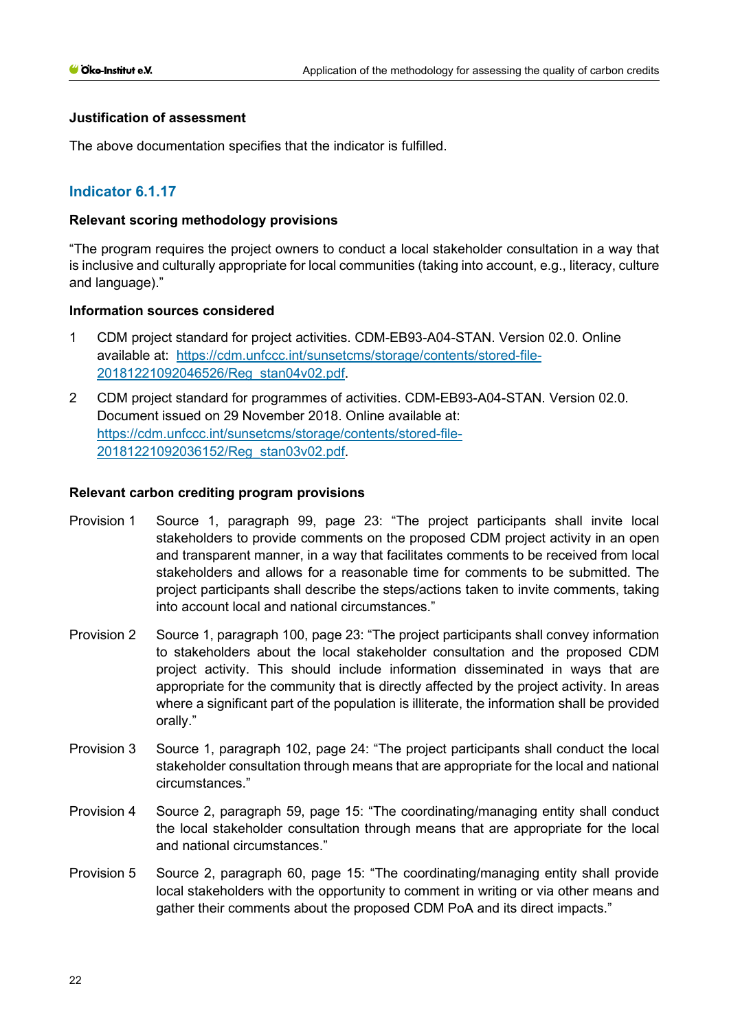**Justification of assessment**

The above documentation specifies that the indicator is fulfilled.

## Indicator 6.1.17

**Relevant scoring methodology provisions**

“The program requires the project owners to conduct a local stakeholder consultation in a way that is inclusive and culturally appropriate for local communities (taking into account, e.g., literacy, culture and language).”

**Information sources considered**

1. CDM project standard for project activities. CDM-EB93-A04-STAN. Version 02.0. Online available at: https://cdm.unfccc.int/sunsetcms/storage/contents/stored-file-20181221092046526/Reg_stan04v02.pdf.
2. CDM project standard for programmes of activities. CDM-EB93-A04-STAN. Version 02.0. Document issued on 29 November 2018. Online available at: https://cdm.unfccc.int/sunsetcms/storage/contents/stored-file-20181221092036152/Reg_stan03v02.pdf.

**Relevant carbon crediting program provisions**

Provision 1 Source 1, paragraph 99, page 23: “The project participants shall invite local stakeholders to provide comments on the proposed CDM project activity in an open and transparent manner, in a way that facilitates comments to be received from local stakeholders and allows for a reasonable time for comments to be submitted. The project participants shall describe the steps/actions taken to invite comments, taking into account local and national circumstances.”

Provision 2 Source 1, paragraph 100, page 23: “The project participants shall convey information to stakeholders about the local stakeholder consultation and the proposed CDM project activity. This should include information disseminated in ways that are appropriate for the community that is directly affected by the project activity. In areas where a significant part of the population is illiterate, the information shall be provided orally.”

Provision 3 Source 1, paragraph 102, page 24: “The project participants shall conduct the local stakeholder consultation through means that are appropriate for the local and national circumstances.”

Provision 4 Source 2, paragraph 59, page 15: “The coordinating/managing entity shall conduct the local stakeholder consultation through means that are appropriate for the local and national circumstances.”

Provision 5 Source 2, paragraph 60, page 15: “The coordinating/managing entity shall provide local stakeholders with the opportunity to comment in writing or via other means and gather their comments about the proposed CDM PoA and its direct impacts.”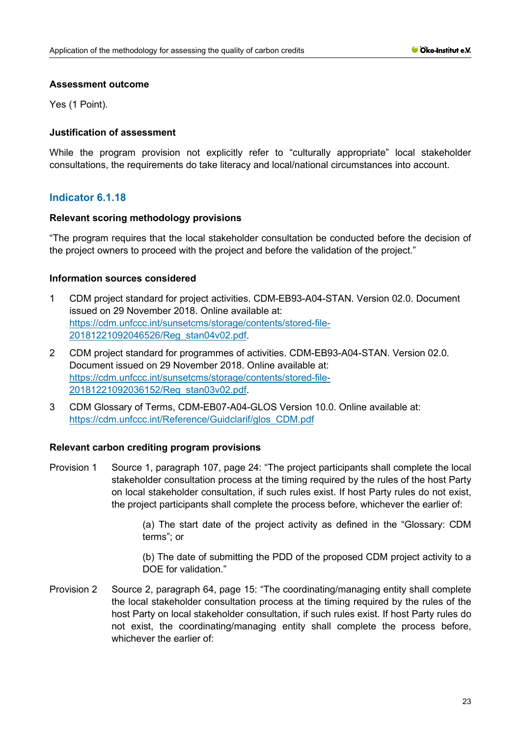#### Assessment outcome

Yes (1 Point).

#### Justification of assessment

While the program provision not explicitly refer to "culturally appropriate" local stakeholder consultations, the requirements do take literacy and local/national circumstances into account.

### Indicator 6.1.18

#### Relevant scoring methodology provisions

"The program requires that the local stakeholder consultation be conducted before the decision of the project owners to proceed with the project and before the validation of the project."

#### Information sources considered

1. CDM project standard for project activities. CDM-EB93-A04-STAN. Version 02.0. Document issued on 29 November 2018. Online available at: https://cdm.unfccc.int/sunsetcms/storage/contents/stored-file-20181221092046526/Reg_stan04v02.pdf.
2. CDM project standard for programmes of activities. CDM-EB93-A04-STAN. Version 02.0. Document issued on 29 November 2018. Online available at: https://cdm.unfccc.int/sunsetcms/storage/contents/stored-file-20181221092036152/Reg_stan03v02.pdf.
3. CDM Glossary of Terms, CDM-EB07-A04-GLOS Version 10.0. Online available at: https://cdm.unfccc.int/Reference/Guidclarif/glos_CDM.pdf

#### Relevant carbon crediting program provisions

Provision 1 Source 1, paragraph 107, page 24: "The project participants shall complete the local stakeholder consultation process at the timing required by the rules of the host Party on local stakeholder consultation, if such rules exist. If host Party rules do not exist, the project participants shall complete the process before, whichever the earlier of:

> (a) The start date of the project activity as defined in the "Glossary: CDM terms"; or
>
> (b) The date of submitting the PDD of the proposed CDM project activity to a DOE for validation."

Provision 2 Source 2, paragraph 64, page 15: "The coordinating/managing entity shall complete the local stakeholder consultation process at the timing required by the rules of the host Party on local stakeholder consultation, if such rules exist. If host Party rules do not exist, the coordinating/managing entity shall complete the process before, whichever the earlier of: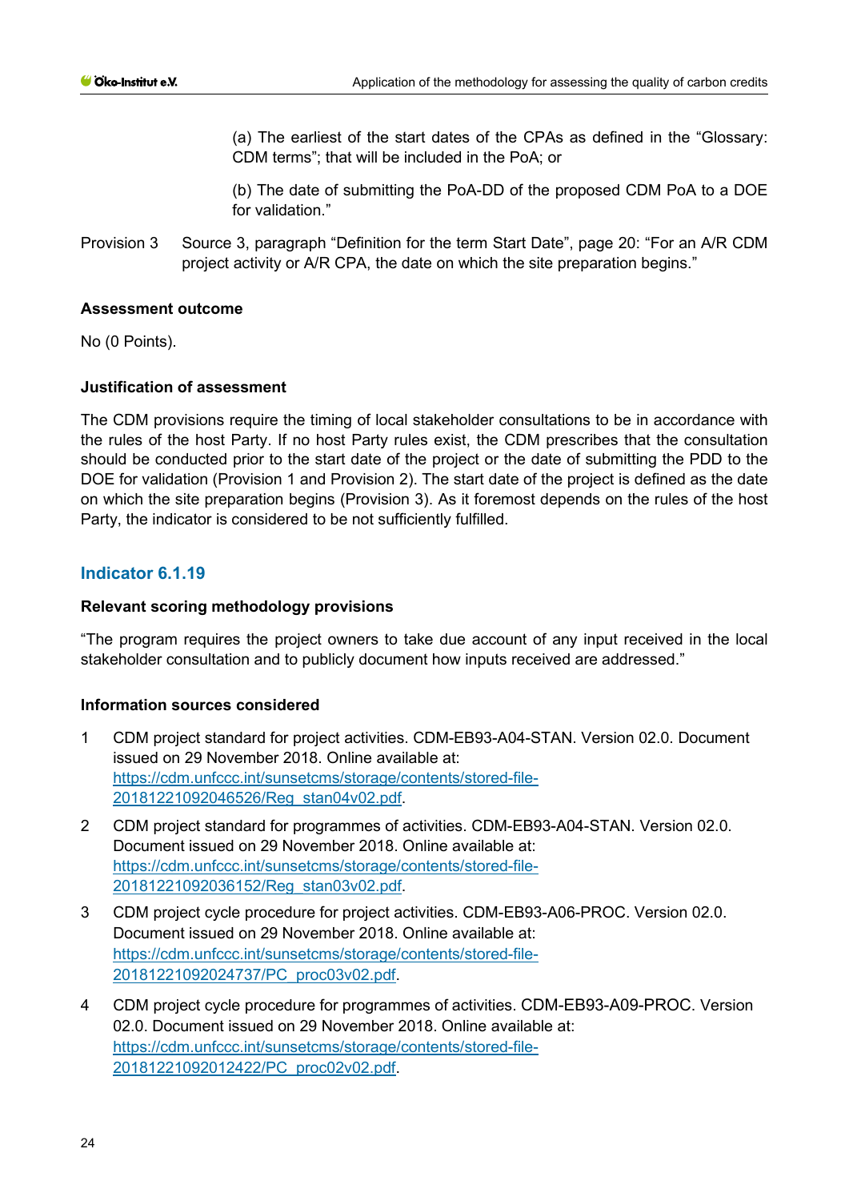(a) The earliest of the start dates of the CPAs as defined in the "Glossary: CDM terms"; that will be included in the PoA; or

(b) The date of submitting the PoA-DD of the proposed CDM PoA to a DOE for validation."

Provision 3 Source 3, paragraph "Definition for the term Start Date", page 20: "For an A/R CDM project activity or A/R CPA, the date on which the site preparation begins."

**Assessment outcome**

No (0 Points).

**Justification of assessment**

The CDM provisions require the timing of local stakeholder consultations to be in accordance with the rules of the host Party. If no host Party rules exist, the CDM prescribes that the consultation should be conducted prior to the start date of the project or the date of submitting the PDD to the DOE for validation (Provision 1 and Provision 2). The start date of the project is defined as the date on which the site preparation begins (Provision 3). As it foremost depends on the rules of the host Party, the indicator is considered to be not sufficiently fulfilled.

## Indicator 6.1.19

**Relevant scoring methodology provisions**

"The program requires the project owners to take due account of any input received in the local stakeholder consultation and to publicly document how inputs received are addressed."

**Information sources considered**

1. CDM project standard for project activities. CDM-EB93-A04-STAN. Version 02.0. Document issued on 29 November 2018. Online available at: https://cdm.unfccc.int/sunsetcms/storage/contents/stored-file-20181221092046526/Reg_stan04v02.pdf.
2. CDM project standard for programmes of activities. CDM-EB93-A04-STAN. Version 02.0. Document issued on 29 November 2018. Online available at: https://cdm.unfccc.int/sunsetcms/storage/contents/stored-file-20181221092036152/Reg_stan03v02.pdf.
3. CDM project cycle procedure for project activities. CDM-EB93-A06-PROC. Version 02.0. Document issued on 29 November 2018. Online available at: https://cdm.unfccc.int/sunsetcms/storage/contents/stored-file-20181221092024737/PC_proc03v02.pdf.
4. CDM project cycle procedure for programmes of activities. CDM-EB93-A09-PROC. Version 02.0. Document issued on 29 November 2018. Online available at: https://cdm.unfccc.int/sunsetcms/storage/contents/stored-file-20181221092012422/PC_proc02v02.pdf.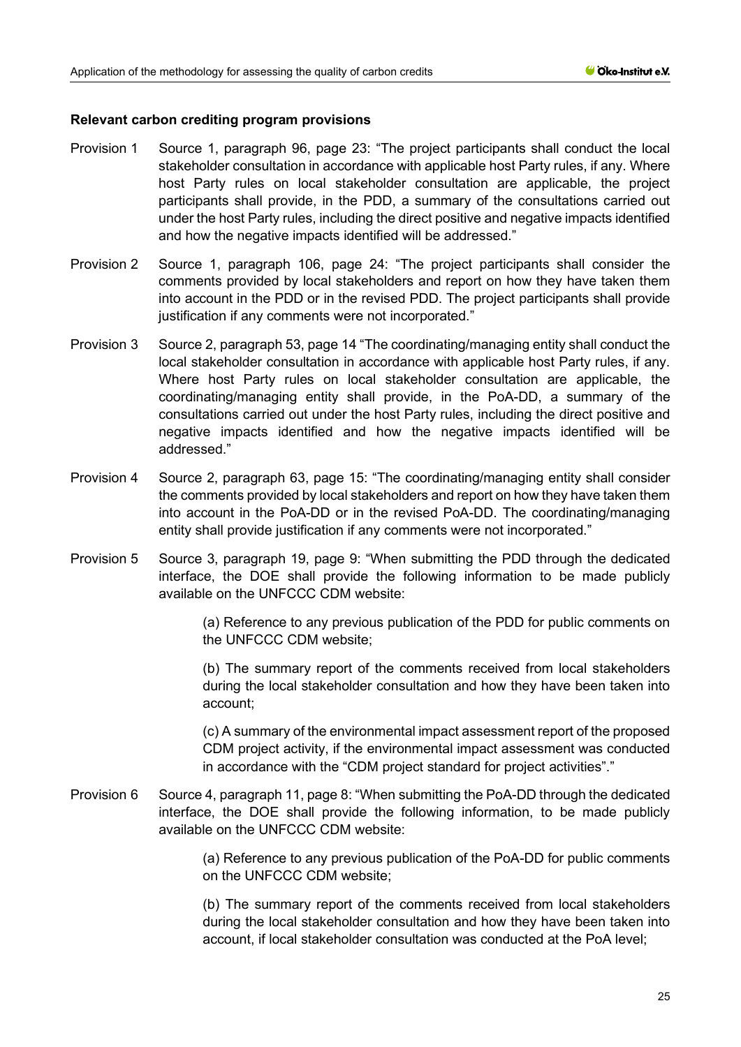**Relevant carbon crediting program provisions**

Provision 1 Source 1, paragraph 96, page 23: "The project participants shall conduct the local stakeholder consultation in accordance with applicable host Party rules, if any. Where host Party rules on local stakeholder consultation are applicable, the project participants shall provide, in the PDD, a summary of the consultations carried out under the host Party rules, including the direct positive and negative impacts identified and how the negative impacts identified will be addressed."

Provision 2 Source 1, paragraph 106, page 24: "The project participants shall consider the comments provided by local stakeholders and report on how they have taken them into account in the PDD or in the revised PDD. The project participants shall provide justification if any comments were not incorporated."

Provision 3 Source 2, paragraph 53, page 14 "The coordinating/managing entity shall conduct the local stakeholder consultation in accordance with applicable host Party rules, if any. Where host Party rules on local stakeholder consultation are applicable, the coordinating/managing entity shall provide, in the PoA-DD, a summary of the consultations carried out under the host Party rules, including the direct positive and negative impacts identified and how the negative impacts identified will be addressed."

Provision 4 Source 2, paragraph 63, page 15: "The coordinating/managing entity shall consider the comments provided by local stakeholders and report on how they have taken them into account in the PoA-DD or in the revised PoA-DD. The coordinating/managing entity shall provide justification if any comments were not incorporated."

Provision 5 Source 3, paragraph 19, page 9: "When submitting the PDD through the dedicated interface, the DOE shall provide the following information to be made publicly available on the UNFCCC CDM website:

> (a) Reference to any previous publication of the PDD for public comments on the UNFCCC CDM website;
>
> (b) The summary report of the comments received from local stakeholders during the local stakeholder consultation and how they have been taken into account;
>
> (c) A summary of the environmental impact assessment report of the proposed CDM project activity, if the environmental impact assessment was conducted in accordance with the "CDM project standard for project activities"."

Provision 6 Source 4, paragraph 11, page 8: "When submitting the PoA-DD through the dedicated interface, the DOE shall provide the following information, to be made publicly available on the UNFCCC CDM website:

> (a) Reference to any previous publication of the PoA-DD for public comments on the UNFCCC CDM website;
>
> (b) The summary report of the comments received from local stakeholders during the local stakeholder consultation and how they have been taken into account, if local stakeholder consultation was conducted at the PoA level;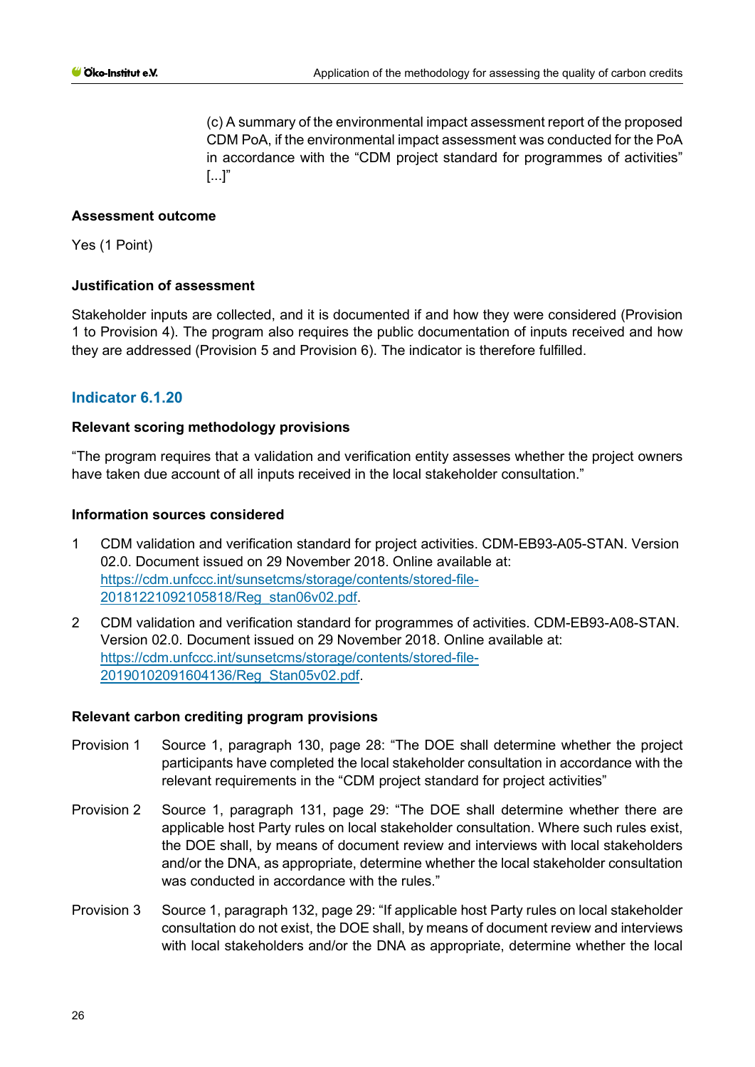(c) A summary of the environmental impact assessment report of the proposed CDM PoA, if the environmental impact assessment was conducted for the PoA in accordance with the "CDM project standard for programmes of activities" [...]"

**Assessment outcome**

Yes (1 Point)

**Justification of assessment**

Stakeholder inputs are collected, and it is documented if and how they were considered (Provision 1 to Provision 4). The program also requires the public documentation of inputs received and how they are addressed (Provision 5 and Provision 6). The indicator is therefore fulfilled.

### Indicator 6.1.20

**Relevant scoring methodology provisions**

"The program requires that a validation and verification entity assesses whether the project owners have taken due account of all inputs received in the local stakeholder consultation."

**Information sources considered**

1. CDM validation and verification standard for project activities. CDM-EB93-A05-STAN. Version 02.0. Document issued on 29 November 2018. Online available at: https://cdm.unfccc.int/sunsetcms/storage/contents/stored-file-20181221092105818/Reg_stan06v02.pdf.
2. CDM validation and verification standard for programmes of activities. CDM-EB93-A08-STAN. Version 02.0. Document issued on 29 November 2018. Online available at: https://cdm.unfccc.int/sunsetcms/storage/contents/stored-file-20190102091604136/Reg_Stan05v02.pdf.

**Relevant carbon crediting program provisions**

Provision 1 Source 1, paragraph 130, page 28: "The DOE shall determine whether the project participants have completed the local stakeholder consultation in accordance with the relevant requirements in the "CDM project standard for project activities"

Provision 2 Source 1, paragraph 131, page 29: "The DOE shall determine whether there are applicable host Party rules on local stakeholder consultation. Where such rules exist, the DOE shall, by means of document review and interviews with local stakeholders and/or the DNA, as appropriate, determine whether the local stakeholder consultation was conducted in accordance with the rules."

Provision 3 Source 1, paragraph 132, page 29: "If applicable host Party rules on local stakeholder consultation do not exist, the DOE shall, by means of document review and interviews with local stakeholders and/or the DNA as appropriate, determine whether the local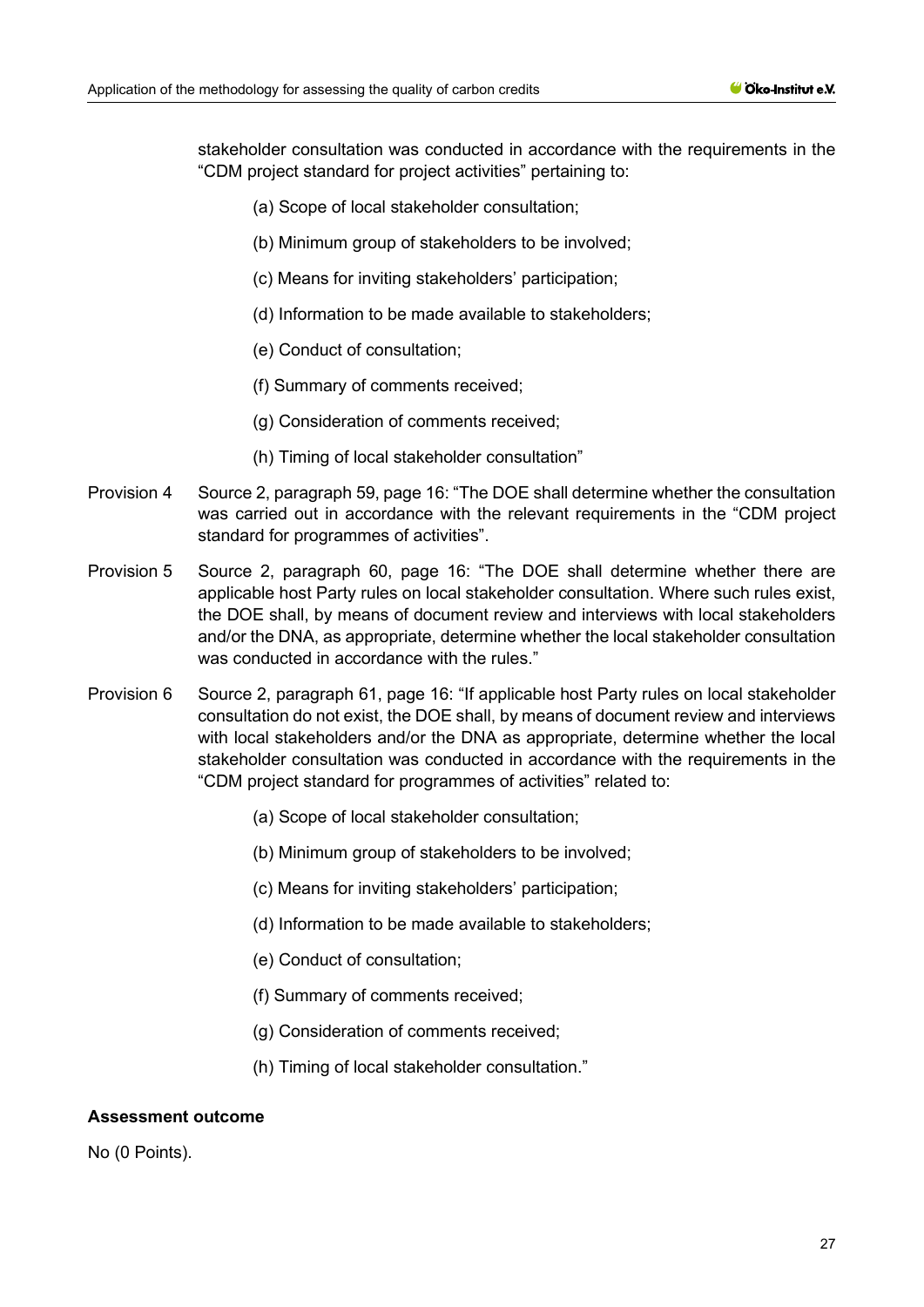stakeholder consultation was conducted in accordance with the requirements in the "CDM project standard for project activities" pertaining to:

(a) Scope of local stakeholder consultation;

(b) Minimum group of stakeholders to be involved;

(c) Means for inviting stakeholders' participation;

(d) Information to be made available to stakeholders;

(e) Conduct of consultation;

(f) Summary of comments received;

(g) Consideration of comments received;

(h) Timing of local stakeholder consultation"

Provision 4 Source 2, paragraph 59, page 16: "The DOE shall determine whether the consultation was carried out in accordance with the relevant requirements in the "CDM project standard for programmes of activities".

Provision 5 Source 2, paragraph 60, page 16: "The DOE shall determine whether there are applicable host Party rules on local stakeholder consultation. Where such rules exist, the DOE shall, by means of document review and interviews with local stakeholders and/or the DNA, as appropriate, determine whether the local stakeholder consultation was conducted in accordance with the rules."

Provision 6 Source 2, paragraph 61, page 16: "If applicable host Party rules on local stakeholder consultation do not exist, the DOE shall, by means of document review and interviews with local stakeholders and/or the DNA as appropriate, determine whether the local stakeholder consultation was conducted in accordance with the requirements in the "CDM project standard for programmes of activities" related to:

(a) Scope of local stakeholder consultation;

(b) Minimum group of stakeholders to be involved;

(c) Means for inviting stakeholders' participation;

(d) Information to be made available to stakeholders;

(e) Conduct of consultation;

(f) Summary of comments received;

(g) Consideration of comments received;

(h) Timing of local stakeholder consultation."

**Assessment outcome**

No (0 Points).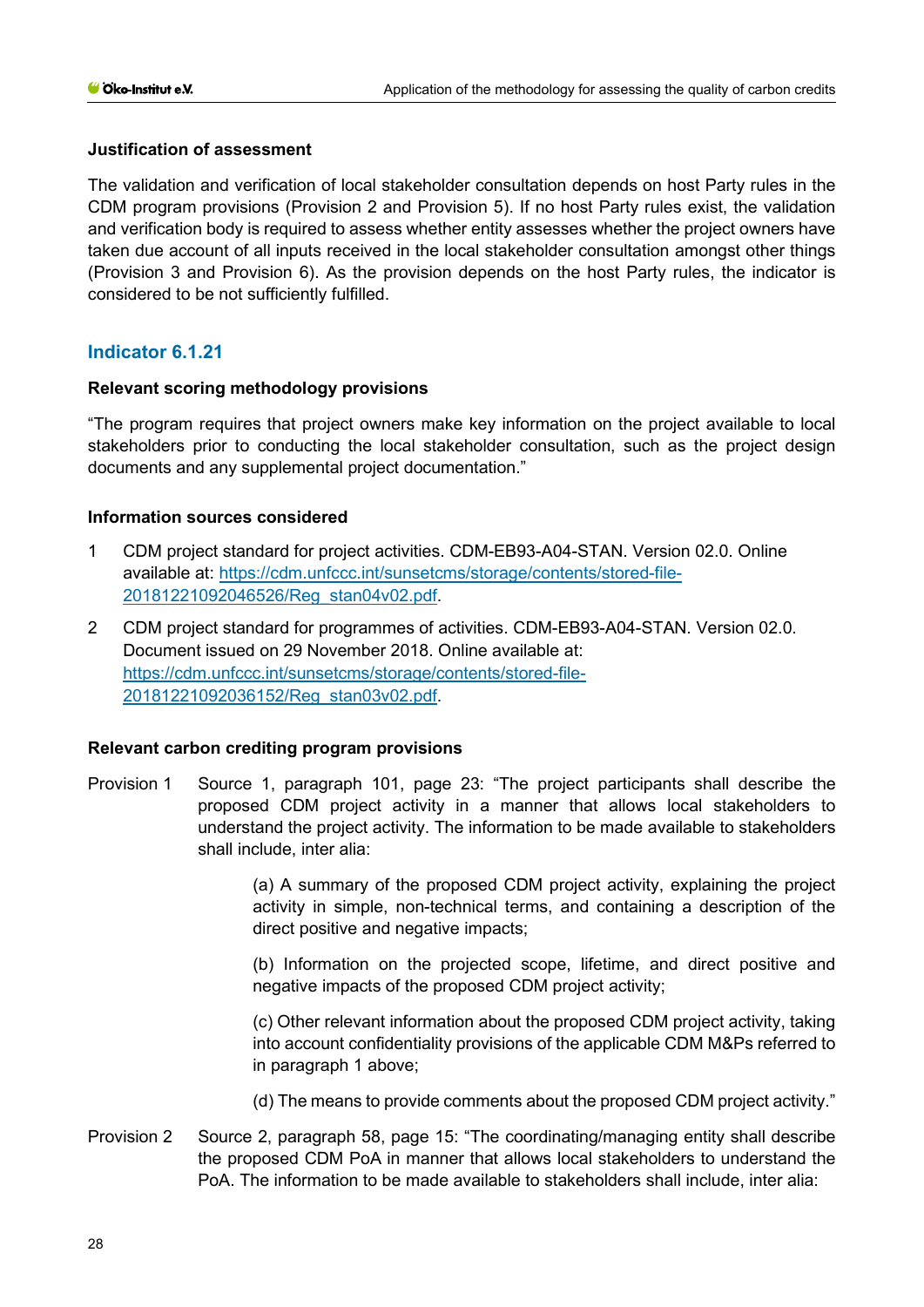**Justification of assessment**

The validation and verification of local stakeholder consultation depends on host Party rules in the CDM program provisions (Provision 2 and Provision 5). If no host Party rules exist, the validation and verification body is required to assess whether entity assesses whether the project owners have taken due account of all inputs received in the local stakeholder consultation amongst other things (Provision 3 and Provision 6). As the provision depends on the host Party rules, the indicator is considered to be not sufficiently fulfilled.

## Indicator 6.1.21

**Relevant scoring methodology provisions**

"The program requires that project owners make key information on the project available to local stakeholders prior to conducting the local stakeholder consultation, such as the project design documents and any supplemental project documentation."

**Information sources considered**

1 CDM project standard for project activities. CDM-EB93-A04-STAN. Version 02.0. Online available at: https://cdm.unfccc.int/sunsetcms/storage/contents/stored-file-20181221092046526/Reg_stan04v02.pdf.

2 CDM project standard for programmes of activities. CDM-EB93-A04-STAN. Version 02.0. Document issued on 29 November 2018. Online available at: https://cdm.unfccc.int/sunsetcms/storage/contents/stored-file-20181221092036152/Reg_stan03v02.pdf.

**Relevant carbon crediting program provisions**

Provision 1 Source 1, paragraph 101, page 23: "The project participants shall describe the proposed CDM project activity in a manner that allows local stakeholders to understand the project activity. The information to be made available to stakeholders shall include, inter alia:

> (a) A summary of the proposed CDM project activity, explaining the project activity in simple, non-technical terms, and containing a description of the direct positive and negative impacts;
>
> (b) Information on the projected scope, lifetime, and direct positive and negative impacts of the proposed CDM project activity;
>
> (c) Other relevant information about the proposed CDM project activity, taking into account confidentiality provisions of the applicable CDM M&Ps referred to in paragraph 1 above;
>
> (d) The means to provide comments about the proposed CDM project activity."

Provision 2 Source 2, paragraph 58, page 15: "The coordinating/managing entity shall describe the proposed CDM PoA in manner that allows local stakeholders to understand the PoA. The information to be made available to stakeholders shall include, inter alia: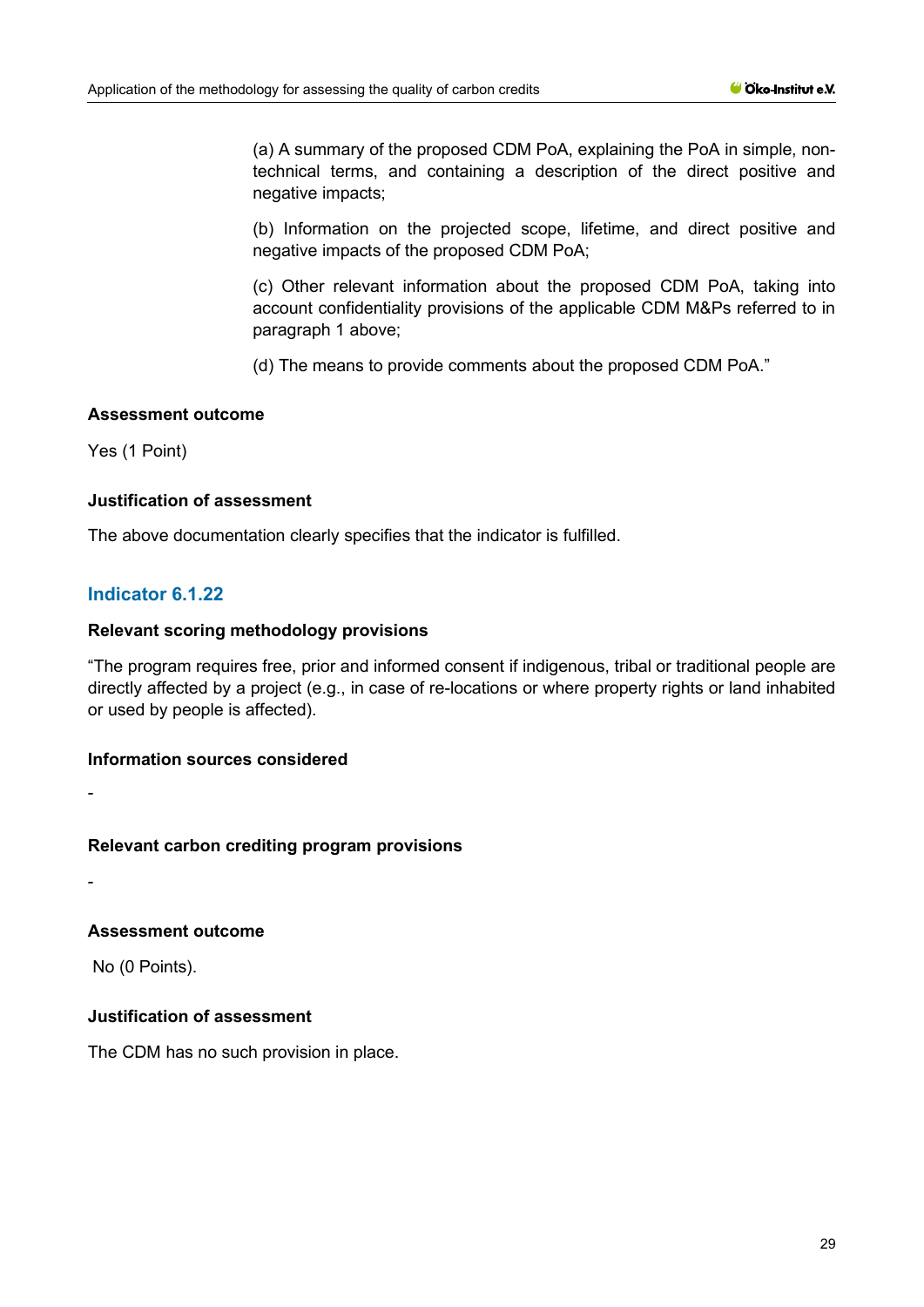> (a) A summary of the proposed CDM PoA, explaining the PoA in simple, non-technical terms, and containing a description of the direct positive and negative impacts;
>
> (b) Information on the projected scope, lifetime, and direct positive and negative impacts of the proposed CDM PoA;
>
> (c) Other relevant information about the proposed CDM PoA, taking into account confidentiality provisions of the applicable CDM M&Ps referred to in paragraph 1 above;
>
> (d) The means to provide comments about the proposed CDM PoA."

**Assessment outcome**

Yes (1 Point)

**Justification of assessment**

The above documentation clearly specifies that the indicator is fulfilled.

### Indicator 6.1.22

**Relevant scoring methodology provisions**

"The program requires free, prior and informed consent if indigenous, tribal or traditional people are directly affected by a project (e.g., in case of re-locations or where property rights or land inhabited or used by people is affected).

**Information sources considered**

-

**Relevant carbon crediting program provisions**

-

**Assessment outcome**

No (0 Points).

**Justification of assessment**

The CDM has no such provision in place.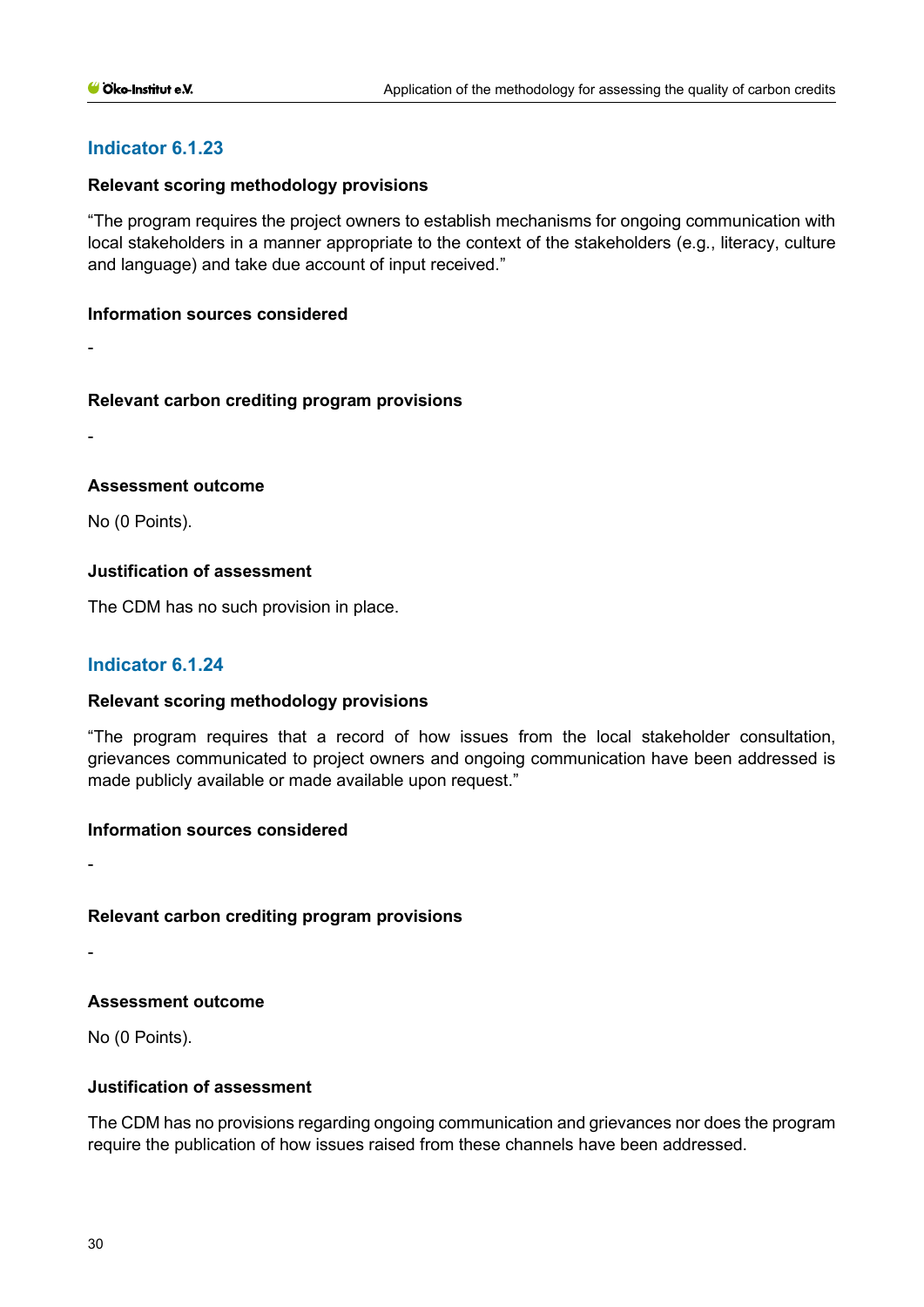### Indicator 6.1.23

**Relevant scoring methodology provisions**

"The program requires the project owners to establish mechanisms for ongoing communication with local stakeholders in a manner appropriate to the context of the stakeholders (e.g., literacy, culture and language) and take due account of input received."

**Information sources considered**

-

**Relevant carbon crediting program provisions**

-

**Assessment outcome**

No (0 Points).

**Justification of assessment**

The CDM has no such provision in place.

### Indicator 6.1.24

**Relevant scoring methodology provisions**

"The program requires that a record of how issues from the local stakeholder consultation, grievances communicated to project owners and ongoing communication have been addressed is made publicly available or made available upon request."

**Information sources considered**

-

**Relevant carbon crediting program provisions**

-

**Assessment outcome**

No (0 Points).

**Justification of assessment**

The CDM has no provisions regarding ongoing communication and grievances nor does the program require the publication of how issues raised from these channels have been addressed.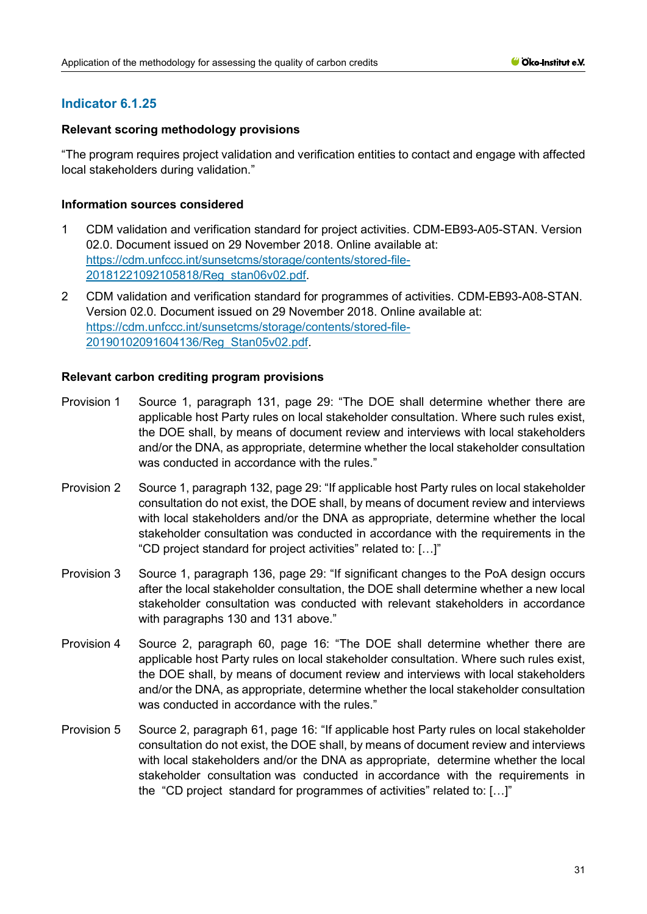## Indicator 6.1.25

**Relevant scoring methodology provisions**

"The program requires project validation and verification entities to contact and engage with affected local stakeholders during validation."

**Information sources considered**

1. CDM validation and verification standard for project activities. CDM-EB93-A05-STAN. Version 02.0. Document issued on 29 November 2018. Online available at: https://cdm.unfccc.int/sunsetcms/storage/contents/stored-file-20181221092105818/Reg_stan06v02.pdf.
2. CDM validation and verification standard for programmes of activities. CDM-EB93-A08-STAN. Version 02.0. Document issued on 29 November 2018. Online available at: https://cdm.unfccc.int/sunsetcms/storage/contents/stored-file-20190102091604136/Reg_Stan05v02.pdf.

**Relevant carbon crediting program provisions**

Provision 1 Source 1, paragraph 131, page 29: "The DOE shall determine whether there are applicable host Party rules on local stakeholder consultation. Where such rules exist, the DOE shall, by means of document review and interviews with local stakeholders and/or the DNA, as appropriate, determine whether the local stakeholder consultation was conducted in accordance with the rules."

Provision 2 Source 1, paragraph 132, page 29: "If applicable host Party rules on local stakeholder consultation do not exist, the DOE shall, by means of document review and interviews with local stakeholders and/or the DNA as appropriate, determine whether the local stakeholder consultation was conducted in accordance with the requirements in the "CD project standard for project activities" related to: […]"

Provision 3 Source 1, paragraph 136, page 29: "If significant changes to the PoA design occurs after the local stakeholder consultation, the DOE shall determine whether a new local stakeholder consultation was conducted with relevant stakeholders in accordance with paragraphs 130 and 131 above."

Provision 4 Source 2, paragraph 60, page 16: "The DOE shall determine whether there are applicable host Party rules on local stakeholder consultation. Where such rules exist, the DOE shall, by means of document review and interviews with local stakeholders and/or the DNA, as appropriate, determine whether the local stakeholder consultation was conducted in accordance with the rules."

Provision 5 Source 2, paragraph 61, page 16: "If applicable host Party rules on local stakeholder consultation do not exist, the DOE shall, by means of document review and interviews with local stakeholders and/or the DNA as appropriate, determine whether the local stakeholder consultation was conducted in accordance with the requirements in the "CD project standard for programmes of activities" related to: […]"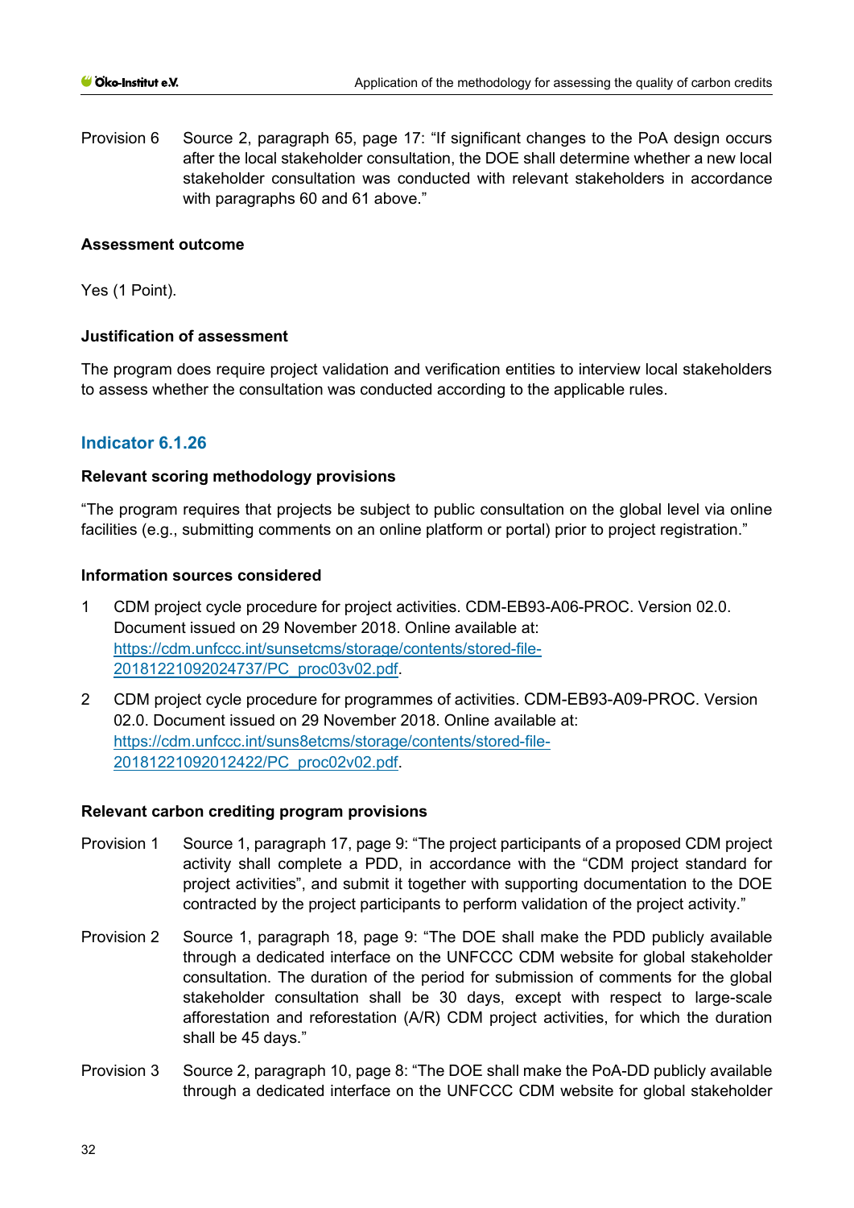Provision 6 Source 2, paragraph 65, page 17: "If significant changes to the PoA design occurs after the local stakeholder consultation, the DOE shall determine whether a new local stakeholder consultation was conducted with relevant stakeholders in accordance with paragraphs 60 and 61 above."

**Assessment outcome**

Yes (1 Point).

**Justification of assessment**

The program does require project validation and verification entities to interview local stakeholders to assess whether the consultation was conducted according to the applicable rules.

## Indicator 6.1.26

**Relevant scoring methodology provisions**

"The program requires that projects be subject to public consultation on the global level via online facilities (e.g., submitting comments on an online platform or portal) prior to project registration."

**Information sources considered**

1. CDM project cycle procedure for project activities. CDM-EB93-A06-PROC. Version 02.0. Document issued on 29 November 2018. Online available at: https://cdm.unfccc.int/sunsetcms/storage/contents/stored-file-20181221092024737/PC_proc03v02.pdf.
2. CDM project cycle procedure for programmes of activities. CDM-EB93-A09-PROC. Version 02.0. Document issued on 29 November 2018. Online available at: https://cdm.unfccc.int/suns8etcms/storage/contents/stored-file-20181221092012422/PC_proc02v02.pdf.

**Relevant carbon crediting program provisions**

Provision 1 Source 1, paragraph 17, page 9: "The project participants of a proposed CDM project activity shall complete a PDD, in accordance with the "CDM project standard for project activities", and submit it together with supporting documentation to the DOE contracted by the project participants to perform validation of the project activity."

Provision 2 Source 1, paragraph 18, page 9: "The DOE shall make the PDD publicly available through a dedicated interface on the UNFCCC CDM website for global stakeholder consultation. The duration of the period for submission of comments for the global stakeholder consultation shall be 30 days, except with respect to large-scale afforestation and reforestation (A/R) CDM project activities, for which the duration shall be 45 days."

Provision 3 Source 2, paragraph 10, page 8: "The DOE shall make the PoA-DD publicly available through a dedicated interface on the UNFCCC CDM website for global stakeholder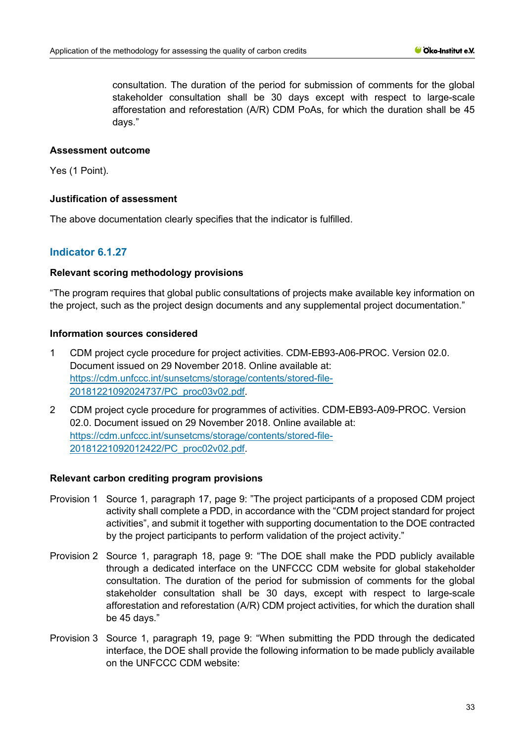consultation. The duration of the period for submission of comments for the global stakeholder consultation shall be 30 days except with respect to large-scale afforestation and reforestation (A/R) CDM PoAs, for which the duration shall be 45 days."

**Assessment outcome**

Yes (1 Point).

**Justification of assessment**

The above documentation clearly specifies that the indicator is fulfilled.

## Indicator 6.1.27

**Relevant scoring methodology provisions**

"The program requires that global public consultations of projects make available key information on the project, such as the project design documents and any supplemental project documentation."

**Information sources considered**

1. CDM project cycle procedure for project activities. CDM-EB93-A06-PROC. Version 02.0. Document issued on 29 November 2018. Online available at: https://cdm.unfccc.int/sunsetcms/storage/contents/stored-file-20181221092024737/PC_proc03v02.pdf.
2. CDM project cycle procedure for programmes of activities. CDM-EB93-A09-PROC. Version 02.0. Document issued on 29 November 2018. Online available at: https://cdm.unfccc.int/sunsetcms/storage/contents/stored-file-20181221092012422/PC_proc02v02.pdf.

**Relevant carbon crediting program provisions**

Provision 1 Source 1, paragraph 17, page 9: "The project participants of a proposed CDM project activity shall complete a PDD, in accordance with the "CDM project standard for project activities", and submit it together with supporting documentation to the DOE contracted by the project participants to perform validation of the project activity."

Provision 2 Source 1, paragraph 18, page 9: "The DOE shall make the PDD publicly available through a dedicated interface on the UNFCCC CDM website for global stakeholder consultation. The duration of the period for submission of comments for the global stakeholder consultation shall be 30 days, except with respect to large-scale afforestation and reforestation (A/R) CDM project activities, for which the duration shall be 45 days."

Provision 3 Source 1, paragraph 19, page 9: "When submitting the PDD through the dedicated interface, the DOE shall provide the following information to be made publicly available on the UNFCCC CDM website: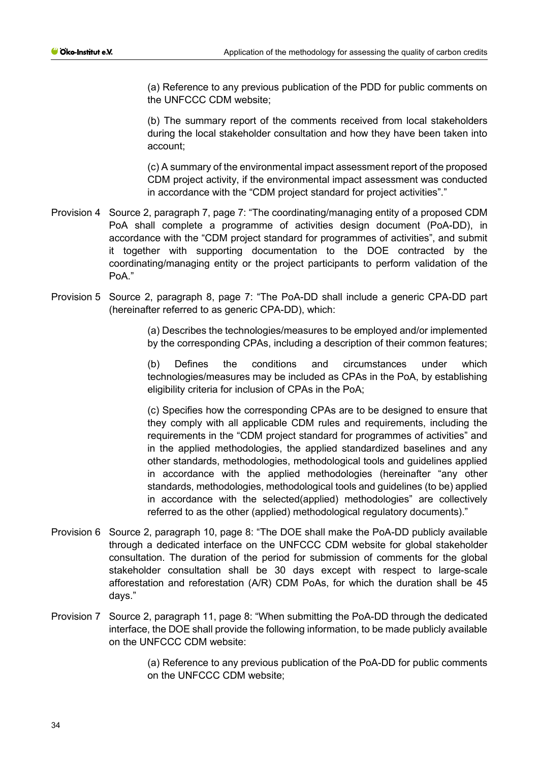(a) Reference to any previous publication of the PDD for public comments on the UNFCCC CDM website;

(b) The summary report of the comments received from local stakeholders during the local stakeholder consultation and how they have been taken into account;

(c) A summary of the environmental impact assessment report of the proposed CDM project activity, if the environmental impact assessment was conducted in accordance with the "CDM project standard for project activities"."

Provision 4 Source 2, paragraph 7, page 7: "The coordinating/managing entity of a proposed CDM PoA shall complete a programme of activities design document (PoA-DD), in accordance with the "CDM project standard for programmes of activities", and submit it together with supporting documentation to the DOE contracted by the coordinating/managing entity or the project participants to perform validation of the PoA."

Provision 5 Source 2, paragraph 8, page 7: "The PoA-DD shall include a generic CPA-DD part (hereinafter referred to as generic CPA-DD), which:

(a) Describes the technologies/measures to be employed and/or implemented by the corresponding CPAs, including a description of their common features;

(b) Defines the conditions and circumstances under which technologies/measures may be included as CPAs in the PoA, by establishing eligibility criteria for inclusion of CPAs in the PoA;

(c) Specifies how the corresponding CPAs are to be designed to ensure that they comply with all applicable CDM rules and requirements, including the requirements in the "CDM project standard for programmes of activities" and in the applied methodologies, the applied standardized baselines and any other standards, methodologies, methodological tools and guidelines applied in accordance with the applied methodologies (hereinafter "any other standards, methodologies, methodological tools and guidelines (to be) applied in accordance with the selected(applied) methodologies" are collectively referred to as the other (applied) methodological regulatory documents)."

Provision 6 Source 2, paragraph 10, page 8: "The DOE shall make the PoA-DD publicly available through a dedicated interface on the UNFCCC CDM website for global stakeholder consultation. The duration of the period for submission of comments for the global stakeholder consultation shall be 30 days except with respect to large-scale afforestation and reforestation (A/R) CDM PoAs, for which the duration shall be 45 days."

Provision 7 Source 2, paragraph 11, page 8: "When submitting the PoA-DD through the dedicated interface, the DOE shall provide the following information, to be made publicly available on the UNFCCC CDM website:

(a) Reference to any previous publication of the PoA-DD for public comments on the UNFCCC CDM website;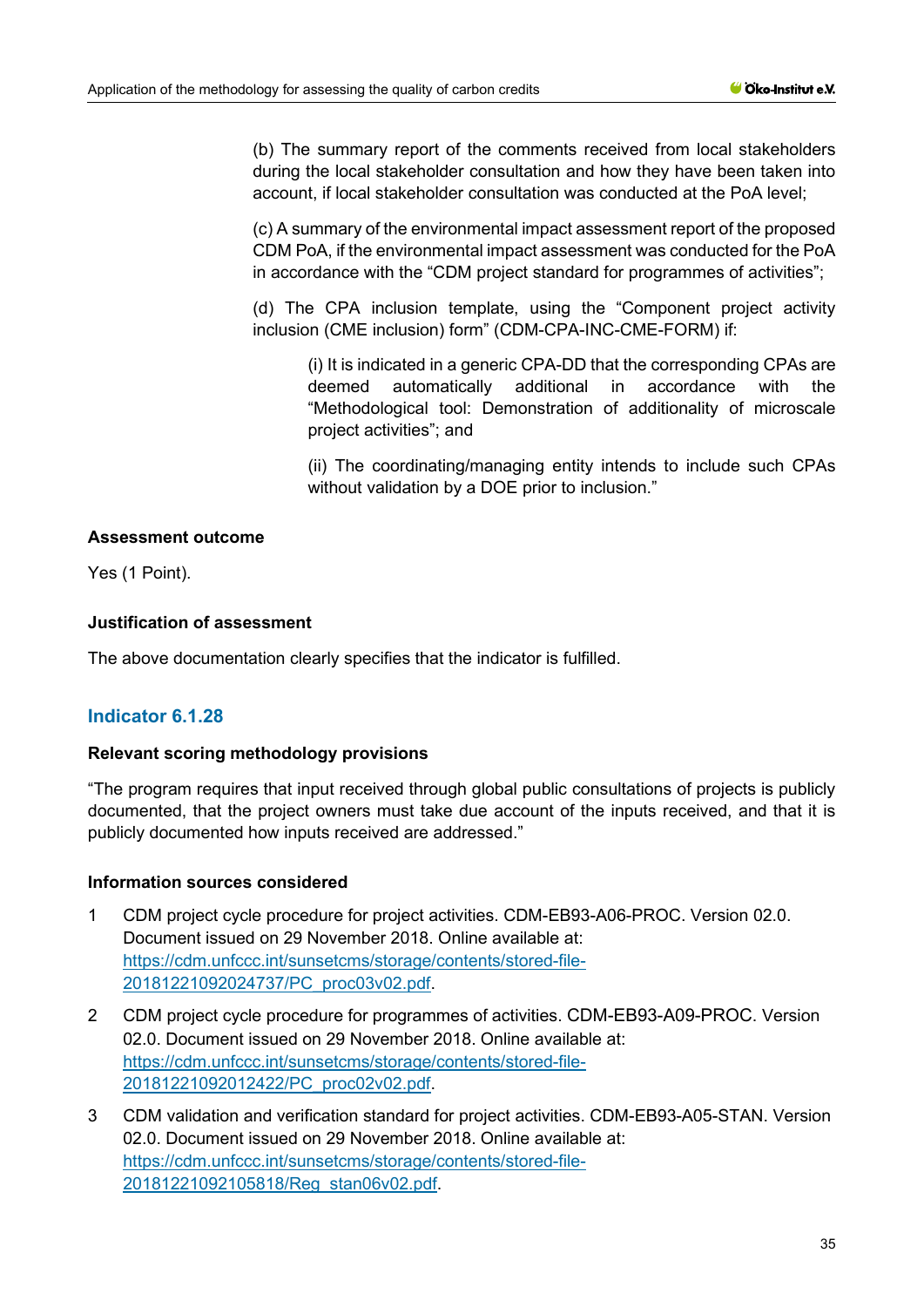(b) The summary report of the comments received from local stakeholders during the local stakeholder consultation and how they have been taken into account, if local stakeholder consultation was conducted at the PoA level;

(c) A summary of the environmental impact assessment report of the proposed CDM PoA, if the environmental impact assessment was conducted for the PoA in accordance with the "CDM project standard for programmes of activities";

(d) The CPA inclusion template, using the "Component project activity inclusion (CME inclusion) form" (CDM-CPA-INC-CME-FORM) if:

> (i) It is indicated in a generic CPA-DD that the corresponding CPAs are deemed automatically additional in accordance with the "Methodological tool: Demonstration of additionality of microscale project activities"; and
>
> (ii) The coordinating/managing entity intends to include such CPAs without validation by a DOE prior to inclusion."

**Assessment outcome**

Yes (1 Point).

**Justification of assessment**

The above documentation clearly specifies that the indicator is fulfilled.

### Indicator 6.1.28

**Relevant scoring methodology provisions**

"The program requires that input received through global public consultations of projects is publicly documented, that the project owners must take due account of the inputs received, and that it is publicly documented how inputs received are addressed."

**Information sources considered**

1. CDM project cycle procedure for project activities. CDM-EB93-A06-PROC. Version 02.0. Document issued on 29 November 2018. Online available at: https://cdm.unfccc.int/sunsetcms/storage/contents/stored-file-20181221092024737/PC_proc03v02.pdf.
2. CDM project cycle procedure for programmes of activities. CDM-EB93-A09-PROC. Version 02.0. Document issued on 29 November 2018. Online available at: https://cdm.unfccc.int/sunsetcms/storage/contents/stored-file-20181221092012422/PC_proc02v02.pdf.
3. CDM validation and verification standard for project activities. CDM-EB93-A05-STAN. Version 02.0. Document issued on 29 November 2018. Online available at: https://cdm.unfccc.int/sunsetcms/storage/contents/stored-file-20181221092105818/Reg_stan06v02.pdf.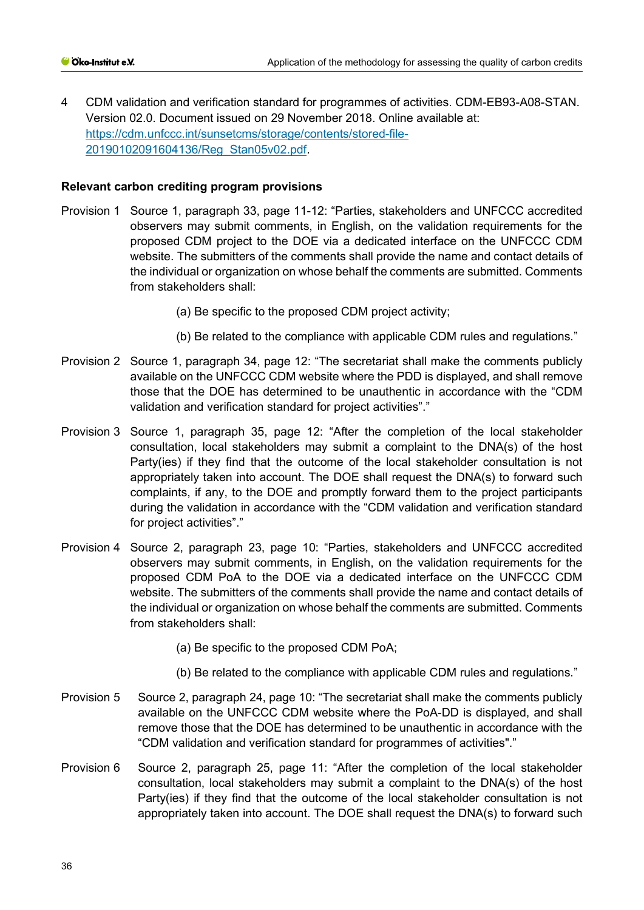4 CDM validation and verification standard for programmes of activities. CDM-EB93-A08-STAN. Version 02.0. Document issued on 29 November 2018. Online available at: https://cdm.unfccc.int/sunsetcms/storage/contents/stored-file-20190102091604136/Reg_Stan05v02.pdf.

**Relevant carbon crediting program provisions**

Provision 1 Source 1, paragraph 33, page 11-12: "Parties, stakeholders and UNFCCC accredited observers may submit comments, in English, on the validation requirements for the proposed CDM project to the DOE via a dedicated interface on the UNFCCC CDM website. The submitters of the comments shall provide the name and contact details of the individual or organization on whose behalf the comments are submitted. Comments from stakeholders shall:

(a) Be specific to the proposed CDM project activity;

(b) Be related to the compliance with applicable CDM rules and regulations."

Provision 2 Source 1, paragraph 34, page 12: "The secretariat shall make the comments publicly available on the UNFCCC CDM website where the PDD is displayed, and shall remove those that the DOE has determined to be unauthentic in accordance with the "CDM validation and verification standard for project activities"."

Provision 3 Source 1, paragraph 35, page 12: "After the completion of the local stakeholder consultation, local stakeholders may submit a complaint to the DNA(s) of the host Party(ies) if they find that the outcome of the local stakeholder consultation is not appropriately taken into account. The DOE shall request the DNA(s) to forward such complaints, if any, to the DOE and promptly forward them to the project participants during the validation in accordance with the "CDM validation and verification standard for project activities"."

Provision 4 Source 2, paragraph 23, page 10: "Parties, stakeholders and UNFCCC accredited observers may submit comments, in English, on the validation requirements for the proposed CDM PoA to the DOE via a dedicated interface on the UNFCCC CDM website. The submitters of the comments shall provide the name and contact details of the individual or organization on whose behalf the comments are submitted. Comments from stakeholders shall:

(a) Be specific to the proposed CDM PoA;

(b) Be related to the compliance with applicable CDM rules and regulations."

Provision 5 Source 2, paragraph 24, page 10: "The secretariat shall make the comments publicly available on the UNFCCC CDM website where the PoA-DD is displayed, and shall remove those that the DOE has determined to be unauthentic in accordance with the "CDM validation and verification standard for programmes of activities"."

Provision 6 Source 2, paragraph 25, page 11: "After the completion of the local stakeholder consultation, local stakeholders may submit a complaint to the DNA(s) of the host Party(ies) if they find that the outcome of the local stakeholder consultation is not appropriately taken into account. The DOE shall request the DNA(s) to forward such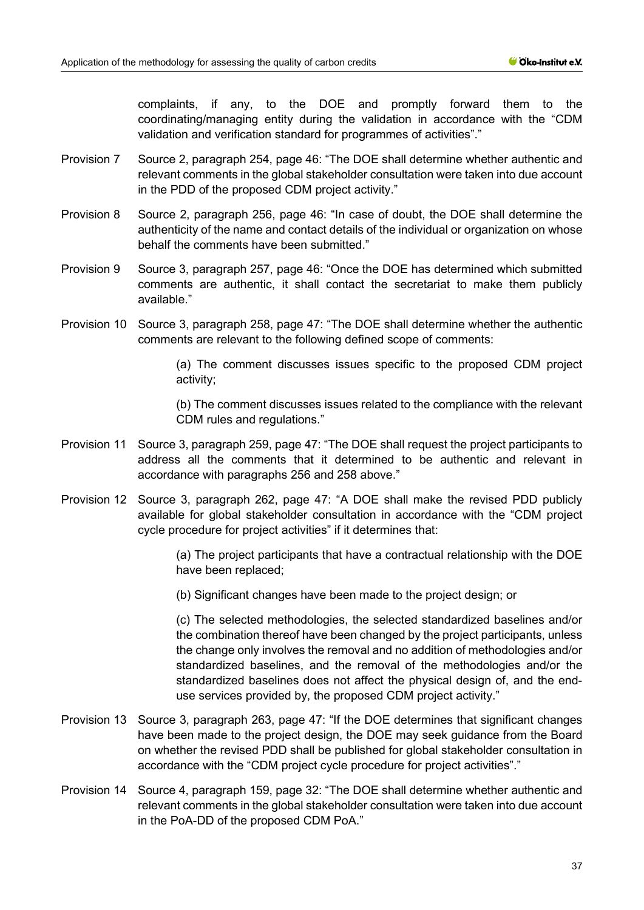complaints, if any, to the DOE and promptly forward them to the coordinating/managing entity during the validation in accordance with the "CDM validation and verification standard for programmes of activities"."

Provision 7 Source 2, paragraph 254, page 46: "The DOE shall determine whether authentic and relevant comments in the global stakeholder consultation were taken into due account in the PDD of the proposed CDM project activity."

Provision 8 Source 2, paragraph 256, page 46: "In case of doubt, the DOE shall determine the authenticity of the name and contact details of the individual or organization on whose behalf the comments have been submitted."

Provision 9 Source 3, paragraph 257, page 46: "Once the DOE has determined which submitted comments are authentic, it shall contact the secretariat to make them publicly available."

Provision 10 Source 3, paragraph 258, page 47: "The DOE shall determine whether the authentic comments are relevant to the following defined scope of comments:

> (a) The comment discusses issues specific to the proposed CDM project activity;
>
> (b) The comment discusses issues related to the compliance with the relevant CDM rules and regulations."

Provision 11 Source 3, paragraph 259, page 47: "The DOE shall request the project participants to address all the comments that it determined to be authentic and relevant in accordance with paragraphs 256 and 258 above."

Provision 12 Source 3, paragraph 262, page 47: "A DOE shall make the revised PDD publicly available for global stakeholder consultation in accordance with the "CDM project cycle procedure for project activities" if it determines that:

> (a) The project participants that have a contractual relationship with the DOE have been replaced;
>
> (b) Significant changes have been made to the project design; or
>
> (c) The selected methodologies, the selected standardized baselines and/or the combination thereof have been changed by the project participants, unless the change only involves the removal and no addition of methodologies and/or standardized baselines, and the removal of the methodologies and/or the standardized baselines does not affect the physical design of, and the end-use services provided by, the proposed CDM project activity."

Provision 13 Source 3, paragraph 263, page 47: "If the DOE determines that significant changes have been made to the project design, the DOE may seek guidance from the Board on whether the revised PDD shall be published for global stakeholder consultation in accordance with the "CDM project cycle procedure for project activities"."

Provision 14 Source 4, paragraph 159, page 32: "The DOE shall determine whether authentic and relevant comments in the global stakeholder consultation were taken into due account in the PoA-DD of the proposed CDM PoA."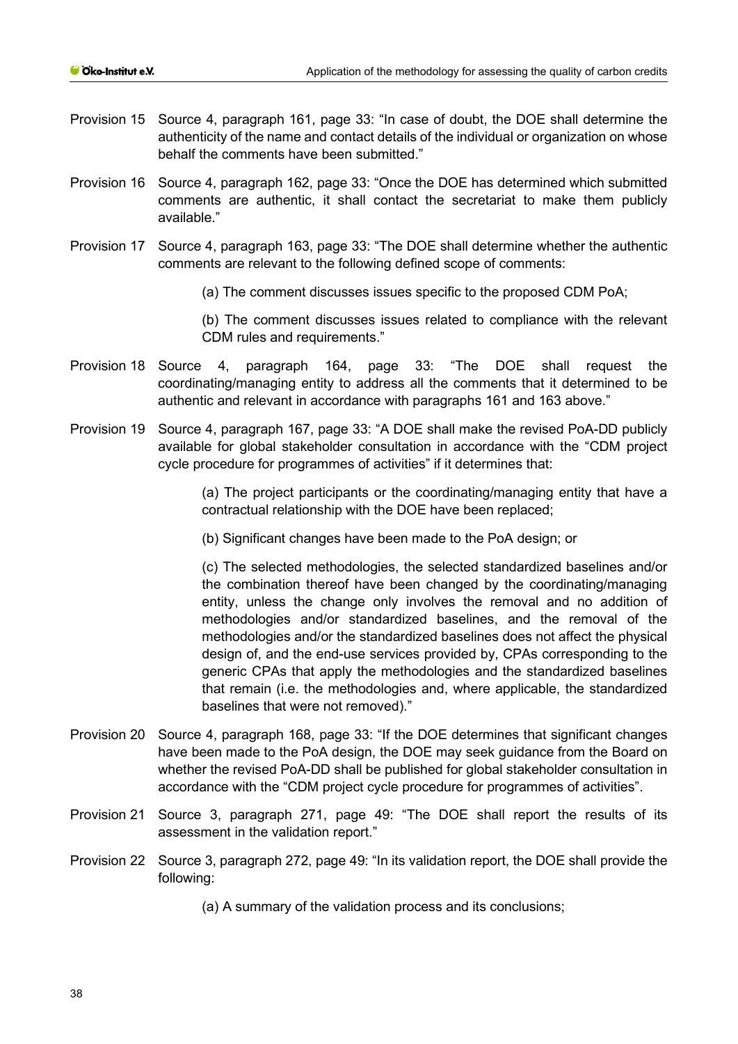Provision 15 Source 4, paragraph 161, page 33: "In case of doubt, the DOE shall determine the authenticity of the name and contact details of the individual or organization on whose behalf the comments have been submitted."

Provision 16 Source 4, paragraph 162, page 33: "Once the DOE has determined which submitted comments are authentic, it shall contact the secretariat to make them publicly available."

Provision 17 Source 4, paragraph 163, page 33: "The DOE shall determine whether the authentic comments are relevant to the following defined scope of comments:

(a) The comment discusses issues specific to the proposed CDM PoA;

(b) The comment discusses issues related to compliance with the relevant CDM rules and requirements."

Provision 18 Source 4, paragraph 164, page 33: "The DOE shall request the coordinating/managing entity to address all the comments that it determined to be authentic and relevant in accordance with paragraphs 161 and 163 above."

Provision 19 Source 4, paragraph 167, page 33: "A DOE shall make the revised PoA-DD publicly available for global stakeholder consultation in accordance with the "CDM project cycle procedure for programmes of activities" if it determines that:

(a) The project participants or the coordinating/managing entity that have a contractual relationship with the DOE have been replaced;

(b) Significant changes have been made to the PoA design; or

(c) The selected methodologies, the selected standardized baselines and/or the combination thereof have been changed by the coordinating/managing entity, unless the change only involves the removal and no addition of methodologies and/or standardized baselines, and the removal of the methodologies and/or the standardized baselines does not affect the physical design of, and the end-use services provided by, CPAs corresponding to the generic CPAs that apply the methodologies and the standardized baselines that remain (i.e. the methodologies and, where applicable, the standardized baselines that were not removed)."

Provision 20 Source 4, paragraph 168, page 33: "If the DOE determines that significant changes have been made to the PoA design, the DOE may seek guidance from the Board on whether the revised PoA-DD shall be published for global stakeholder consultation in accordance with the "CDM project cycle procedure for programmes of activities".

Provision 21 Source 3, paragraph 271, page 49: "The DOE shall report the results of its assessment in the validation report."

Provision 22 Source 3, paragraph 272, page 49: "In its validation report, the DOE shall provide the following:

(a) A summary of the validation process and its conclusions;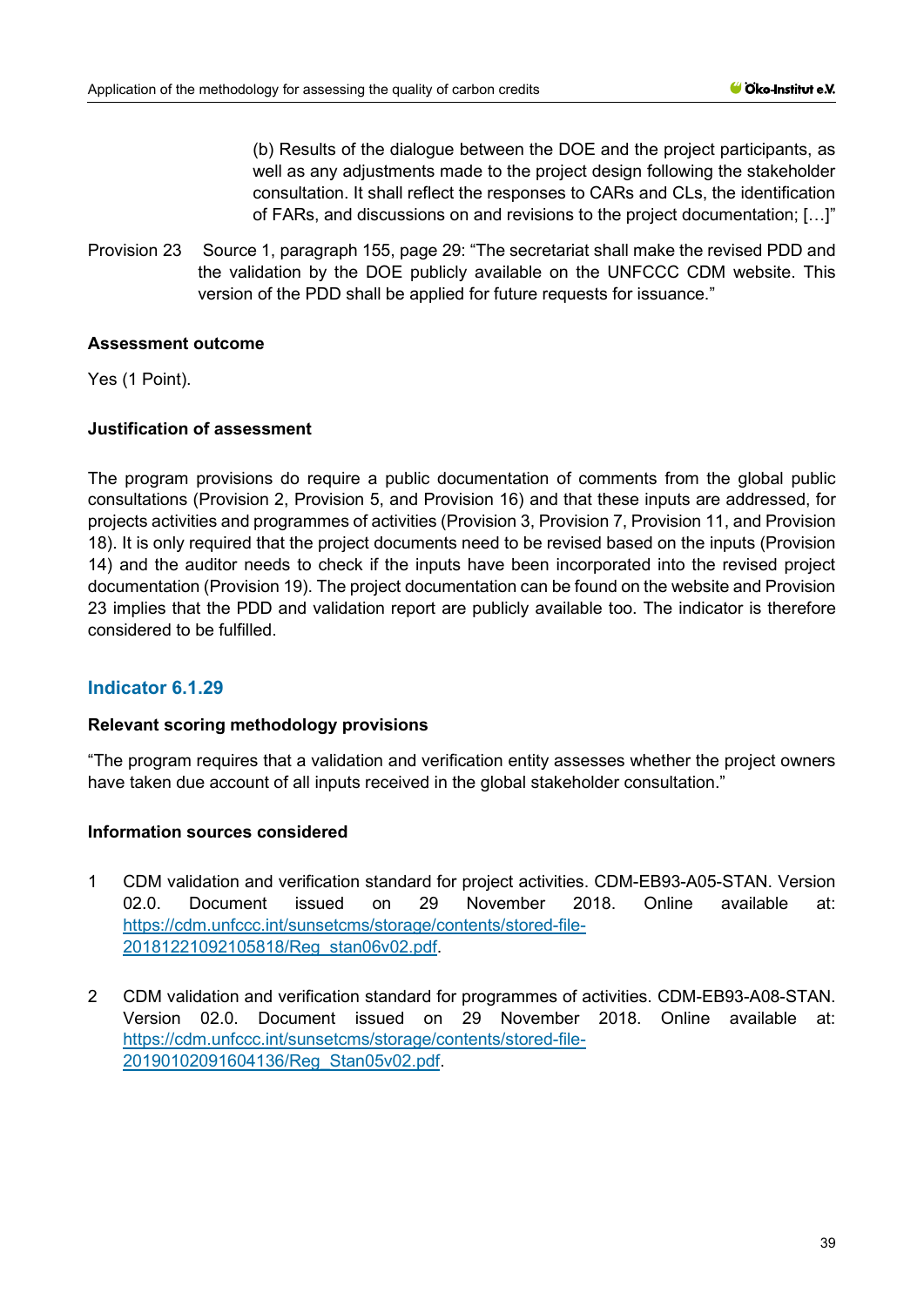(b) Results of the dialogue between the DOE and the project participants, as well as any adjustments made to the project design following the stakeholder consultation. It shall reflect the responses to CARs and CLs, the identification of FARs, and discussions on and revisions to the project documentation; […]"

Provision 23 Source 1, paragraph 155, page 29: "The secretariat shall make the revised PDD and the validation by the DOE publicly available on the UNFCCC CDM website. This version of the PDD shall be applied for future requests for issuance."

**Assessment outcome**

Yes (1 Point).

**Justification of assessment**

The program provisions do require a public documentation of comments from the global public consultations (Provision 2, Provision 5, and Provision 16) and that these inputs are addressed, for projects activities and programmes of activities (Provision 3, Provision 7, Provision 11, and Provision 18). It is only required that the project documents need to be revised based on the inputs (Provision 14) and the auditor needs to check if the inputs have been incorporated into the revised project documentation (Provision 19). The project documentation can be found on the website and Provision 23 implies that the PDD and validation report are publicly available too. The indicator is therefore considered to be fulfilled.

## Indicator 6.1.29

**Relevant scoring methodology provisions**

"The program requires that a validation and verification entity assesses whether the project owners have taken due account of all inputs received in the global stakeholder consultation."

**Information sources considered**

1 CDM validation and verification standard for project activities. CDM-EB93-A05-STAN. Version 02.0. Document issued on 29 November 2018. Online available at: https://cdm.unfccc.int/sunsetcms/storage/contents/stored-file-20181221092105818/Reg_stan06v02.pdf.

2 CDM validation and verification standard for programmes of activities. CDM-EB93-A08-STAN. Version 02.0. Document issued on 29 November 2018. Online available at: https://cdm.unfccc.int/sunsetcms/storage/contents/stored-file-20190102091604136/Reg_Stan05v02.pdf.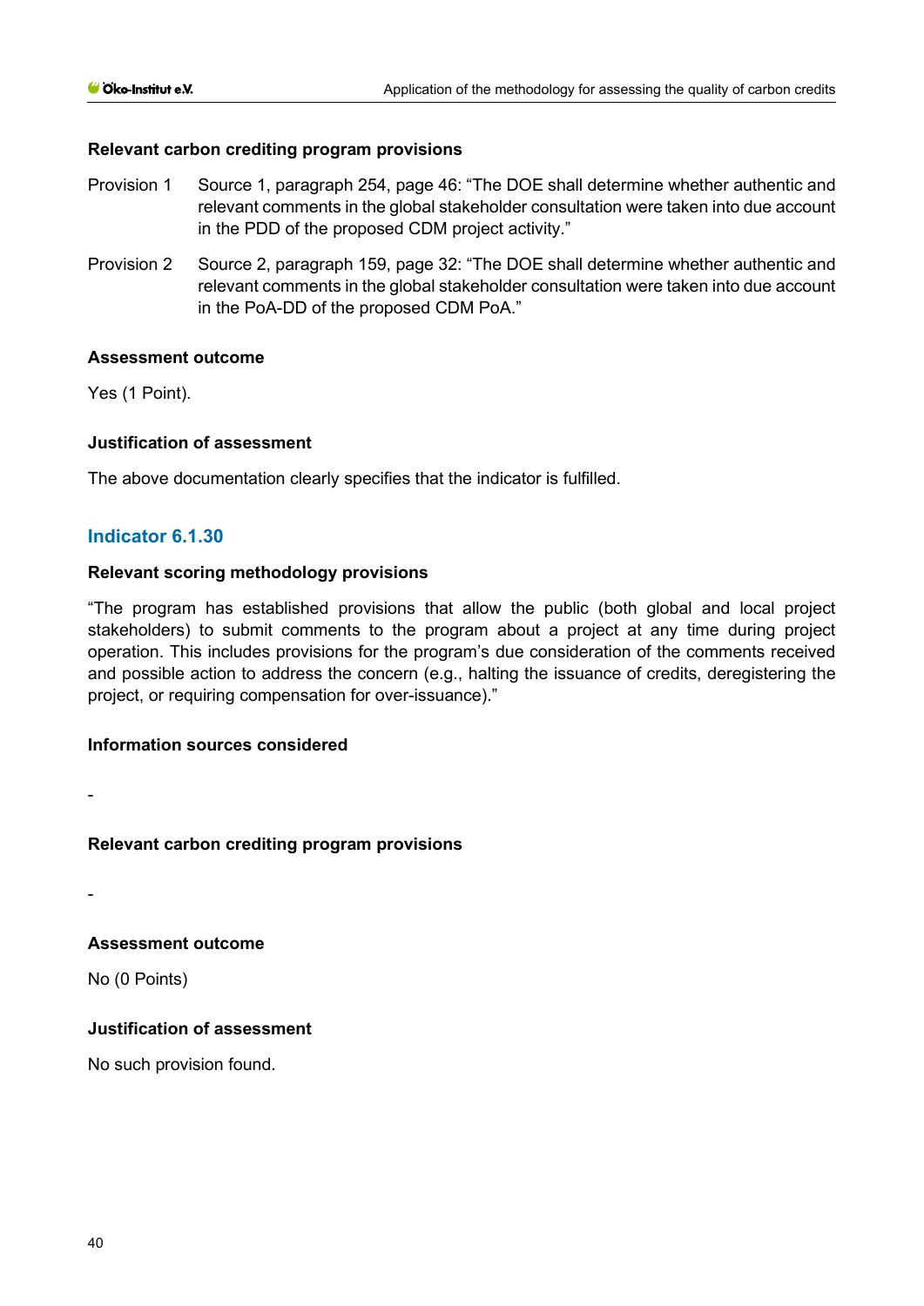#### Relevant carbon crediting program provisions

Provision 1 Source 1, paragraph 254, page 46: "The DOE shall determine whether authentic and relevant comments in the global stakeholder consultation were taken into due account in the PDD of the proposed CDM project activity."

Provision 2 Source 2, paragraph 159, page 32: "The DOE shall determine whether authentic and relevant comments in the global stakeholder consultation were taken into due account in the PoA-DD of the proposed CDM PoA."

#### Assessment outcome

Yes (1 Point).

#### Justification of assessment

The above documentation clearly specifies that the indicator is fulfilled.

### Indicator 6.1.30

#### Relevant scoring methodology provisions

"The program has established provisions that allow the public (both global and local project stakeholders) to submit comments to the program about a project at any time during project operation. This includes provisions for the program's due consideration of the comments received and possible action to address the concern (e.g., halting the issuance of credits, deregistering the project, or requiring compensation for over-issuance)."

#### Information sources considered

-

#### Relevant carbon crediting program provisions

-

#### Assessment outcome

No (0 Points)

#### Justification of assessment

No such provision found.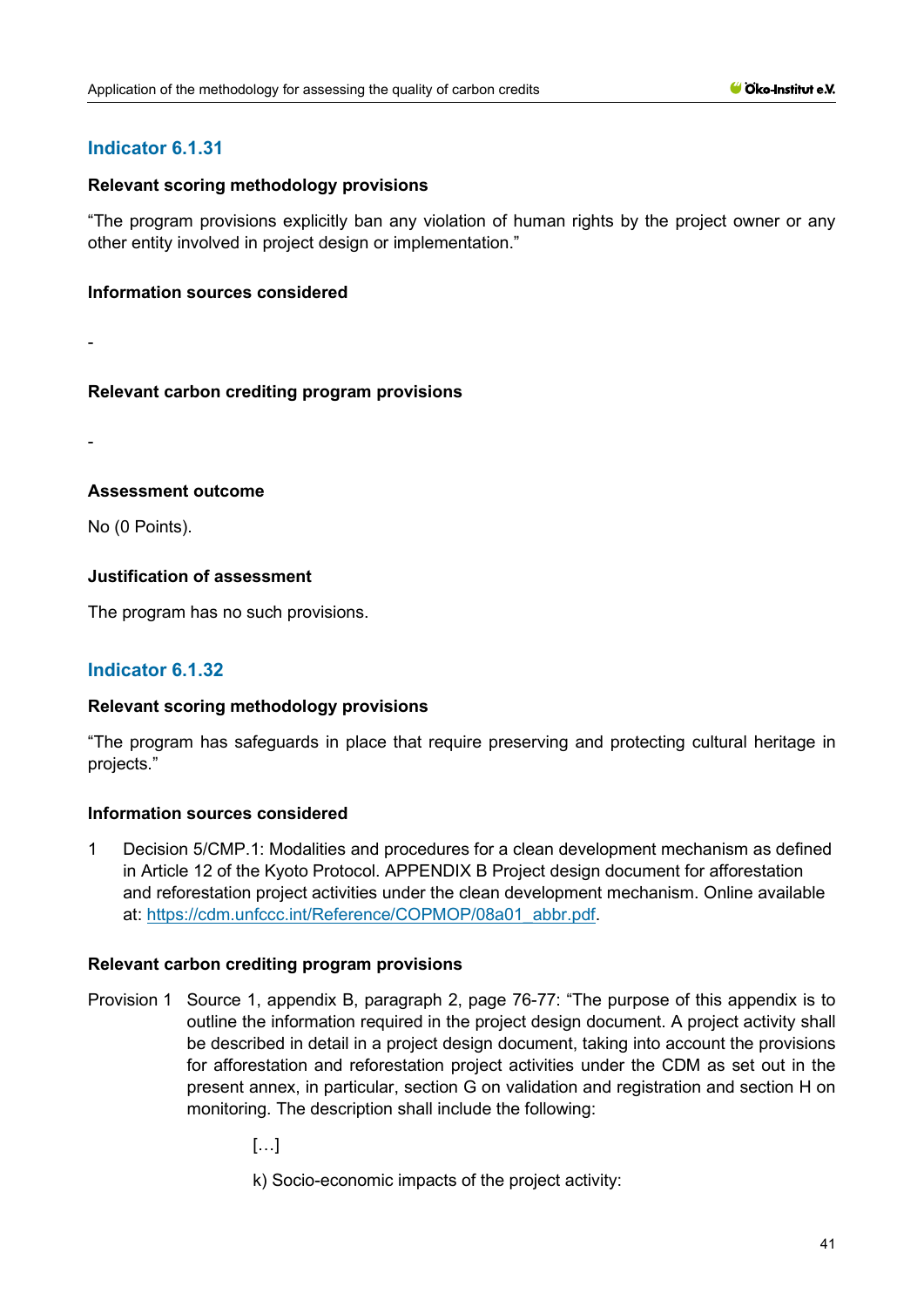## Indicator 6.1.31

**Relevant scoring methodology provisions**

"The program provisions explicitly ban any violation of human rights by the project owner or any other entity involved in project design or implementation."

**Information sources considered**

-

**Relevant carbon crediting program provisions**

-

**Assessment outcome**

No (0 Points).

**Justification of assessment**

The program has no such provisions.

## Indicator 6.1.32

**Relevant scoring methodology provisions**

"The program has safeguards in place that require preserving and protecting cultural heritage in projects."

**Information sources considered**

1 Decision 5/CMP.1: Modalities and procedures for a clean development mechanism as defined in Article 12 of the Kyoto Protocol. APPENDIX B Project design document for afforestation and reforestation project activities under the clean development mechanism. Online available at: https://cdm.unfccc.int/Reference/COPMOP/08a01_abbr.pdf.

**Relevant carbon crediting program provisions**

Provision 1 Source 1, appendix B, paragraph 2, page 76-77: "The purpose of this appendix is to outline the information required in the project design document. A project activity shall be described in detail in a project design document, taking into account the provisions for afforestation and reforestation project activities under the CDM as set out in the present annex, in particular, section G on validation and registration and section H on monitoring. The description shall include the following:

[…]

k) Socio-economic impacts of the project activity: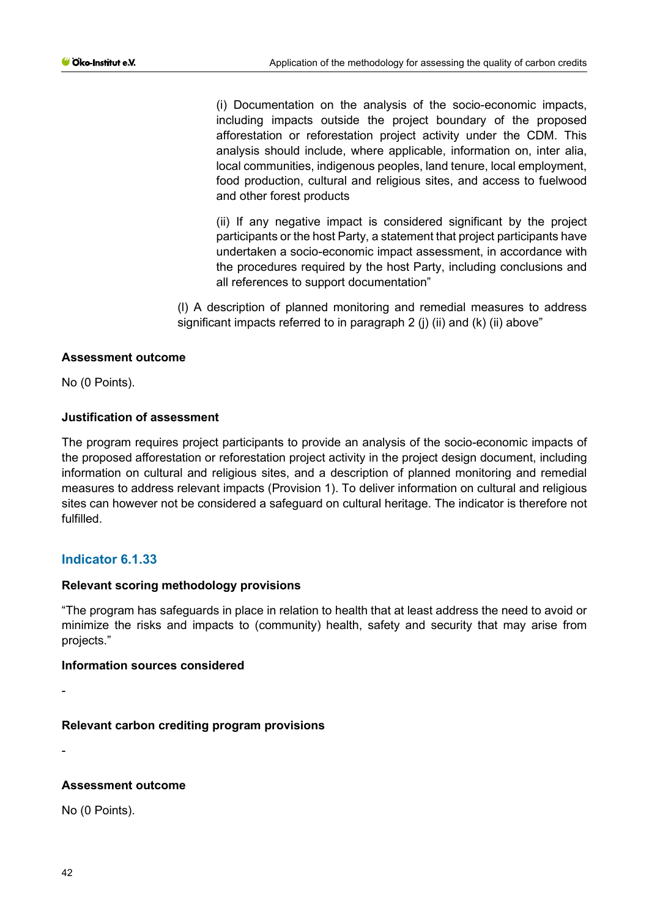(i) Documentation on the analysis of the socio-economic impacts, including impacts outside the project boundary of the proposed afforestation or reforestation project activity under the CDM. This analysis should include, where applicable, information on, inter alia, local communities, indigenous peoples, land tenure, local employment, food production, cultural and religious sites, and access to fuelwood and other forest products

(ii) If any negative impact is considered significant by the project participants or the host Party, a statement that project participants have undertaken a socio-economic impact assessment, in accordance with the procedures required by the host Party, including conclusions and all references to support documentation"

(l) A description of planned monitoring and remedial measures to address significant impacts referred to in paragraph 2 (j) (ii) and (k) (ii) above"

**Assessment outcome**

No (0 Points).

**Justification of assessment**

The program requires project participants to provide an analysis of the socio-economic impacts of the proposed afforestation or reforestation project activity in the project design document, including information on cultural and religious sites, and a description of planned monitoring and remedial measures to address relevant impacts (Provision 1). To deliver information on cultural and religious sites can however not be considered a safeguard on cultural heritage. The indicator is therefore not fulfilled.

## Indicator 6.1.33

**Relevant scoring methodology provisions**

"The program has safeguards in place in relation to health that at least address the need to avoid or minimize the risks and impacts to (community) health, safety and security that may arise from projects."

**Information sources considered**

-

**Relevant carbon crediting program provisions**

-

**Assessment outcome**

No (0 Points).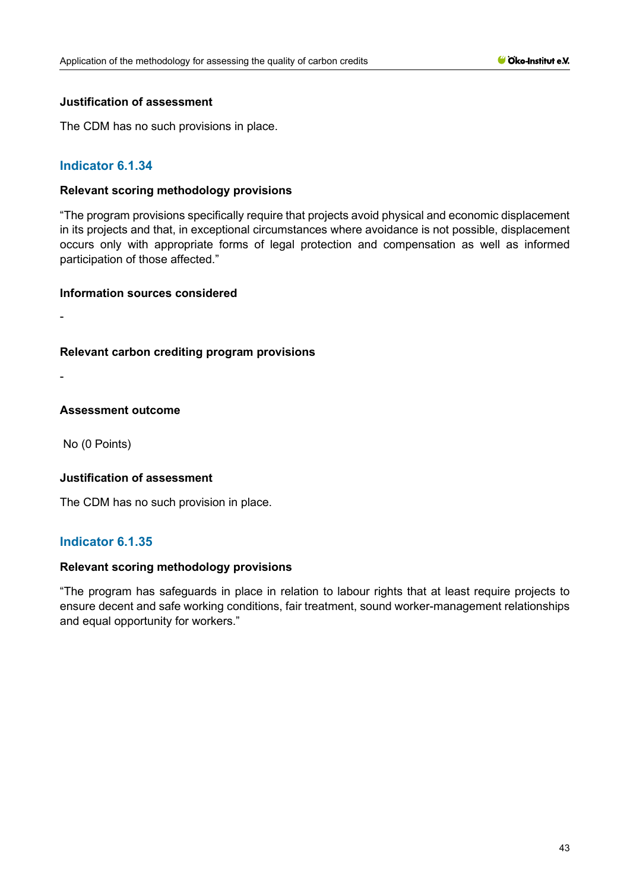#### Justification of assessment

The CDM has no such provisions in place.

### Indicator 6.1.34

#### Relevant scoring methodology provisions

"The program provisions specifically require that projects avoid physical and economic displacement in its projects and that, in exceptional circumstances where avoidance is not possible, displacement occurs only with appropriate forms of legal protection and compensation as well as informed participation of those affected."

#### Information sources considered

-

#### Relevant carbon crediting program provisions

-

#### Assessment outcome

No (0 Points)

#### Justification of assessment

The CDM has no such provision in place.

### Indicator 6.1.35

#### Relevant scoring methodology provisions

"The program has safeguards in place in relation to labour rights that at least require projects to ensure decent and safe working conditions, fair treatment, sound worker-management relationships and equal opportunity for workers."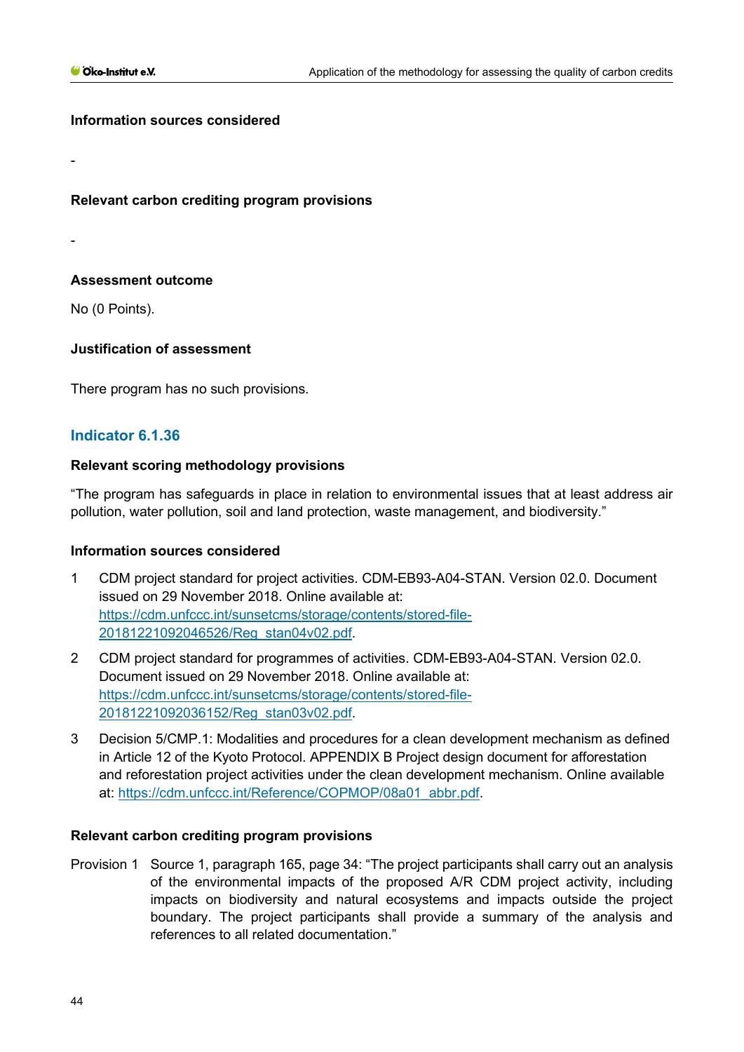**Information sources considered**

-

**Relevant carbon crediting program provisions**

-

**Assessment outcome**

No (0 Points).

**Justification of assessment**

There program has no such provisions.

## Indicator 6.1.36

**Relevant scoring methodology provisions**

"The program has safeguards in place in relation to environmental issues that at least address air pollution, water pollution, soil and land protection, waste management, and biodiversity."

**Information sources considered**

1. CDM project standard for project activities. CDM-EB93-A04-STAN. Version 02.0. Document issued on 29 November 2018. Online available at: https://cdm.unfccc.int/sunsetcms/storage/contents/stored-file-20181221092046526/Reg_stan04v02.pdf.
2. CDM project standard for programmes of activities. CDM-EB93-A04-STAN. Version 02.0. Document issued on 29 November 2018. Online available at: https://cdm.unfccc.int/sunsetcms/storage/contents/stored-file-20181221092036152/Reg_stan03v02.pdf.
3. Decision 5/CMP.1: Modalities and procedures for a clean development mechanism as defined in Article 12 of the Kyoto Protocol. APPENDIX B Project design document for afforestation and reforestation project activities under the clean development mechanism. Online available at: https://cdm.unfccc.int/Reference/COPMOP/08a01_abbr.pdf.

**Relevant carbon crediting program provisions**

Provision 1 Source 1, paragraph 165, page 34: "The project participants shall carry out an analysis of the environmental impacts of the proposed A/R CDM project activity, including impacts on biodiversity and natural ecosystems and impacts outside the project boundary. The project participants shall provide a summary of the analysis and references to all related documentation."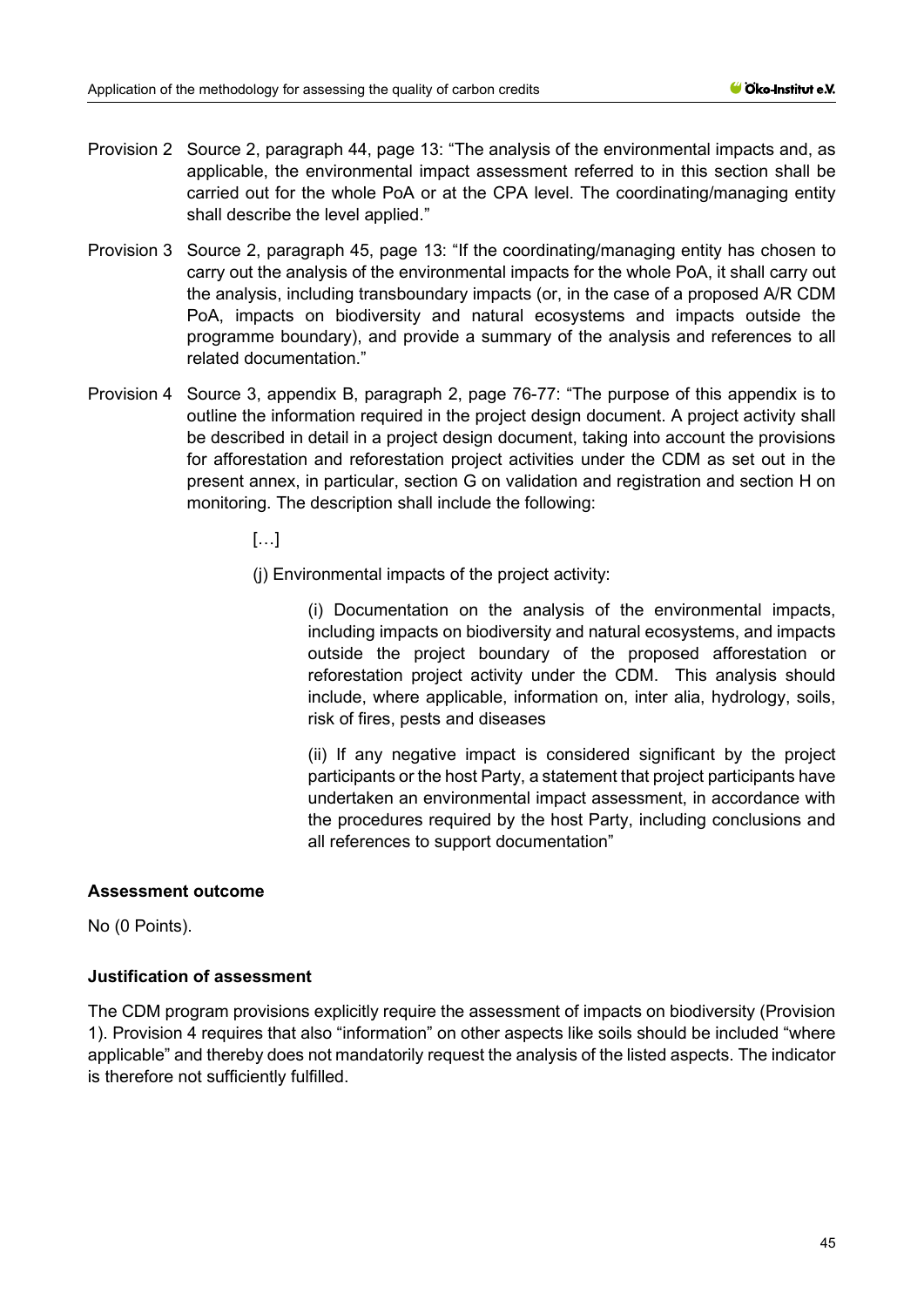Provision 2 Source 2, paragraph 44, page 13: "The analysis of the environmental impacts and, as applicable, the environmental impact assessment referred to in this section shall be carried out for the whole PoA or at the CPA level. The coordinating/managing entity shall describe the level applied."

Provision 3 Source 2, paragraph 45, page 13: "If the coordinating/managing entity has chosen to carry out the analysis of the environmental impacts for the whole PoA, it shall carry out the analysis, including transboundary impacts (or, in the case of a proposed A/R CDM PoA, impacts on biodiversity and natural ecosystems and impacts outside the programme boundary), and provide a summary of the analysis and references to all related documentation."

Provision 4 Source 3, appendix B, paragraph 2, page 76-77: "The purpose of this appendix is to outline the information required in the project design document. A project activity shall be described in detail in a project design document, taking into account the provisions for afforestation and reforestation project activities under the CDM as set out in the present annex, in particular, section G on validation and registration and section H on monitoring. The description shall include the following:

> […]
>
> (j) Environmental impacts of the project activity:
>
> > (i) Documentation on the analysis of the environmental impacts, including impacts on biodiversity and natural ecosystems, and impacts outside the project boundary of the proposed afforestation or reforestation project activity under the CDM. This analysis should include, where applicable, information on, inter alia, hydrology, soils, risk of fires, pests and diseases
> >
> > (ii) If any negative impact is considered significant by the project participants or the host Party, a statement that project participants have undertaken an environmental impact assessment, in accordance with the procedures required by the host Party, including conclusions and all references to support documentation"

**Assessment outcome**

No (0 Points).

**Justification of assessment**

The CDM program provisions explicitly require the assessment of impacts on biodiversity (Provision 1). Provision 4 requires that also "information" on other aspects like soils should be included "where applicable" and thereby does not mandatorily request the analysis of the listed aspects. The indicator is therefore not sufficiently fulfilled.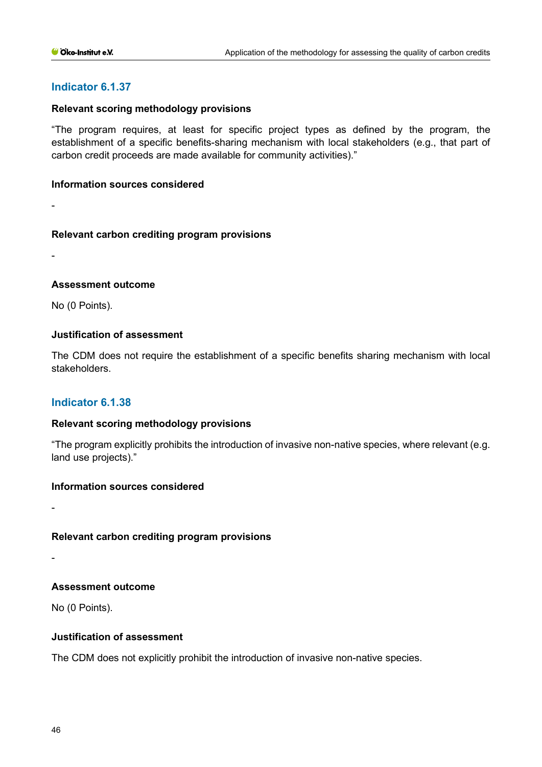## Indicator 6.1.37

**Relevant scoring methodology provisions**

"The program requires, at least for specific project types as defined by the program, the establishment of a specific benefits-sharing mechanism with local stakeholders (e.g., that part of carbon credit proceeds are made available for community activities)."

**Information sources considered**

-

**Relevant carbon crediting program provisions**

-

**Assessment outcome**

No (0 Points).

**Justification of assessment**

The CDM does not require the establishment of a specific benefits sharing mechanism with local stakeholders.

## Indicator 6.1.38

**Relevant scoring methodology provisions**

"The program explicitly prohibits the introduction of invasive non-native species, where relevant (e.g. land use projects)."

**Information sources considered**

-

**Relevant carbon crediting program provisions**

-

**Assessment outcome**

No (0 Points).

**Justification of assessment**

The CDM does not explicitly prohibit the introduction of invasive non-native species.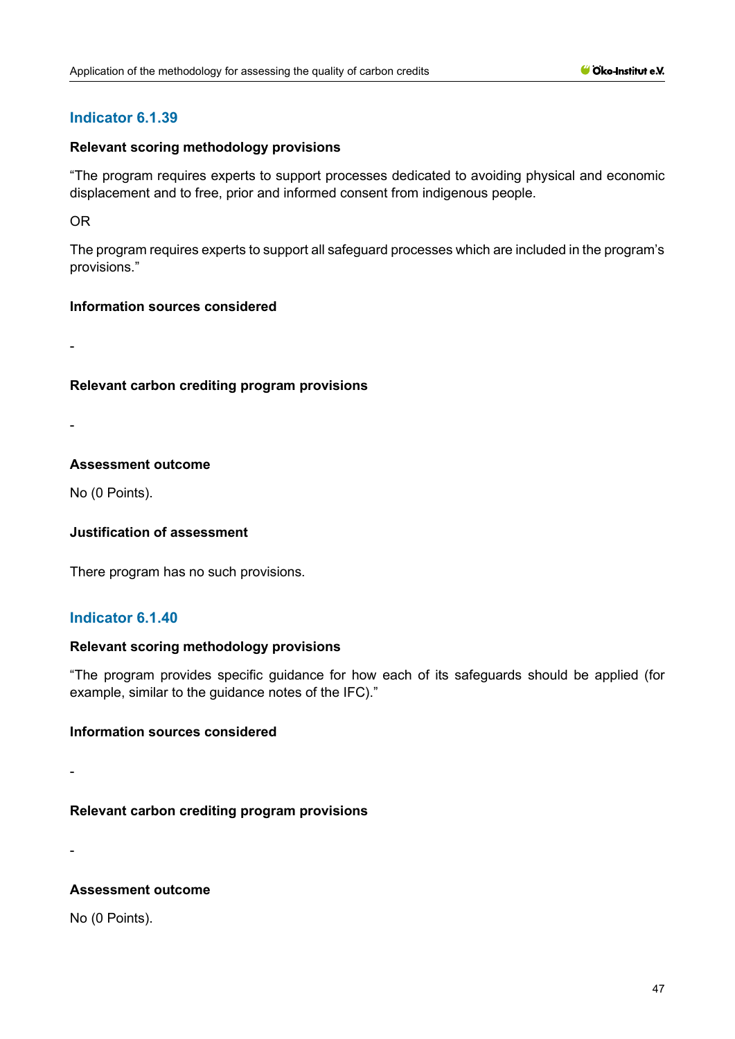## Indicator 6.1.39

**Relevant scoring methodology provisions**

"The program requires experts to support processes dedicated to avoiding physical and economic displacement and to free, prior and informed consent from indigenous people.

OR

The program requires experts to support all safeguard processes which are included in the program's provisions."

**Information sources considered**

-

**Relevant carbon crediting program provisions**

-

**Assessment outcome**

No (0 Points).

**Justification of assessment**

There program has no such provisions.

## Indicator 6.1.40

**Relevant scoring methodology provisions**

"The program provides specific guidance for how each of its safeguards should be applied (for example, similar to the guidance notes of the IFC)."

**Information sources considered**

-

**Relevant carbon crediting program provisions**

-

**Assessment outcome**

No (0 Points).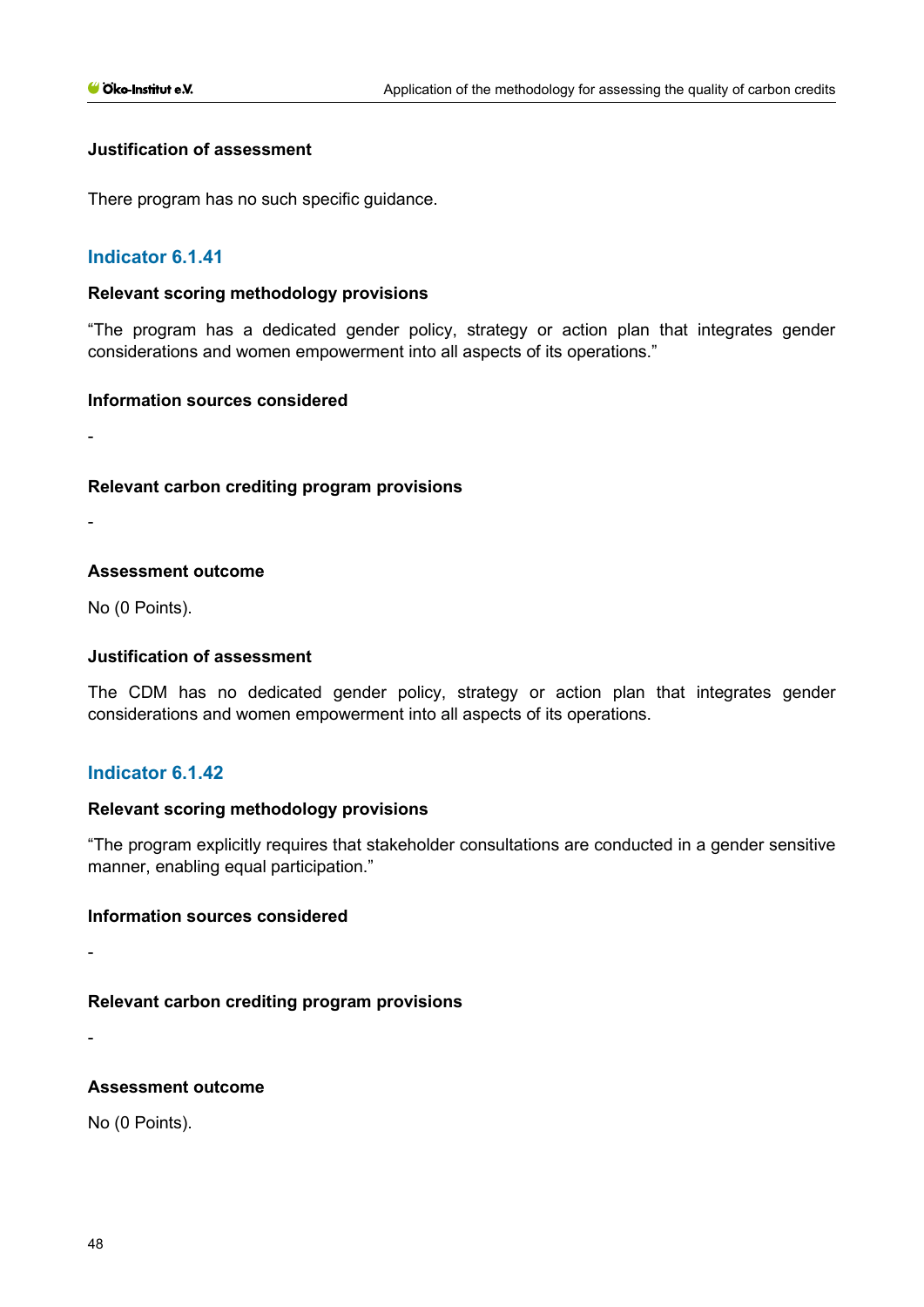#### Justification of assessment

There program has no such specific guidance.

### Indicator 6.1.41

#### Relevant scoring methodology provisions

"The program has a dedicated gender policy, strategy or action plan that integrates gender considerations and women empowerment into all aspects of its operations."

#### Information sources considered

-

#### Relevant carbon crediting program provisions

-

#### Assessment outcome

No (0 Points).

#### Justification of assessment

The CDM has no dedicated gender policy, strategy or action plan that integrates gender considerations and women empowerment into all aspects of its operations.

### Indicator 6.1.42

#### Relevant scoring methodology provisions

"The program explicitly requires that stakeholder consultations are conducted in a gender sensitive manner, enabling equal participation."

#### Information sources considered

-

#### Relevant carbon crediting program provisions

-

#### Assessment outcome

No (0 Points).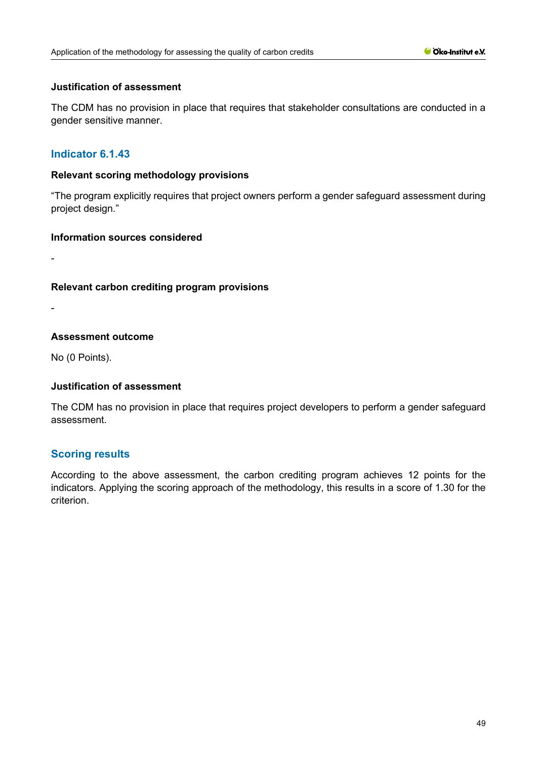#### Justification of assessment

The CDM has no provision in place that requires that stakeholder consultations are conducted in a gender sensitive manner.

### Indicator 6.1.43

#### Relevant scoring methodology provisions

"The program explicitly requires that project owners perform a gender safeguard assessment during project design."

#### Information sources considered

-

#### Relevant carbon crediting program provisions

-

#### Assessment outcome

No (0 Points).

#### Justification of assessment

The CDM has no provision in place that requires project developers to perform a gender safeguard assessment.

### Scoring results

According to the above assessment, the carbon crediting program achieves 12 points for the indicators. Applying the scoring approach of the methodology, this results in a score of 1.30 for the criterion.